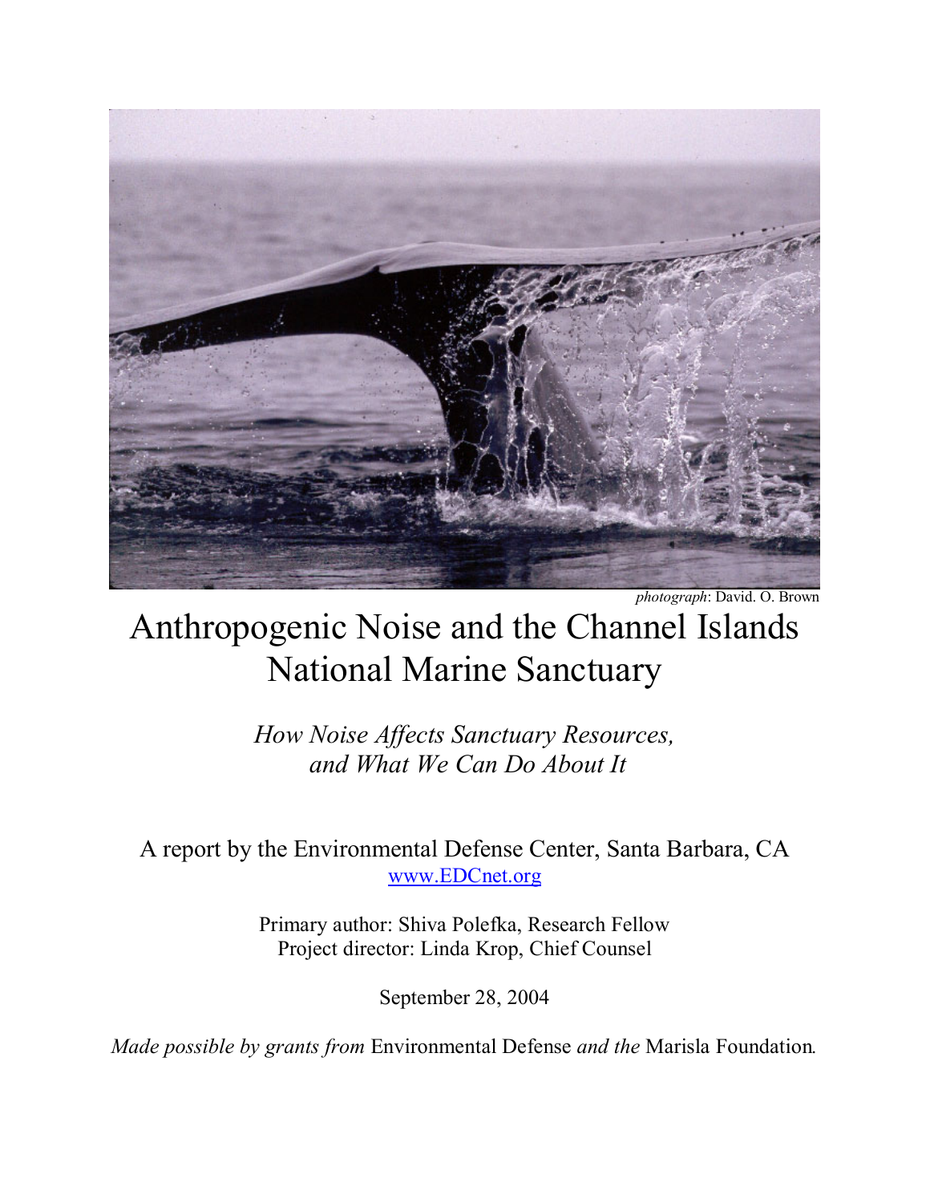*photograph*: David. O. Brown

# Anthropogenic Noise and the Channel Islands National Marine Sanctuary

*How Noise Affects Sanctuary Resources, and What We Can Do About It*

A report by the Environmental Defense Center, Santa Barbara, CA
[www.EDCnet.org](http://www.EDCnet.org)

Primary author: Shiva Polefka, Research Fellow
Project director: Linda Krop, Chief Counsel

September 28, 2004

*Made possible by grants from* Environmental Defense *and the* Marisla Foundation.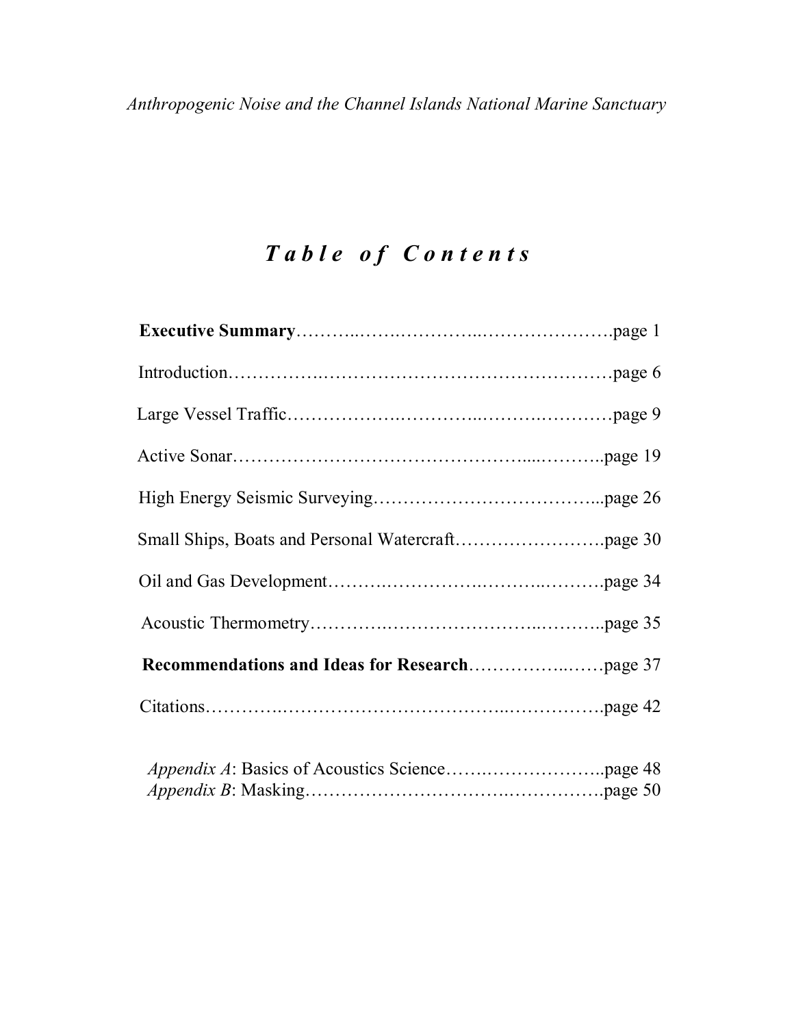# *Table of Contents*

**Executive Summary**……………………………………………………….page 1

Introduction……………………………………………………………….page 6

Large Vessel Traffic………………………………………………………page 9

Active Sonar………………………………………………………………..page 19

High Energy Seismic Surveying…………………………………………...page 26

Small Ships, Boats and Personal Watercraft…………………………….page 30

Oil and Gas Development…………………………………………………page 34

Acoustic Thermometry………………………………………………………..page 35

**Recommendations and Ideas for Research**……………………page 37

Citations……………………………………………………………………….page 42

*Appendix A*: Basics of Acoustics Science……………………………..page 48
*Appendix B*: Masking…………………………………………………….page 50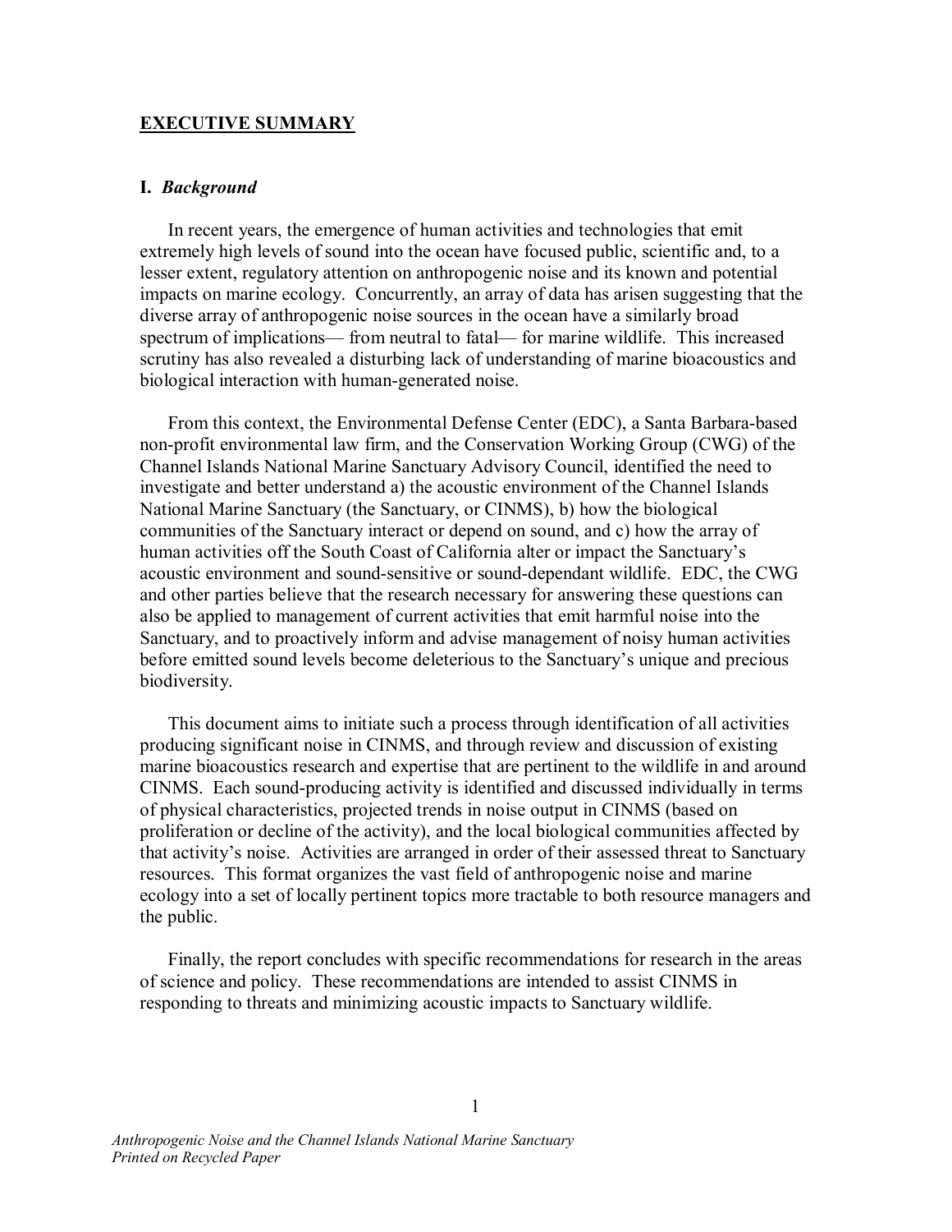## EXECUTIVE SUMMARY

### I. *Background*

In recent years, the emergence of human activities and technologies that emit extremely high levels of sound into the ocean have focused public, scientific and, to a lesser extent, regulatory attention on anthropogenic noise and its known and potential impacts on marine ecology. Concurrently, an array of data has arisen suggesting that the diverse array of anthropogenic noise sources in the ocean have a similarly broad spectrum of implications— from neutral to fatal— for marine wildlife. This increased scrutiny has also revealed a disturbing lack of understanding of marine bioacoustics and biological interaction with human-generated noise.

From this context, the Environmental Defense Center (EDC), a Santa Barbara-based non-profit environmental law firm, and the Conservation Working Group (CWG) of the Channel Islands National Marine Sanctuary Advisory Council, identified the need to investigate and better understand a) the acoustic environment of the Channel Islands National Marine Sanctuary (the Sanctuary, or CINMS), b) how the biological communities of the Sanctuary interact or depend on sound, and c) how the array of human activities off the South Coast of California alter or impact the Sanctuary's acoustic environment and sound-sensitive or sound-dependant wildlife. EDC, the CWG and other parties believe that the research necessary for answering these questions can also be applied to management of current activities that emit harmful noise into the Sanctuary, and to proactively inform and advise management of noisy human activities before emitted sound levels become deleterious to the Sanctuary's unique and precious biodiversity.

This document aims to initiate such a process through identification of all activities producing significant noise in CINMS, and through review and discussion of existing marine bioacoustics research and expertise that are pertinent to the wildlife in and around CINMS. Each sound-producing activity is identified and discussed individually in terms of physical characteristics, projected trends in noise output in CINMS (based on proliferation or decline of the activity), and the local biological communities affected by that activity's noise. Activities are arranged in order of their assessed threat to Sanctuary resources. This format organizes the vast field of anthropogenic noise and marine ecology into a set of locally pertinent topics more tractable to both resource managers and the public.

Finally, the report concludes with specific recommendations for research in the areas of science and policy. These recommendations are intended to assist CINMS in responding to threats and minimizing acoustic impacts to Sanctuary wildlife.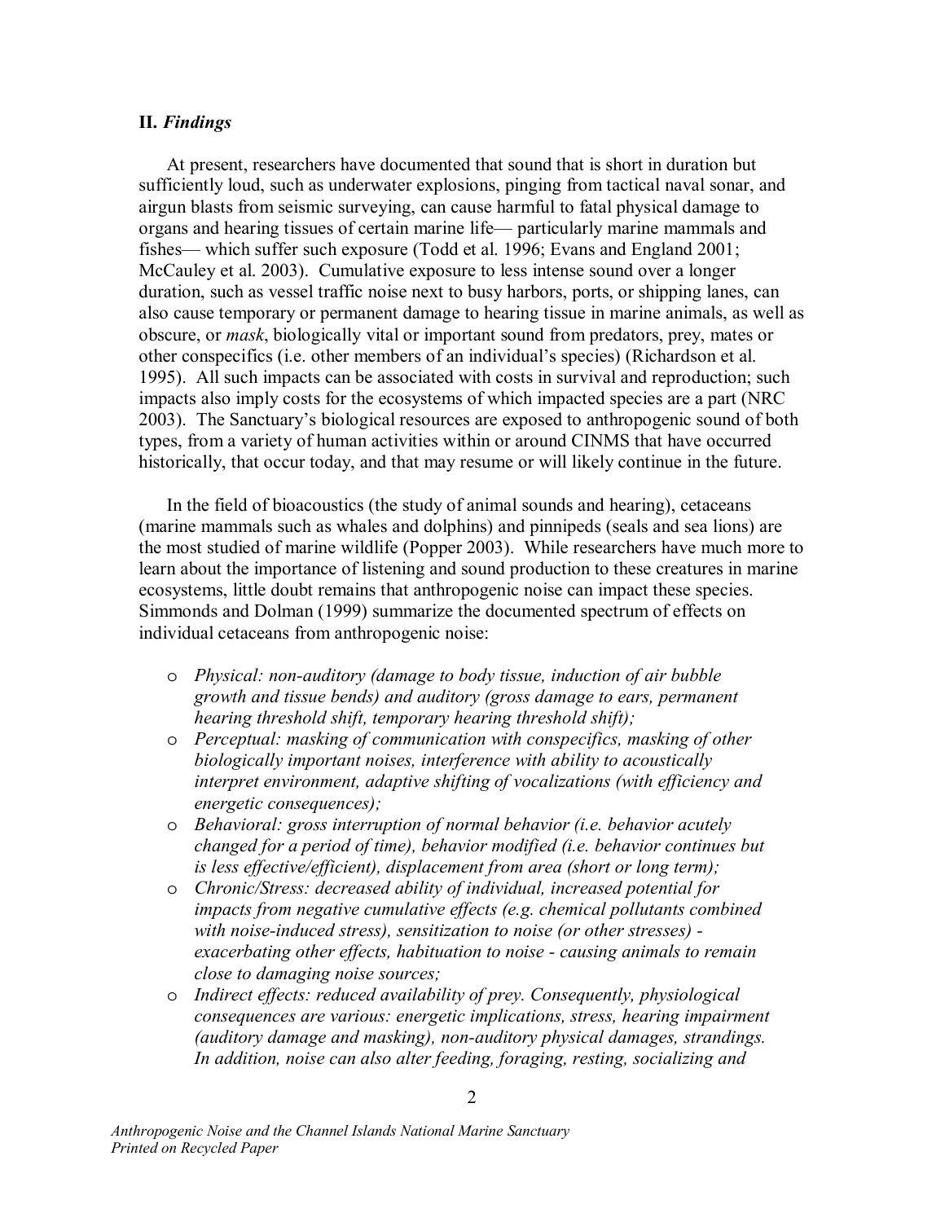## II. *Findings*

At present, researchers have documented that sound that is short in duration but sufficiently loud, such as underwater explosions, pinging from tactical naval sonar, and airgun blasts from seismic surveying, can cause harmful to fatal physical damage to organs and hearing tissues of certain marine life— particularly marine mammals and fishes— which suffer such exposure (Todd et al. 1996; Evans and England 2001; McCauley et al. 2003). Cumulative exposure to less intense sound over a longer duration, such as vessel traffic noise next to busy harbors, ports, or shipping lanes, can also cause temporary or permanent damage to hearing tissue in marine animals, as well as obscure, or *mask*, biologically vital or important sound from predators, prey, mates or other conspecifics (i.e. other members of an individual's species) (Richardson et al. 1995). All such impacts can be associated with costs in survival and reproduction; such impacts also imply costs for the ecosystems of which impacted species are a part (NRC 2003). The Sanctuary's biological resources are exposed to anthropogenic sound of both types, from a variety of human activities within or around CINMS that have occurred historically, that occur today, and that may resume or will likely continue in the future.

In the field of bioacoustics (the study of animal sounds and hearing), cetaceans (marine mammals such as whales and dolphins) and pinnipeds (seals and sea lions) are the most studied of marine wildlife (Popper 2003). While researchers have much more to learn about the importance of listening and sound production to these creatures in marine ecosystems, little doubt remains that anthropogenic noise can impact these species. Simmonds and Dolman (1999) summarize the documented spectrum of effects on individual cetaceans from anthropogenic noise:

- *Physical: non-auditory (damage to body tissue, induction of air bubble growth and tissue bends) and auditory (gross damage to ears, permanent hearing threshold shift, temporary hearing threshold shift);*
- *Perceptual: masking of communication with conspecifics, masking of other biologically important noises, interference with ability to acoustically interpret environment, adaptive shifting of vocalizations (with efficiency and energetic consequences);*
- *Behavioral: gross interruption of normal behavior (i.e. behavior acutely changed for a period of time), behavior modified (i.e. behavior continues but is less effective/efficient), displacement from area (short or long term);*
- *Chronic/Stress: decreased ability of individual, increased potential for impacts from negative cumulative effects (e.g. chemical pollutants combined with noise-induced stress), sensitization to noise (or other stresses) - exacerbating other effects, habituation to noise - causing animals to remain close to damaging noise sources;*
- *Indirect effects: reduced availability of prey. Consequently, physiological consequences are various: energetic implications, stress, hearing impairment (auditory damage and masking), non-auditory physical damages, strandings. In addition, noise can also alter feeding, foraging, resting, socializing and*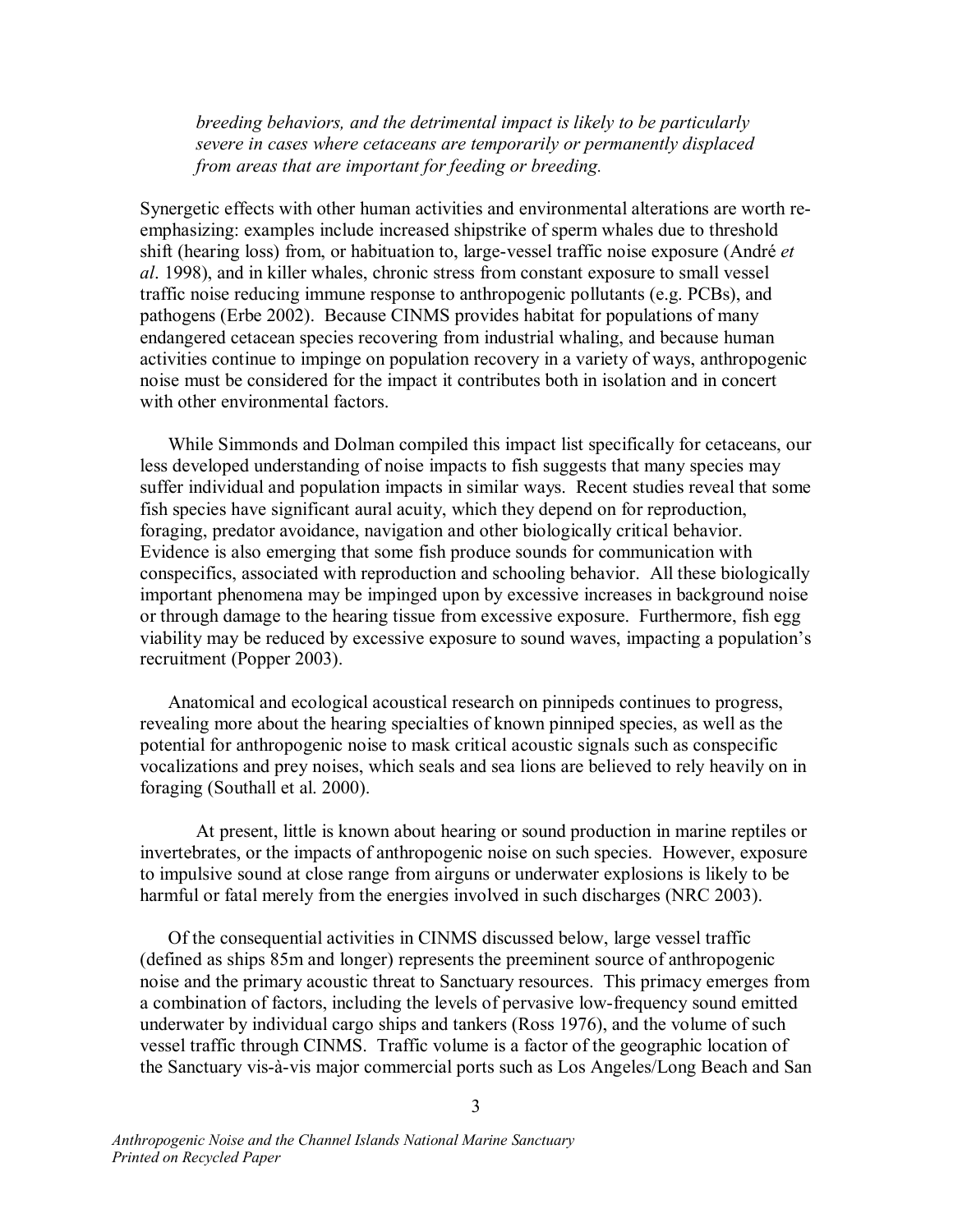*breeding behaviors, and the detrimental impact is likely to be particularly severe in cases where cetaceans are temporarily or permanently displaced from areas that are important for feeding or breeding.*

Synergetic effects with other human activities and environmental alterations are worth re-emphasizing: examples include increased shipstrike of sperm whales due to threshold shift (hearing loss) from, or habituation to, large-vessel traffic noise exposure (André *et al*. 1998), and in killer whales, chronic stress from constant exposure to small vessel traffic noise reducing immune response to anthropogenic pollutants (e.g. PCBs), and pathogens (Erbe 2002). Because CINMS provides habitat for populations of many endangered cetacean species recovering from industrial whaling, and because human activities continue to impinge on population recovery in a variety of ways, anthropogenic noise must be considered for the impact it contributes both in isolation and in concert with other environmental factors.

While Simmonds and Dolman compiled this impact list specifically for cetaceans, our less developed understanding of noise impacts to fish suggests that many species may suffer individual and population impacts in similar ways. Recent studies reveal that some fish species have significant aural acuity, which they depend on for reproduction, foraging, predator avoidance, navigation and other biologically critical behavior. Evidence is also emerging that some fish produce sounds for communication with conspecifics, associated with reproduction and schooling behavior. All these biologically important phenomena may be impinged upon by excessive increases in background noise or through damage to the hearing tissue from excessive exposure. Furthermore, fish egg viability may be reduced by excessive exposure to sound waves, impacting a population's recruitment (Popper 2003).

Anatomical and ecological acoustical research on pinnipeds continues to progress, revealing more about the hearing specialties of known pinniped species, as well as the potential for anthropogenic noise to mask critical acoustic signals such as conspecific vocalizations and prey noises, which seals and sea lions are believed to rely heavily on in foraging (Southall et al. 2000).

At present, little is known about hearing or sound production in marine reptiles or invertebrates, or the impacts of anthropogenic noise on such species. However, exposure to impulsive sound at close range from airguns or underwater explosions is likely to be harmful or fatal merely from the energies involved in such discharges (NRC 2003).

Of the consequential activities in CINMS discussed below, large vessel traffic (defined as ships 85m and longer) represents the preeminent source of anthropogenic noise and the primary acoustic threat to Sanctuary resources. This primacy emerges from a combination of factors, including the levels of pervasive low-frequency sound emitted underwater by individual cargo ships and tankers (Ross 1976), and the volume of such vessel traffic through CINMS. Traffic volume is a factor of the geographic location of the Sanctuary vis-à-vis major commercial ports such as Los Angeles/Long Beach and San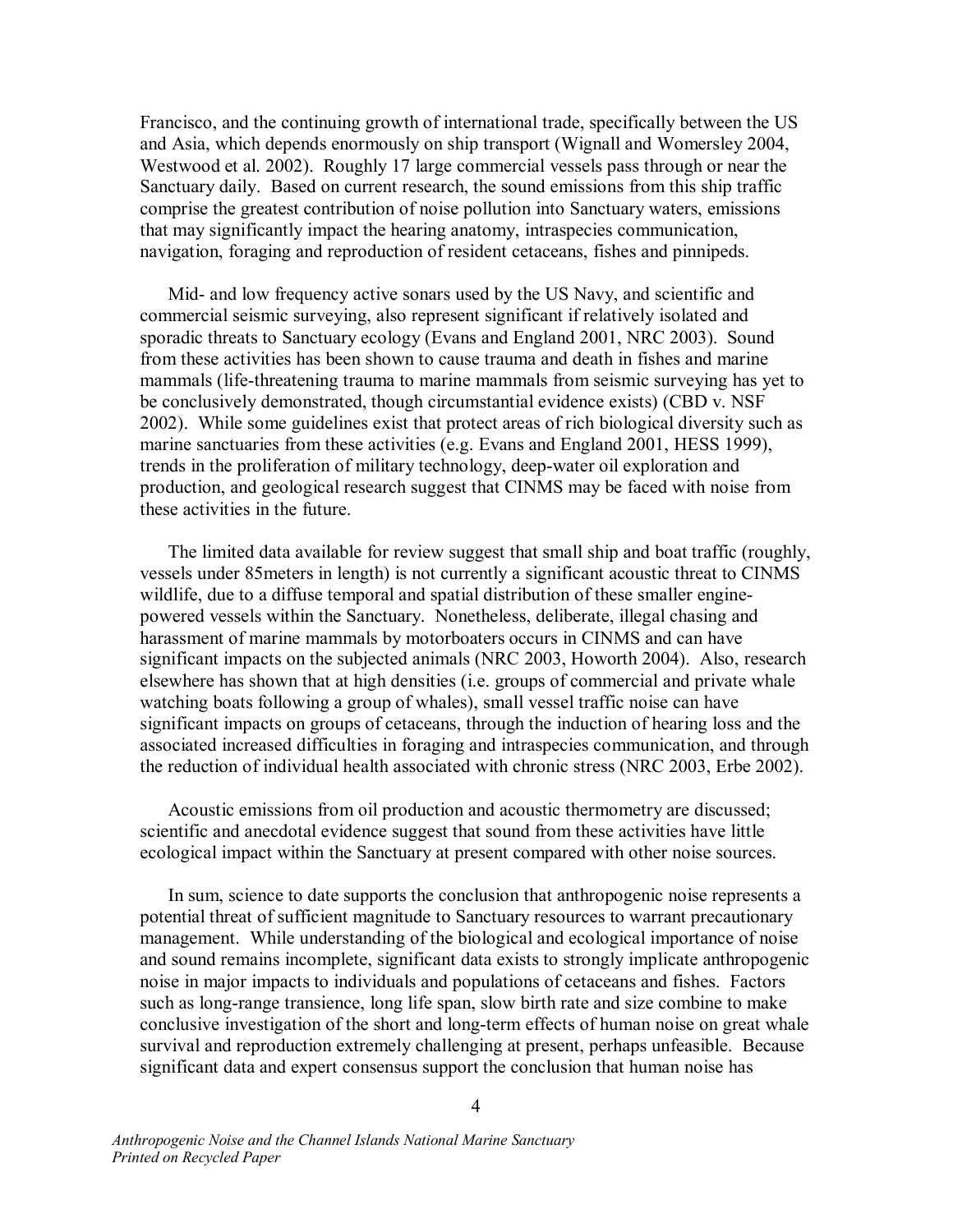Francisco, and the continuing growth of international trade, specifically between the US and Asia, which depends enormously on ship transport (Wignall and Womersley 2004, Westwood et al. 2002). Roughly 17 large commercial vessels pass through or near the Sanctuary daily. Based on current research, the sound emissions from this ship traffic comprise the greatest contribution of noise pollution into Sanctuary waters, emissions that may significantly impact the hearing anatomy, intraspecies communication, navigation, foraging and reproduction of resident cetaceans, fishes and pinnipeds.

Mid- and low frequency active sonars used by the US Navy, and scientific and commercial seismic surveying, also represent significant if relatively isolated and sporadic threats to Sanctuary ecology (Evans and England 2001, NRC 2003). Sound from these activities has been shown to cause trauma and death in fishes and marine mammals (life-threatening trauma to marine mammals from seismic surveying has yet to be conclusively demonstrated, though circumstantial evidence exists) (CBD v. NSF 2002). While some guidelines exist that protect areas of rich biological diversity such as marine sanctuaries from these activities (e.g. Evans and England 2001, HESS 1999), trends in the proliferation of military technology, deep-water oil exploration and production, and geological research suggest that CINMS may be faced with noise from these activities in the future.

The limited data available for review suggest that small ship and boat traffic (roughly, vessels under 85meters in length) is not currently a significant acoustic threat to CINMS wildlife, due to a diffuse temporal and spatial distribution of these smaller engine-powered vessels within the Sanctuary. Nonetheless, deliberate, illegal chasing and harassment of marine mammals by motorboaters occurs in CINMS and can have significant impacts on the subjected animals (NRC 2003, Howorth 2004). Also, research elsewhere has shown that at high densities (i.e. groups of commercial and private whale watching boats following a group of whales), small vessel traffic noise can have significant impacts on groups of cetaceans, through the induction of hearing loss and the associated increased difficulties in foraging and intraspecies communication, and through the reduction of individual health associated with chronic stress (NRC 2003, Erbe 2002).

Acoustic emissions from oil production and acoustic thermometry are discussed; scientific and anecdotal evidence suggest that sound from these activities have little ecological impact within the Sanctuary at present compared with other noise sources.

In sum, science to date supports the conclusion that anthropogenic noise represents a potential threat of sufficient magnitude to Sanctuary resources to warrant precautionary management. While understanding of the biological and ecological importance of noise and sound remains incomplete, significant data exists to strongly implicate anthropogenic noise in major impacts to individuals and populations of cetaceans and fishes. Factors such as long-range transience, long life span, slow birth rate and size combine to make conclusive investigation of the short and long-term effects of human noise on great whale survival and reproduction extremely challenging at present, perhaps unfeasible. Because significant data and expert consensus support the conclusion that human noise has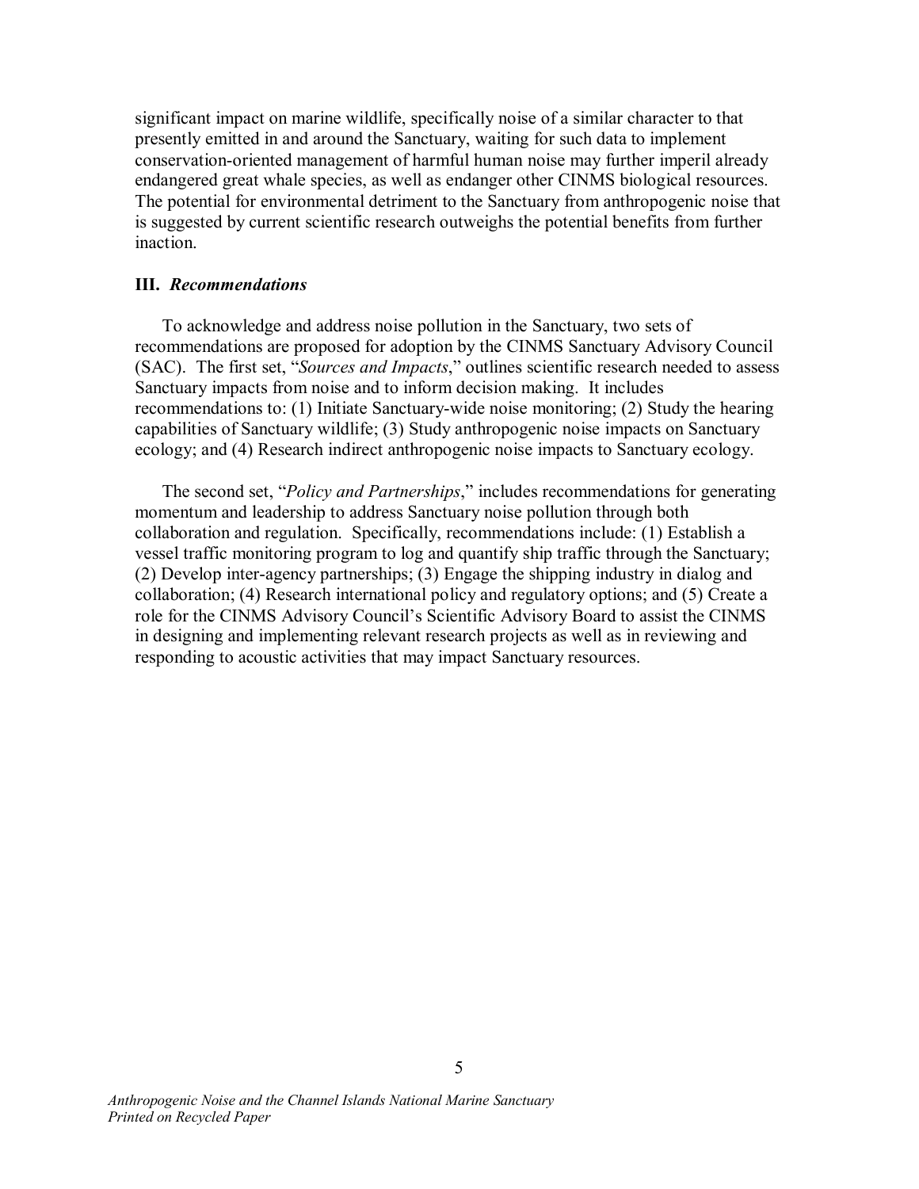significant impact on marine wildlife, specifically noise of a similar character to that presently emitted in and around the Sanctuary, waiting for such data to implement conservation-oriented management of harmful human noise may further imperil already endangered great whale species, as well as endanger other CINMS biological resources. The potential for environmental detriment to the Sanctuary from anthropogenic noise that is suggested by current scientific research outweighs the potential benefits from further inaction.

### III. *Recommendations*

To acknowledge and address noise pollution in the Sanctuary, two sets of recommendations are proposed for adoption by the CINMS Sanctuary Advisory Council (SAC). The first set, "*Sources and Impacts*," outlines scientific research needed to assess Sanctuary impacts from noise and to inform decision making. It includes recommendations to: (1) Initiate Sanctuary-wide noise monitoring; (2) Study the hearing capabilities of Sanctuary wildlife; (3) Study anthropogenic noise impacts on Sanctuary ecology; and (4) Research indirect anthropogenic noise impacts to Sanctuary ecology.

The second set, "*Policy and Partnerships*," includes recommendations for generating momentum and leadership to address Sanctuary noise pollution through both collaboration and regulation. Specifically, recommendations include: (1) Establish a vessel traffic monitoring program to log and quantify ship traffic through the Sanctuary; (2) Develop inter-agency partnerships; (3) Engage the shipping industry in dialog and collaboration; (4) Research international policy and regulatory options; and (5) Create a role for the CINMS Advisory Council's Scientific Advisory Board to assist the CINMS in designing and implementing relevant research projects as well as in reviewing and responding to acoustic activities that may impact Sanctuary resources.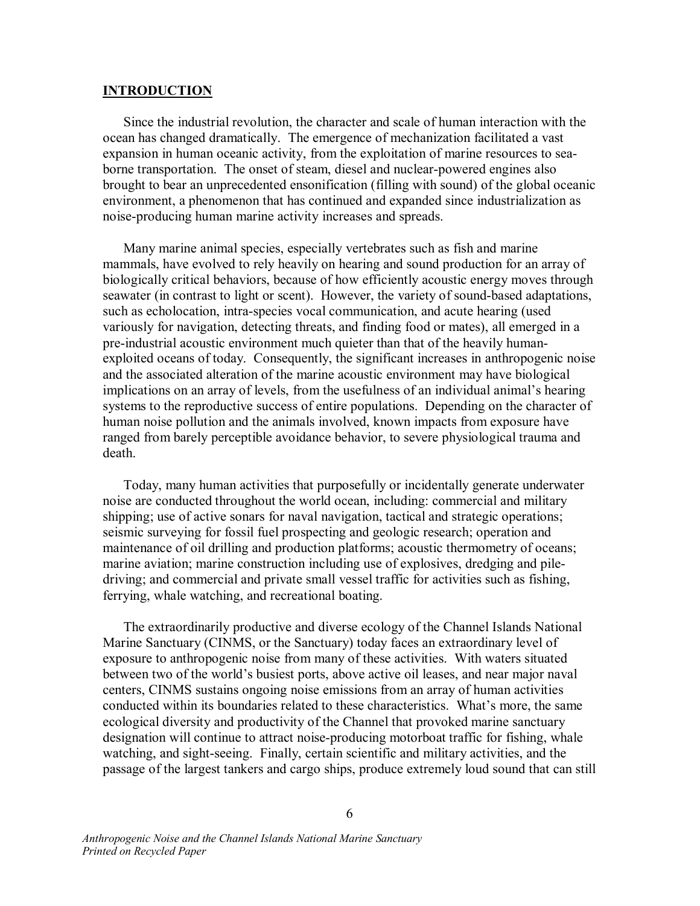## INTRODUCTION

Since the industrial revolution, the character and scale of human interaction with the ocean has changed dramatically. The emergence of mechanization facilitated a vast expansion in human oceanic activity, from the exploitation of marine resources to sea-borne transportation. The onset of steam, diesel and nuclear-powered engines also brought to bear an unprecedented ensonification (filling with sound) of the global oceanic environment, a phenomenon that has continued and expanded since industrialization as noise-producing human marine activity increases and spreads.

Many marine animal species, especially vertebrates such as fish and marine mammals, have evolved to rely heavily on hearing and sound production for an array of biologically critical behaviors, because of how efficiently acoustic energy moves through seawater (in contrast to light or scent). However, the variety of sound-based adaptations, such as echolocation, intra-species vocal communication, and acute hearing (used variously for navigation, detecting threats, and finding food or mates), all emerged in a pre-industrial acoustic environment much quieter than that of the heavily human-exploited oceans of today. Consequently, the significant increases in anthropogenic noise and the associated alteration of the marine acoustic environment may have biological implications on an array of levels, from the usefulness of an individual animal's hearing systems to the reproductive success of entire populations. Depending on the character of human noise pollution and the animals involved, known impacts from exposure have ranged from barely perceptible avoidance behavior, to severe physiological trauma and death.

Today, many human activities that purposefully or incidentally generate underwater noise are conducted throughout the world ocean, including: commercial and military shipping; use of active sonars for naval navigation, tactical and strategic operations; seismic surveying for fossil fuel prospecting and geologic research; operation and maintenance of oil drilling and production platforms; acoustic thermometry of oceans; marine aviation; marine construction including use of explosives, dredging and pile-driving; and commercial and private small vessel traffic for activities such as fishing, ferrying, whale watching, and recreational boating.

The extraordinarily productive and diverse ecology of the Channel Islands National Marine Sanctuary (CINMS, or the Sanctuary) today faces an extraordinary level of exposure to anthropogenic noise from many of these activities. With waters situated between two of the world's busiest ports, above active oil leases, and near major naval centers, CINMS sustains ongoing noise emissions from an array of human activities conducted within its boundaries related to these characteristics. What's more, the same ecological diversity and productivity of the Channel that provoked marine sanctuary designation will continue to attract noise-producing motorboat traffic for fishing, whale watching, and sight-seeing. Finally, certain scientific and military activities, and the passage of the largest tankers and cargo ships, produce extremely loud sound that can still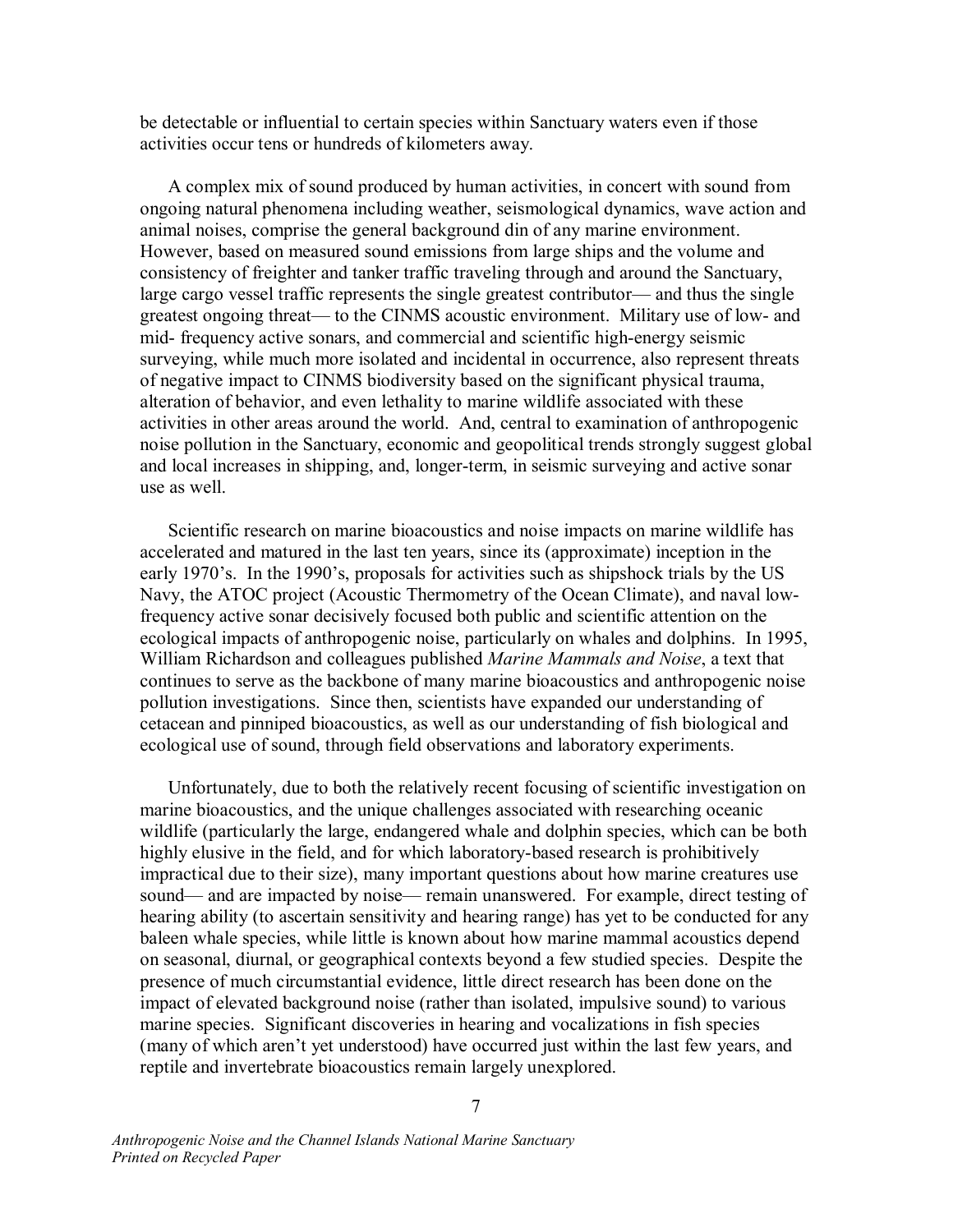be detectable or influential to certain species within Sanctuary waters even if those activities occur tens or hundreds of kilometers away.

A complex mix of sound produced by human activities, in concert with sound from ongoing natural phenomena including weather, seismological dynamics, wave action and animal noises, comprise the general background din of any marine environment. However, based on measured sound emissions from large ships and the volume and consistency of freighter and tanker traffic traveling through and around the Sanctuary, large cargo vessel traffic represents the single greatest contributor— and thus the single greatest ongoing threat— to the CINMS acoustic environment. Military use of low- and mid- frequency active sonars, and commercial and scientific high-energy seismic surveying, while much more isolated and incidental in occurrence, also represent threats of negative impact to CINMS biodiversity based on the significant physical trauma, alteration of behavior, and even lethality to marine wildlife associated with these activities in other areas around the world. And, central to examination of anthropogenic noise pollution in the Sanctuary, economic and geopolitical trends strongly suggest global and local increases in shipping, and, longer-term, in seismic surveying and active sonar use as well.

Scientific research on marine bioacoustics and noise impacts on marine wildlife has accelerated and matured in the last ten years, since its (approximate) inception in the early 1970's. In the 1990's, proposals for activities such as shipshock trials by the US Navy, the ATOC project (Acoustic Thermometry of the Ocean Climate), and naval low-frequency active sonar decisively focused both public and scientific attention on the ecological impacts of anthropogenic noise, particularly on whales and dolphins. In 1995, William Richardson and colleagues published *Marine Mammals and Noise*, a text that continues to serve as the backbone of many marine bioacoustics and anthropogenic noise pollution investigations. Since then, scientists have expanded our understanding of cetacean and pinniped bioacoustics, as well as our understanding of fish biological and ecological use of sound, through field observations and laboratory experiments.

Unfortunately, due to both the relatively recent focusing of scientific investigation on marine bioacoustics, and the unique challenges associated with researching oceanic wildlife (particularly the large, endangered whale and dolphin species, which can be both highly elusive in the field, and for which laboratory-based research is prohibitively impractical due to their size), many important questions about how marine creatures use sound— and are impacted by noise— remain unanswered. For example, direct testing of hearing ability (to ascertain sensitivity and hearing range) has yet to be conducted for any baleen whale species, while little is known about how marine mammal acoustics depend on seasonal, diurnal, or geographical contexts beyond a few studied species. Despite the presence of much circumstantial evidence, little direct research has been done on the impact of elevated background noise (rather than isolated, impulsive sound) to various marine species. Significant discoveries in hearing and vocalizations in fish species (many of which aren't yet understood) have occurred just within the last few years, and reptile and invertebrate bioacoustics remain largely unexplored.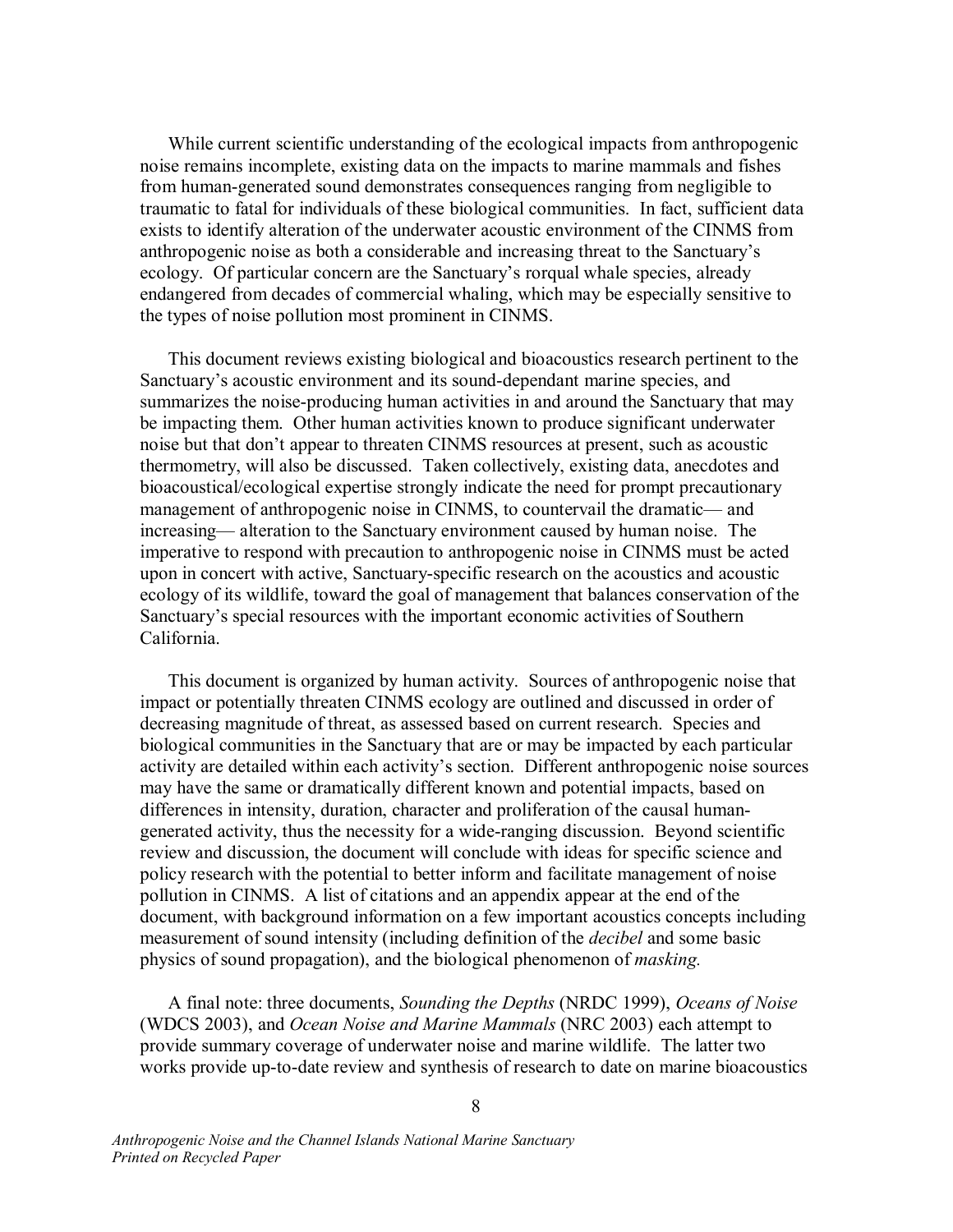While current scientific understanding of the ecological impacts from anthropogenic noise remains incomplete, existing data on the impacts to marine mammals and fishes from human-generated sound demonstrates consequences ranging from negligible to traumatic to fatal for individuals of these biological communities. In fact, sufficient data exists to identify alteration of the underwater acoustic environment of the CINMS from anthropogenic noise as both a considerable and increasing threat to the Sanctuary's ecology. Of particular concern are the Sanctuary's rorqual whale species, already endangered from decades of commercial whaling, which may be especially sensitive to the types of noise pollution most prominent in CINMS.

This document reviews existing biological and bioacoustics research pertinent to the Sanctuary's acoustic environment and its sound-dependant marine species, and summarizes the noise-producing human activities in and around the Sanctuary that may be impacting them. Other human activities known to produce significant underwater noise but that don't appear to threaten CINMS resources at present, such as acoustic thermometry, will also be discussed. Taken collectively, existing data, anecdotes and bioacoustical/ecological expertise strongly indicate the need for prompt precautionary management of anthropogenic noise in CINMS, to countervail the dramatic— and increasing— alteration to the Sanctuary environment caused by human noise. The imperative to respond with precaution to anthropogenic noise in CINMS must be acted upon in concert with active, Sanctuary-specific research on the acoustics and acoustic ecology of its wildlife, toward the goal of management that balances conservation of the Sanctuary's special resources with the important economic activities of Southern California.

This document is organized by human activity. Sources of anthropogenic noise that impact or potentially threaten CINMS ecology are outlined and discussed in order of decreasing magnitude of threat, as assessed based on current research. Species and biological communities in the Sanctuary that are or may be impacted by each particular activity are detailed within each activity's section. Different anthropogenic noise sources may have the same or dramatically different known and potential impacts, based on differences in intensity, duration, character and proliferation of the causal human-generated activity, thus the necessity for a wide-ranging discussion. Beyond scientific review and discussion, the document will conclude with ideas for specific science and policy research with the potential to better inform and facilitate management of noise pollution in CINMS. A list of citations and an appendix appear at the end of the document, with background information on a few important acoustics concepts including measurement of sound intensity (including definition of the *decibel* and some basic physics of sound propagation), and the biological phenomenon of *masking*.

A final note: three documents, *Sounding the Depths* (NRDC 1999), *Oceans of Noise* (WDCS 2003), and *Ocean Noise and Marine Mammals* (NRC 2003) each attempt to provide summary coverage of underwater noise and marine wildlife. The latter two works provide up-to-date review and synthesis of research to date on marine bioacoustics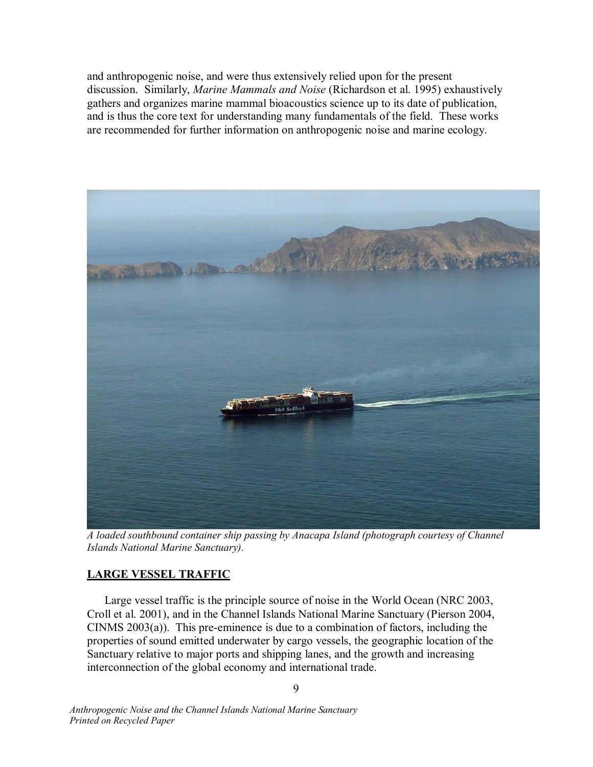and anthropogenic noise, and were thus extensively relied upon for the present discussion. Similarly, *Marine Mammals and Noise* (Richardson et al. 1995) exhaustively gathers and organizes marine mammal bioacoustics science up to its date of publication, and is thus the core text for understanding many fundamentals of the field. These works are recommended for further information on anthropogenic noise and marine ecology.

*A loaded southbound container ship passing by Anacapa Island (photograph courtesy of Channel Islands National Marine Sanctuary).*

## LARGE VESSEL TRAFFIC

Large vessel traffic is the principle source of noise in the World Ocean (NRC 2003, Croll et al. 2001), and in the Channel Islands National Marine Sanctuary (Pierson 2004, CINMS 2003(a)). This pre-eminence is due to a combination of factors, including the properties of sound emitted underwater by cargo vessels, the geographic location of the Sanctuary relative to major ports and shipping lanes, and the growth and increasing interconnection of the global economy and international trade.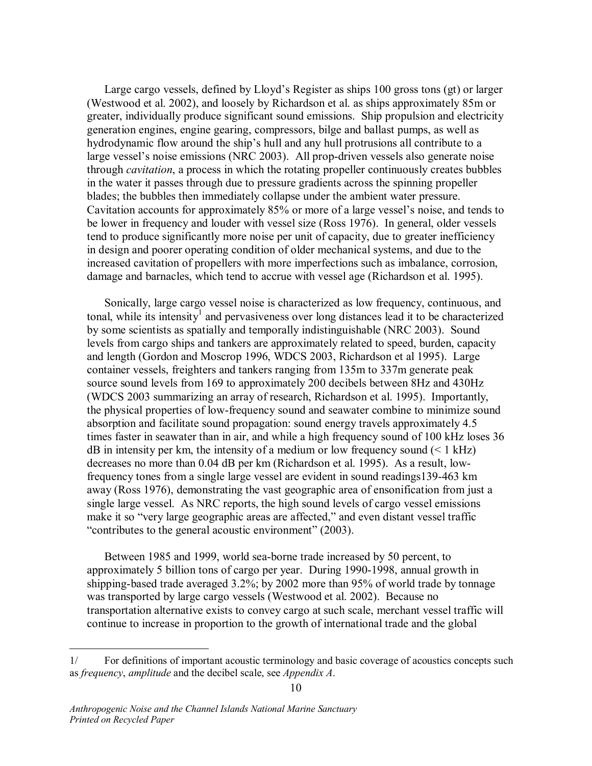Large cargo vessels, defined by Lloyd's Register as ships 100 gross tons (gt) or larger (Westwood et al. 2002), and loosely by Richardson et al. as ships approximately 85m or greater, individually produce significant sound emissions. Ship propulsion and electricity generation engines, engine gearing, compressors, bilge and ballast pumps, as well as hydrodynamic flow around the ship's hull and any hull protrusions all contribute to a large vessel's noise emissions (NRC 2003). All prop-driven vessels also generate noise through *cavitation*, a process in which the rotating propeller continuously creates bubbles in the water it passes through due to pressure gradients across the spinning propeller blades; the bubbles then immediately collapse under the ambient water pressure. Cavitation accounts for approximately 85% or more of a large vessel's noise, and tends to be lower in frequency and louder with vessel size (Ross 1976). In general, older vessels tend to produce significantly more noise per unit of capacity, due to greater inefficiency in design and poorer operating condition of older mechanical systems, and due to the increased cavitation of propellers with more imperfections such as imbalance, corrosion, damage and barnacles, which tend to accrue with vessel age (Richardson et al. 1995).

Sonically, large cargo vessel noise is characterized as low frequency, continuous, and tonal, while its intensity[1] and pervasiveness over long distances lead it to be characterized by some scientists as spatially and temporally indistinguishable (NRC 2003). Sound levels from cargo ships and tankers are approximately related to speed, burden, capacity and length (Gordon and Moscrop 1996, WDCS 2003, Richardson et al 1995). Large container vessels, freighters and tankers ranging from 135m to 337m generate peak source sound levels from 169 to approximately 200 decibels between 8Hz and 430Hz (WDCS 2003 summarizing an array of research, Richardson et al. 1995). Importantly, the physical properties of low-frequency sound and seawater combine to minimize sound absorption and facilitate sound propagation: sound energy travels approximately 4.5 times faster in seawater than in air, and while a high frequency sound of 100 kHz loses 36 dB in intensity per km, the intensity of a medium or low frequency sound (< 1 kHz) decreases no more than 0.04 dB per km (Richardson et al. 1995). As a result, low-frequency tones from a single large vessel are evident in sound readings139-463 km away (Ross 1976), demonstrating the vast geographic area of ensonification from just a single large vessel. As NRC reports, the high sound levels of cargo vessel emissions make it so "very large geographic areas are affected," and even distant vessel traffic "contributes to the general acoustic environment" (2003).

Between 1985 and 1999, world sea-borne trade increased by 50 percent, to approximately 5 billion tons of cargo per year. During 1990-1998, annual growth in shipping-based trade averaged 3.2%; by 2002 more than 95% of world trade by tonnage was transported by large cargo vessels (Westwood et al. 2002). Because no transportation alternative exists to convey cargo at such scale, merchant vessel traffic will continue to increase in proportion to the growth of international trade and the global

---

1/ For definitions of important acoustic terminology and basic coverage of acoustics concepts such as *frequency*, *amplitude* and the decibel scale, see *Appendix A*.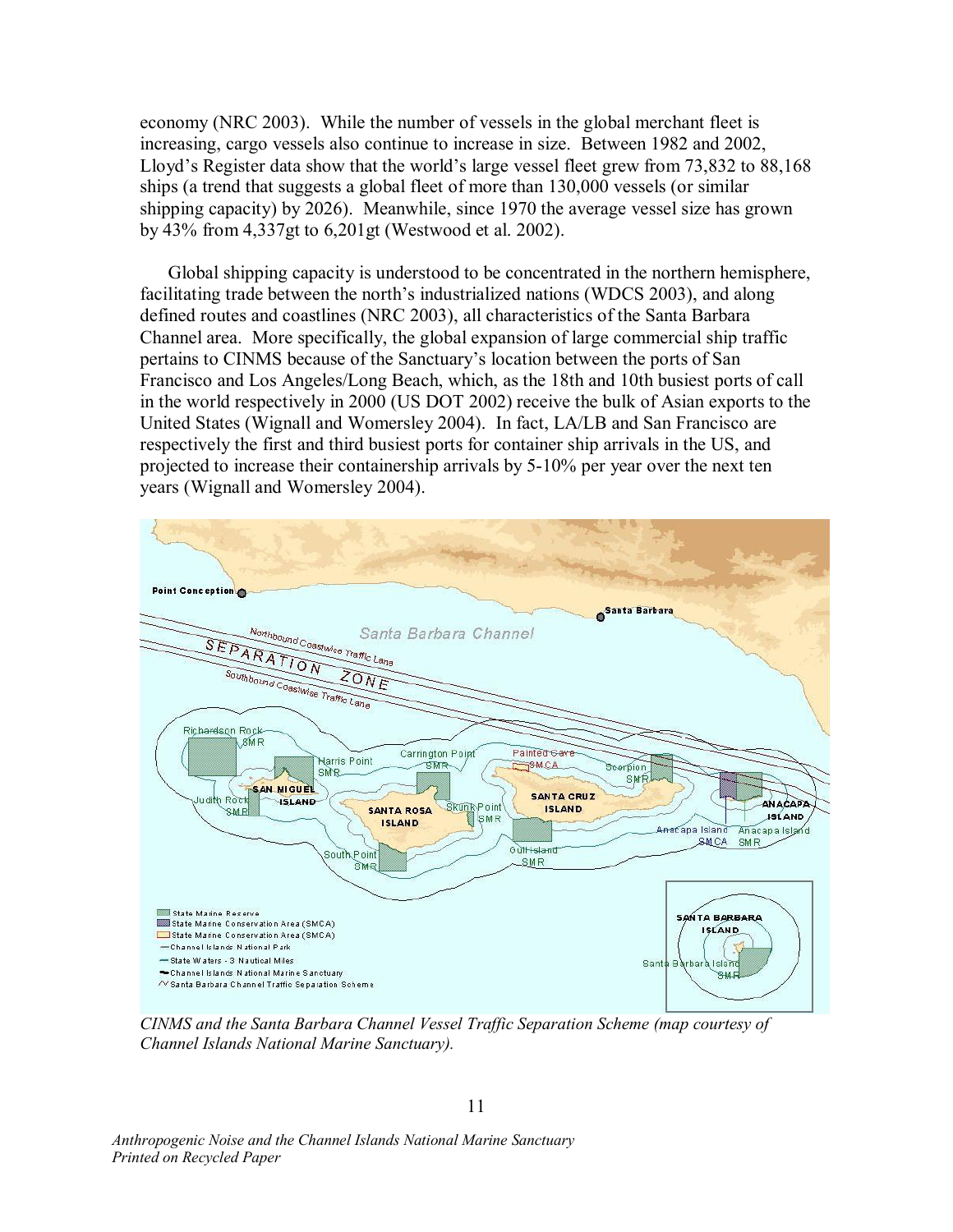economy (NRC 2003). While the number of vessels in the global merchant fleet is increasing, cargo vessels also continue to increase in size. Between 1982 and 2002, Lloyd's Register data show that the world's large vessel fleet grew from 73,832 to 88,168 ships (a trend that suggests a global fleet of more than 130,000 vessels (or similar shipping capacity) by 2026). Meanwhile, since 1970 the average vessel size has grown by 43% from 4,337gt to 6,201gt (Westwood et al. 2002).

Global shipping capacity is understood to be concentrated in the northern hemisphere, facilitating trade between the north's industrialized nations (WDCS 2003), and along defined routes and coastlines (NRC 2003), all characteristics of the Santa Barbara Channel area. More specifically, the global expansion of large commercial ship traffic pertains to CINMS because of the Sanctuary's location between the ports of San Francisco and Los Angeles/Long Beach, which, as the 18th and 10th busiest ports of call in the world respectively in 2000 (US DOT 2002) receive the bulk of Asian exports to the United States (Wignall and Womersley 2004). In fact, LA/LB and San Francisco are respectively the first and third busiest ports for container ship arrivals in the US, and projected to increase their containership arrivals by 5-10% per year over the next ten years (Wignall and Womersley 2004).

*CINMS and the Santa Barbara Channel Vessel Traffic Separation Scheme (map courtesy of Channel Islands National Marine Sanctuary).*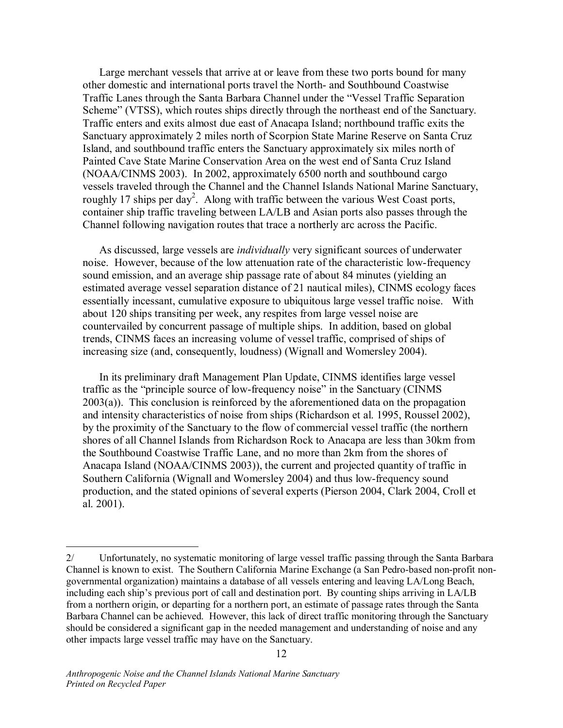Large merchant vessels that arrive at or leave from these two ports bound for many other domestic and international ports travel the North- and Southbound Coastwise Traffic Lanes through the Santa Barbara Channel under the "Vessel Traffic Separation Scheme" (VTSS), which routes ships directly through the northeast end of the Sanctuary. Traffic enters and exits almost due east of Anacapa Island; northbound traffic exits the Sanctuary approximately 2 miles north of Scorpion State Marine Reserve on Santa Cruz Island, and southbound traffic enters the Sanctuary approximately six miles north of Painted Cave State Marine Conservation Area on the west end of Santa Cruz Island (NOAA/CINMS 2003). In 2002, approximately 6500 north and southbound cargo vessels traveled through the Channel and the Channel Islands National Marine Sanctuary, roughly 17 ships per day[2]. Along with traffic between the various West Coast ports, container ship traffic traveling between LA/LB and Asian ports also passes through the Channel following navigation routes that trace a northerly arc across the Pacific.

As discussed, large vessels are *individually* very significant sources of underwater noise. However, because of the low attenuation rate of the characteristic low-frequency sound emission, and an average ship passage rate of about 84 minutes (yielding an estimated average vessel separation distance of 21 nautical miles), CINMS ecology faces essentially incessant, cumulative exposure to ubiquitous large vessel traffic noise. With about 120 ships transiting per week, any respites from large vessel noise are countervailed by concurrent passage of multiple ships. In addition, based on global trends, CINMS faces an increasing volume of vessel traffic, comprised of ships of increasing size (and, consequently, loudness) (Wignall and Womersley 2004).

In its preliminary draft Management Plan Update, CINMS identifies large vessel traffic as the "principle source of low-frequency noise" in the Sanctuary (CINMS 2003(a)). This conclusion is reinforced by the aforementioned data on the propagation and intensity characteristics of noise from ships (Richardson et al. 1995, Roussel 2002), by the proximity of the Sanctuary to the flow of commercial vessel traffic (the northern shores of all Channel Islands from Richardson Rock to Anacapa are less than 30km from the Southbound Coastwise Traffic Lane, and no more than 2km from the shores of Anacapa Island (NOAA/CINMS 2003)), the current and projected quantity of traffic in Southern California (Wignall and Womersley 2004) and thus low-frequency sound production, and the stated opinions of several experts (Pierson 2004, Clark 2004, Croll et al. 2001).

---

2/ Unfortunately, no systematic monitoring of large vessel traffic passing through the Santa Barbara Channel is known to exist. The Southern California Marine Exchange (a San Pedro-based non-profit non-governmental organization) maintains a database of all vessels entering and leaving LA/Long Beach, including each ship's previous port of call and destination port. By counting ships arriving in LA/LB from a northern origin, or departing for a northern port, an estimate of passage rates through the Santa Barbara Channel can be achieved. However, this lack of direct traffic monitoring through the Sanctuary should be considered a significant gap in the needed management and understanding of noise and any other impacts large vessel traffic may have on the Sanctuary.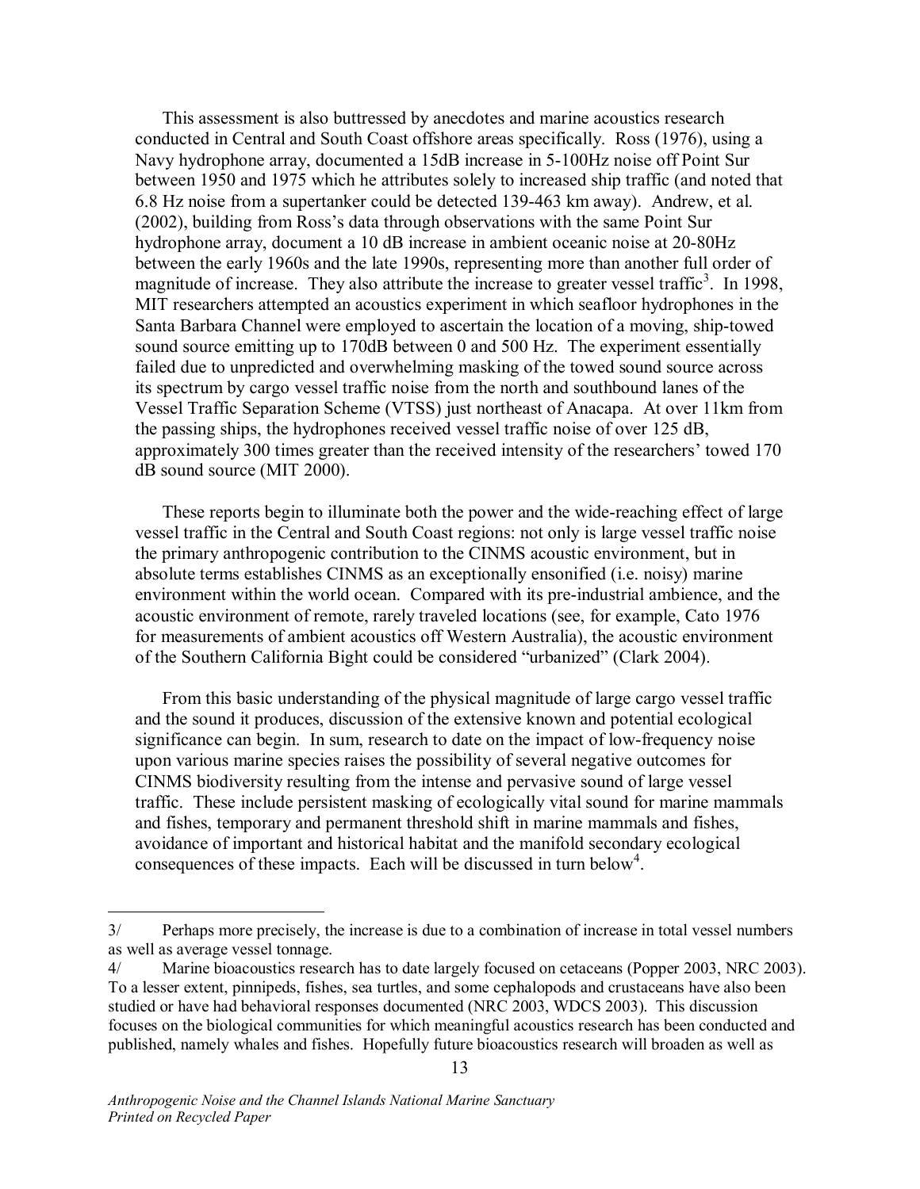This assessment is also buttressed by anecdotes and marine acoustics research conducted in Central and South Coast offshore areas specifically. Ross (1976), using a Navy hydrophone array, documented a 15dB increase in 5-100Hz noise off Point Sur between 1950 and 1975 which he attributes solely to increased ship traffic (and noted that 6.8 Hz noise from a supertanker could be detected 139-463 km away). Andrew, et al. (2002), building from Ross's data through observations with the same Point Sur hydrophone array, document a 10 dB increase in ambient oceanic noise at 20-80Hz between the early 1960s and the late 1990s, representing more than another full order of magnitude of increase. They also attribute the increase to greater vessel traffic[3]. In 1998, MIT researchers attempted an acoustics experiment in which seafloor hydrophones in the Santa Barbara Channel were employed to ascertain the location of a moving, ship-towed sound source emitting up to 170dB between 0 and 500 Hz. The experiment essentially failed due to unpredicted and overwhelming masking of the towed sound source across its spectrum by cargo vessel traffic noise from the north and southbound lanes of the Vessel Traffic Separation Scheme (VTSS) just northeast of Anacapa. At over 11km from the passing ships, the hydrophones received vessel traffic noise of over 125 dB, approximately 300 times greater than the received intensity of the researchers' towed 170 dB sound source (MIT 2000).

These reports begin to illuminate both the power and the wide-reaching effect of large vessel traffic in the Central and South Coast regions: not only is large vessel traffic noise the primary anthropogenic contribution to the CINMS acoustic environment, but in absolute terms establishes CINMS as an exceptionally ensonified (i.e. noisy) marine environment within the world ocean. Compared with its pre-industrial ambience, and the acoustic environment of remote, rarely traveled locations (see, for example, Cato 1976 for measurements of ambient acoustics off Western Australia), the acoustic environment of the Southern California Bight could be considered "urbanized" (Clark 2004).

From this basic understanding of the physical magnitude of large cargo vessel traffic and the sound it produces, discussion of the extensive known and potential ecological significance can begin. In sum, research to date on the impact of low-frequency noise upon various marine species raises the possibility of several negative outcomes for CINMS biodiversity resulting from the intense and pervasive sound of large vessel traffic. These include persistent masking of ecologically vital sound for marine mammals and fishes, temporary and permanent threshold shift in marine mammals and fishes, avoidance of important and historical habitat and the manifold secondary ecological consequences of these impacts. Each will be discussed in turn below[4].

---

3/ Perhaps more precisely, the increase is due to a combination of increase in total vessel numbers as well as average vessel tonnage.

4/ Marine bioacoustics research has to date largely focused on cetaceans (Popper 2003, NRC 2003). To a lesser extent, pinnipeds, fishes, sea turtles, and some cephalopods and crustaceans have also been studied or have had behavioral responses documented (NRC 2003, WDCS 2003). This discussion focuses on the biological communities for which meaningful acoustics research has been conducted and published, namely whales and fishes. Hopefully future bioacoustics research will broaden as well as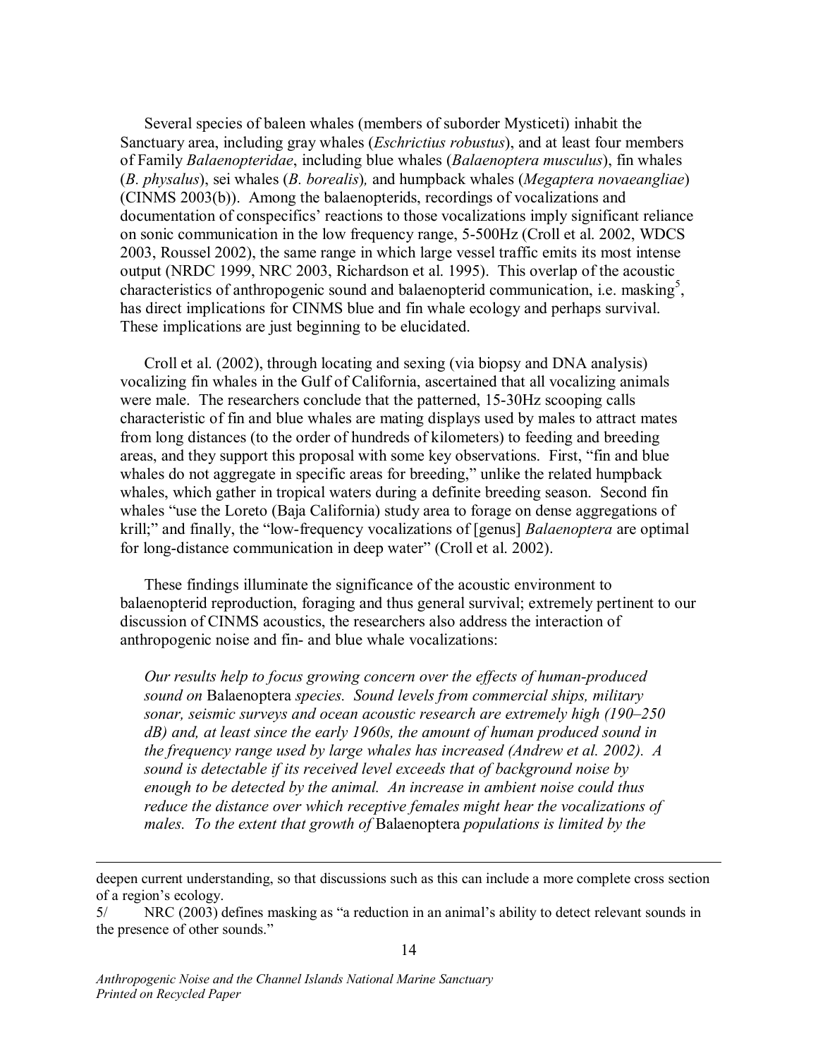Several species of baleen whales (members of suborder Mysticeti) inhabit the Sanctuary area, including gray whales (*Eschrictius robustus*), and at least four members of Family *Balaenopteridae*, including blue whales (*Balaenoptera musculus*), fin whales (*B. physalus*), sei whales (*B. borealis*)*,* and humpback whales (*Megaptera novaeangliae*) (CINMS 2003(b)). Among the balaenopterids, recordings of vocalizations and documentation of conspecifics' reactions to those vocalizations imply significant reliance on sonic communication in the low frequency range, 5-500Hz (Croll et al. 2002, WDCS 2003, Roussel 2002), the same range in which large vessel traffic emits its most intense output (NRDC 1999, NRC 2003, Richardson et al. 1995). This overlap of the acoustic characteristics of anthropogenic sound and balaenopterid communication, i.e. masking[5], has direct implications for CINMS blue and fin whale ecology and perhaps survival. These implications are just beginning to be elucidated.

Croll et al. (2002), through locating and sexing (via biopsy and DNA analysis) vocalizing fin whales in the Gulf of California, ascertained that all vocalizing animals were male. The researchers conclude that the patterned, 15-30Hz scooping calls characteristic of fin and blue whales are mating displays used by males to attract mates from long distances (to the order of hundreds of kilometers) to feeding and breeding areas, and they support this proposal with some key observations. First, "fin and blue whales do not aggregate in specific areas for breeding," unlike the related humpback whales, which gather in tropical waters during a definite breeding season. Second fin whales "use the Loreto (Baja California) study area to forage on dense aggregations of krill;" and finally, the "low-frequency vocalizations of [genus] *Balaenoptera* are optimal for long-distance communication in deep water" (Croll et al. 2002).

These findings illuminate the significance of the acoustic environment to balaenopterid reproduction, foraging and thus general survival; extremely pertinent to our discussion of CINMS acoustics, the researchers also address the interaction of anthropogenic noise and fin- and blue whale vocalizations:

> *Our results help to focus growing concern over the effects of human-produced sound on* Balaenoptera *species. Sound levels from commercial ships, military sonar, seismic surveys and ocean acoustic research are extremely high (190–250 dB) and, at least since the early 1960s, the amount of human produced sound in the frequency range used by large whales has increased (Andrew et al. 2002). A sound is detectable if its received level exceeds that of background noise by enough to be detected by the animal. An increase in ambient noise could thus reduce the distance over which receptive females might hear the vocalizations of males. To the extent that growth of* Balaenoptera *populations is limited by the*

---

deepen current understanding, so that discussions such as this can include a more complete cross section of a region's ecology.

5/ NRC (2003) defines masking as "a reduction in an animal's ability to detect relevant sounds in the presence of other sounds."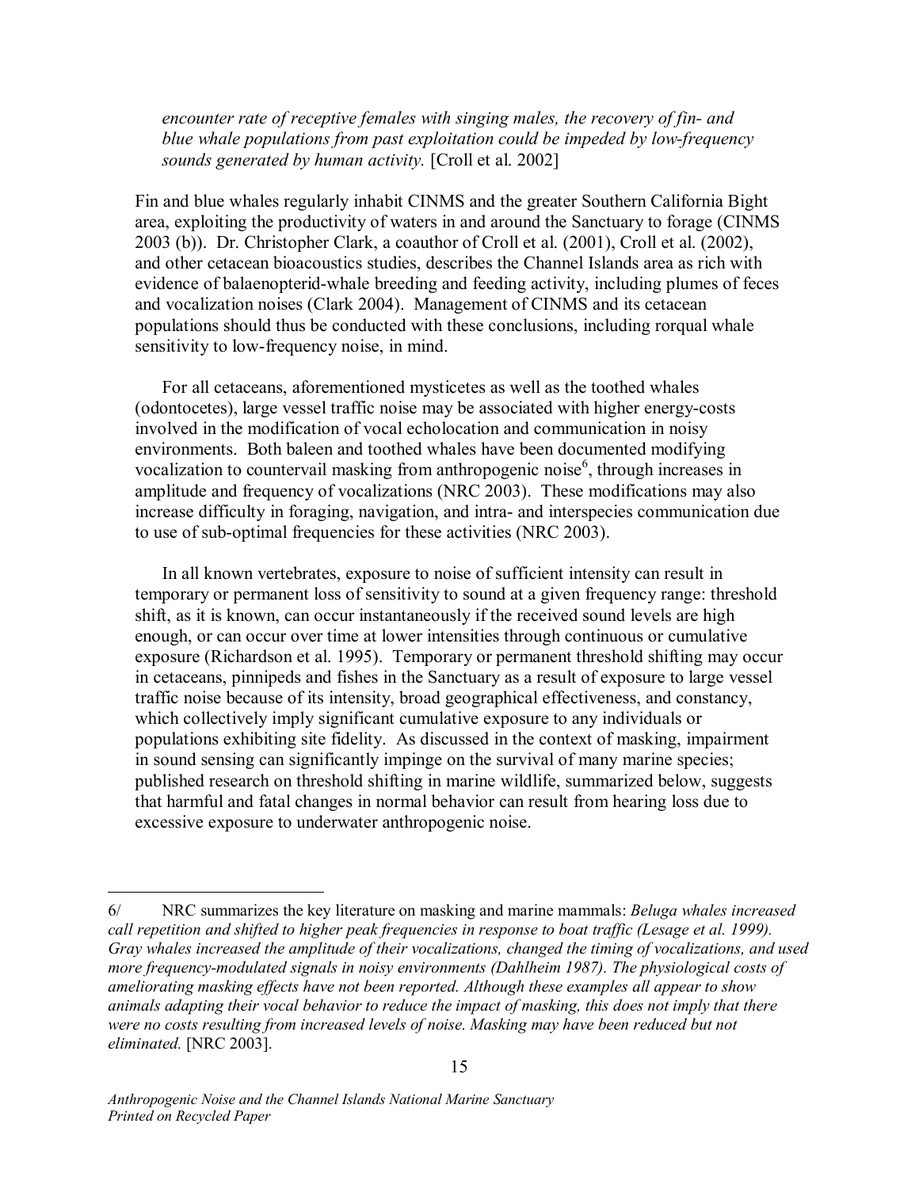*encounter rate of receptive females with singing males, the recovery of fin- and blue whale populations from past exploitation could be impeded by low-frequency sounds generated by human activity.* [Croll et al. 2002]

Fin and blue whales regularly inhabit CINMS and the greater Southern California Bight area, exploiting the productivity of waters in and around the Sanctuary to forage (CINMS 2003 (b)). Dr. Christopher Clark, a coauthor of Croll et al. (2001), Croll et al. (2002), and other cetacean bioacoustics studies, describes the Channel Islands area as rich with evidence of balaenopterid-whale breeding and feeding activity, including plumes of feces and vocalization noises (Clark 2004). Management of CINMS and its cetacean populations should thus be conducted with these conclusions, including rorqual whale sensitivity to low-frequency noise, in mind.

For all cetaceans, aforementioned mysticetes as well as the toothed whales (odontocetes), large vessel traffic noise may be associated with higher energy-costs involved in the modification of vocal echolocation and communication in noisy environments. Both baleen and toothed whales have been documented modifying vocalization to countervail masking from anthropogenic noise[6], through increases in amplitude and frequency of vocalizations (NRC 2003). These modifications may also increase difficulty in foraging, navigation, and intra- and interspecies communication due to use of sub-optimal frequencies for these activities (NRC 2003).

In all known vertebrates, exposure to noise of sufficient intensity can result in temporary or permanent loss of sensitivity to sound at a given frequency range: threshold shift, as it is known, can occur instantaneously if the received sound levels are high enough, or can occur over time at lower intensities through continuous or cumulative exposure (Richardson et al. 1995). Temporary or permanent threshold shifting may occur in cetaceans, pinnipeds and fishes in the Sanctuary as a result of exposure to large vessel traffic noise because of its intensity, broad geographical effectiveness, and constancy, which collectively imply significant cumulative exposure to any individuals or populations exhibiting site fidelity. As discussed in the context of masking, impairment in sound sensing can significantly impinge on the survival of many marine species; published research on threshold shifting in marine wildlife, summarized below, suggests that harmful and fatal changes in normal behavior can result from hearing loss due to excessive exposure to underwater anthropogenic noise.

---

6/ NRC summarizes the key literature on masking and marine mammals: *Beluga whales increased call repetition and shifted to higher peak frequencies in response to boat traffic (Lesage et al. 1999). Gray whales increased the amplitude of their vocalizations, changed the timing of vocalizations, and used more frequency-modulated signals in noisy environments (Dahlheim 1987). The physiological costs of ameliorating masking effects have not been reported. Although these examples all appear to show animals adapting their vocal behavior to reduce the impact of masking, this does not imply that there were no costs resulting from increased levels of noise. Masking may have been reduced but not eliminated.* [NRC 2003].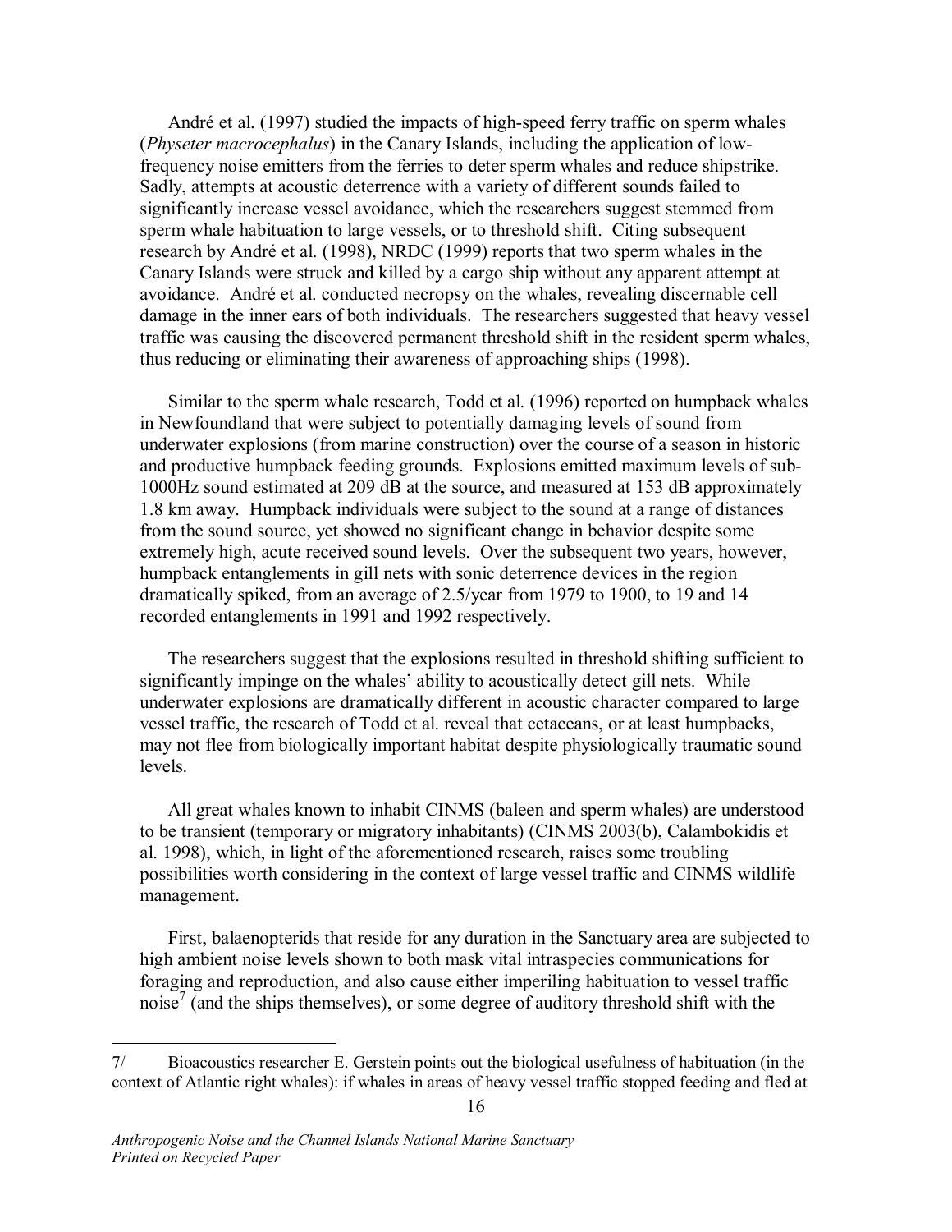André et al. (1997) studied the impacts of high-speed ferry traffic on sperm whales (*Physeter macrocephalus*) in the Canary Islands, including the application of low-frequency noise emitters from the ferries to deter sperm whales and reduce shipstrike. Sadly, attempts at acoustic deterrence with a variety of different sounds failed to significantly increase vessel avoidance, which the researchers suggest stemmed from sperm whale habituation to large vessels, or to threshold shift. Citing subsequent research by André et al. (1998), NRDC (1999) reports that two sperm whales in the Canary Islands were struck and killed by a cargo ship without any apparent attempt at avoidance. André et al. conducted necropsy on the whales, revealing discernable cell damage in the inner ears of both individuals. The researchers suggested that heavy vessel traffic was causing the discovered permanent threshold shift in the resident sperm whales, thus reducing or eliminating their awareness of approaching ships (1998).

Similar to the sperm whale research, Todd et al. (1996) reported on humpback whales in Newfoundland that were subject to potentially damaging levels of sound from underwater explosions (from marine construction) over the course of a season in historic and productive humpback feeding grounds. Explosions emitted maximum levels of sub-1000Hz sound estimated at 209 dB at the source, and measured at 153 dB approximately 1.8 km away. Humpback individuals were subject to the sound at a range of distances from the sound source, yet showed no significant change in behavior despite some extremely high, acute received sound levels. Over the subsequent two years, however, humpback entanglements in gill nets with sonic deterrence devices in the region dramatically spiked, from an average of 2.5/year from 1979 to 1900, to 19 and 14 recorded entanglements in 1991 and 1992 respectively.

The researchers suggest that the explosions resulted in threshold shifting sufficient to significantly impinge on the whales' ability to acoustically detect gill nets. While underwater explosions are dramatically different in acoustic character compared to large vessel traffic, the research of Todd et al. reveal that cetaceans, or at least humpbacks, may not flee from biologically important habitat despite physiologically traumatic sound levels.

All great whales known to inhabit CINMS (baleen and sperm whales) are understood to be transient (temporary or migratory inhabitants) (CINMS 2003(b), Calambokidis et al. 1998), which, in light of the aforementioned research, raises some troubling possibilities worth considering in the context of large vessel traffic and CINMS wildlife management.

First, balaenopterids that reside for any duration in the Sanctuary area are subjected to high ambient noise levels shown to both mask vital intraspecies communications for foraging and reproduction, and also cause either imperiling habituation to vessel traffic noise[7] (and the ships themselves), or some degree of auditory threshold shift with the

7/ Bioacoustics researcher E. Gerstein points out the biological usefulness of habituation (in the context of Atlantic right whales): if whales in areas of heavy vessel traffic stopped feeding and fled at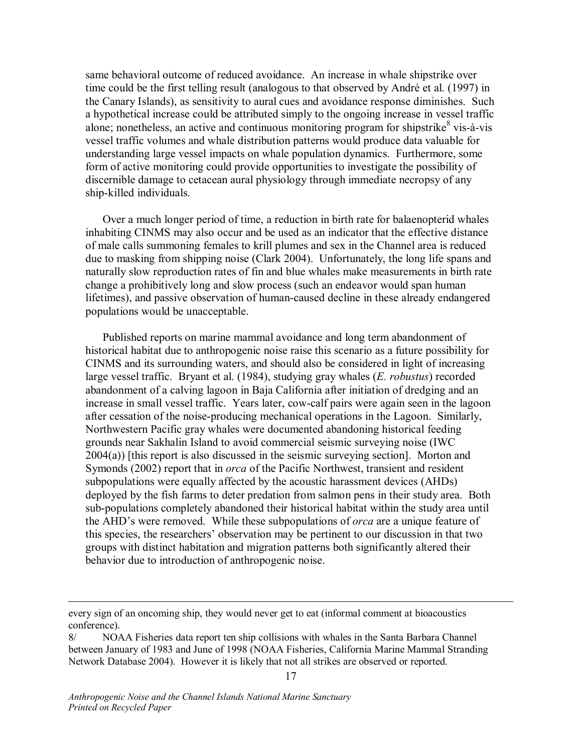same behavioral outcome of reduced avoidance. An increase in whale shipstrike over time could be the first telling result (analogous to that observed by André et al. (1997) in the Canary Islands), as sensitivity to aural cues and avoidance response diminishes. Such a hypothetical increase could be attributed simply to the ongoing increase in vessel traffic alone; nonetheless, an active and continuous monitoring program for shipstrike[8] vis-à-vis vessel traffic volumes and whale distribution patterns would produce data valuable for understanding large vessel impacts on whale population dynamics. Furthermore, some form of active monitoring could provide opportunities to investigate the possibility of discernible damage to cetacean aural physiology through immediate necropsy of any ship-killed individuals.

Over a much longer period of time, a reduction in birth rate for balaenopterid whales inhabiting CINMS may also occur and be used as an indicator that the effective distance of male calls summoning females to krill plumes and sex in the Channel area is reduced due to masking from shipping noise (Clark 2004). Unfortunately, the long life spans and naturally slow reproduction rates of fin and blue whales make measurements in birth rate change a prohibitively long and slow process (such an endeavor would span human lifetimes), and passive observation of human-caused decline in these already endangered populations would be unacceptable.

Published reports on marine mammal avoidance and long term abandonment of historical habitat due to anthropogenic noise raise this scenario as a future possibility for CINMS and its surrounding waters, and should also be considered in light of increasing large vessel traffic. Bryant et al. (1984), studying gray whales (*E. robustus*) recorded abandonment of a calving lagoon in Baja California after initiation of dredging and an increase in small vessel traffic. Years later, cow-calf pairs were again seen in the lagoon after cessation of the noise-producing mechanical operations in the Lagoon. Similarly, Northwestern Pacific gray whales were documented abandoning historical feeding grounds near Sakhalin Island to avoid commercial seismic surveying noise (IWC 2004(a)) [this report is also discussed in the seismic surveying section]. Morton and Symonds (2002) report that in *orca* of the Pacific Northwest, transient and resident subpopulations were equally affected by the acoustic harassment devices (AHDs) deployed by the fish farms to deter predation from salmon pens in their study area. Both sub-populations completely abandoned their historical habitat within the study area until the AHD's were removed. While these subpopulations of *orca* are a unique feature of this species, the researchers' observation may be pertinent to our discussion in that two groups with distinct habitation and migration patterns both significantly altered their behavior due to introduction of anthropogenic noise.

---

every sign of an oncoming ship, they would never get to eat (informal comment at bioacoustics conference).

8/ NOAA Fisheries data report ten ship collisions with whales in the Santa Barbara Channel between January of 1983 and June of 1998 (NOAA Fisheries, California Marine Mammal Stranding Network Database 2004). However it is likely that not all strikes are observed or reported.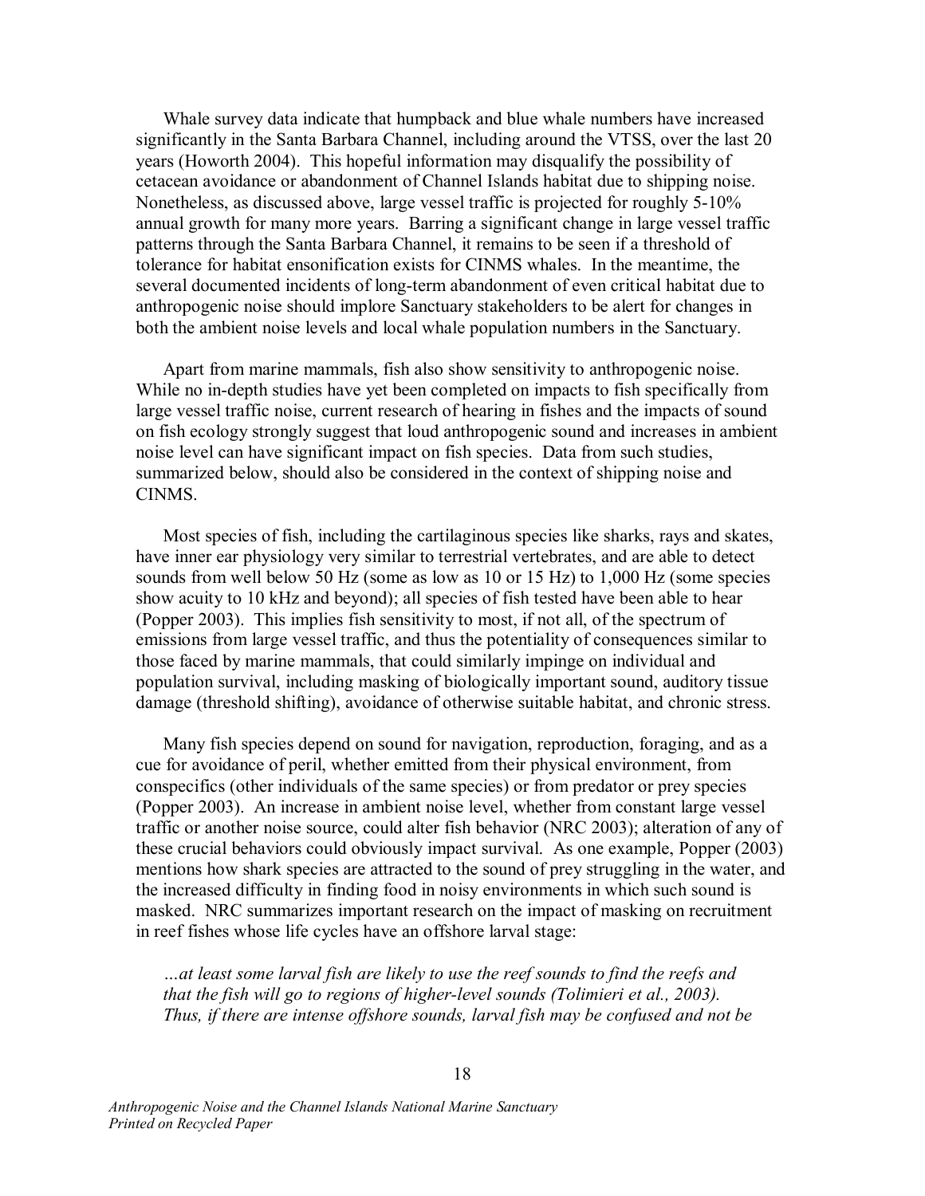Whale survey data indicate that humpback and blue whale numbers have increased significantly in the Santa Barbara Channel, including around the VTSS, over the last 20 years (Howorth 2004). This hopeful information may disqualify the possibility of cetacean avoidance or abandonment of Channel Islands habitat due to shipping noise. Nonetheless, as discussed above, large vessel traffic is projected for roughly 5-10% annual growth for many more years. Barring a significant change in large vessel traffic patterns through the Santa Barbara Channel, it remains to be seen if a threshold of tolerance for habitat ensonification exists for CINMS whales. In the meantime, the several documented incidents of long-term abandonment of even critical habitat due to anthropogenic noise should implore Sanctuary stakeholders to be alert for changes in both the ambient noise levels and local whale population numbers in the Sanctuary.

Apart from marine mammals, fish also show sensitivity to anthropogenic noise. While no in-depth studies have yet been completed on impacts to fish specifically from large vessel traffic noise, current research of hearing in fishes and the impacts of sound on fish ecology strongly suggest that loud anthropogenic sound and increases in ambient noise level can have significant impact on fish species. Data from such studies, summarized below, should also be considered in the context of shipping noise and CINMS.

Most species of fish, including the cartilaginous species like sharks, rays and skates, have inner ear physiology very similar to terrestrial vertebrates, and are able to detect sounds from well below 50 Hz (some as low as 10 or 15 Hz) to 1,000 Hz (some species show acuity to 10 kHz and beyond); all species of fish tested have been able to hear (Popper 2003). This implies fish sensitivity to most, if not all, of the spectrum of emissions from large vessel traffic, and thus the potentiality of consequences similar to those faced by marine mammals, that could similarly impinge on individual and population survival, including masking of biologically important sound, auditory tissue damage (threshold shifting), avoidance of otherwise suitable habitat, and chronic stress.

Many fish species depend on sound for navigation, reproduction, foraging, and as a cue for avoidance of peril, whether emitted from their physical environment, from conspecifics (other individuals of the same species) or from predator or prey species (Popper 2003). An increase in ambient noise level, whether from constant large vessel traffic or another noise source, could alter fish behavior (NRC 2003); alteration of any of these crucial behaviors could obviously impact survival. As one example, Popper (2003) mentions how shark species are attracted to the sound of prey struggling in the water, and the increased difficulty in finding food in noisy environments in which such sound is masked. NRC summarizes important research on the impact of masking on recruitment in reef fishes whose life cycles have an offshore larval stage:

*…at least some larval fish are likely to use the reef sounds to find the reefs and that the fish will go to regions of higher-level sounds (Tolimieri et al., 2003). Thus, if there are intense offshore sounds, larval fish may be confused and not be*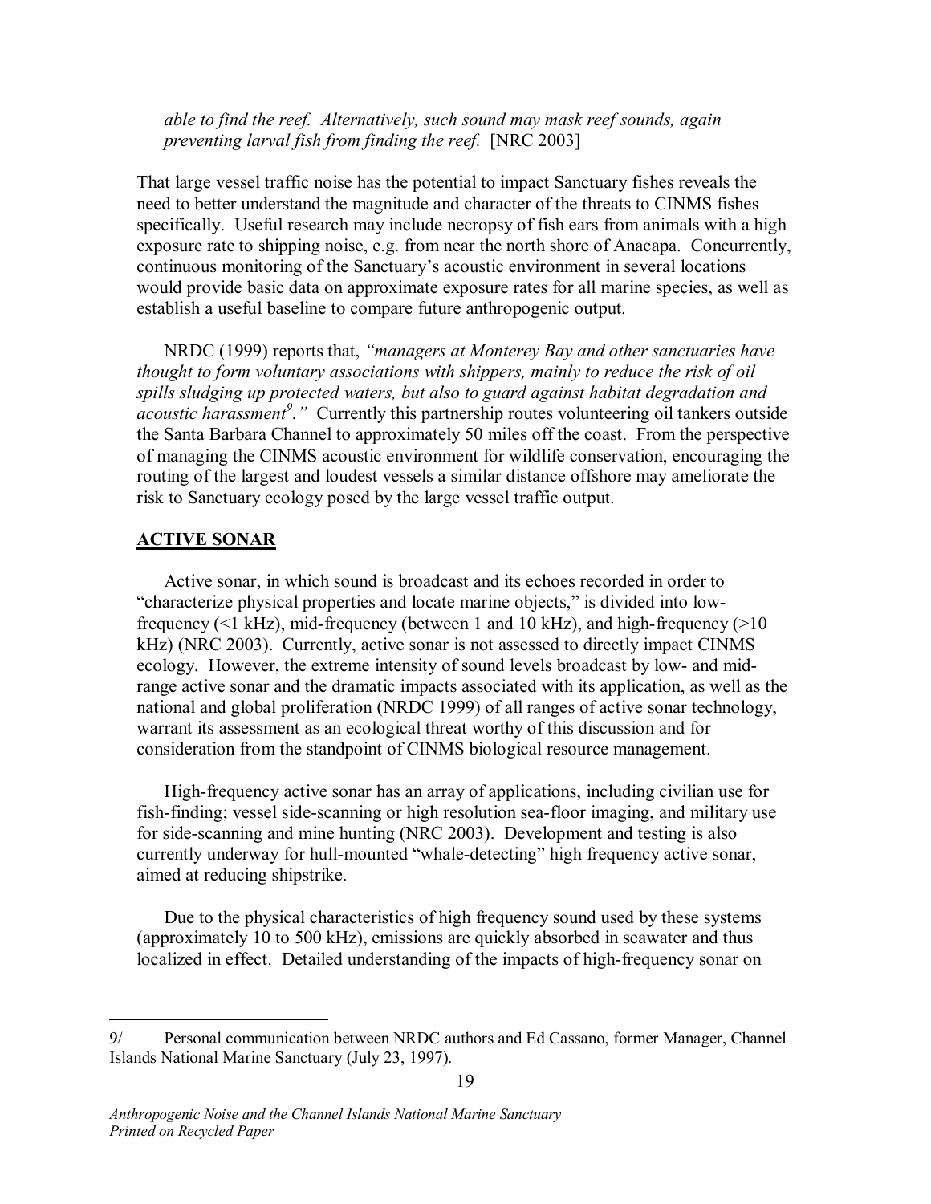*able to find the reef. Alternatively, such sound may mask reef sounds, again preventing larval fish from finding the reef.* [NRC 2003]

That large vessel traffic noise has the potential to impact Sanctuary fishes reveals the need to better understand the magnitude and character of the threats to CINMS fishes specifically. Useful research may include necropsy of fish ears from animals with a high exposure rate to shipping noise, e.g. from near the north shore of Anacapa. Concurrently, continuous monitoring of the Sanctuary's acoustic environment in several locations would provide basic data on approximate exposure rates for all marine species, as well as establish a useful baseline to compare future anthropogenic output.

NRDC (1999) reports that, *"managers at Monterey Bay and other sanctuaries have thought to form voluntary associations with shippers, mainly to reduce the risk of oil spills sludging up protected waters, but also to guard against habitat degradation and acoustic harassment[9]."* Currently this partnership routes volunteering oil tankers outside the Santa Barbara Channel to approximately 50 miles off the coast. From the perspective of managing the CINMS acoustic environment for wildlife conservation, encouraging the routing of the largest and loudest vessels a similar distance offshore may ameliorate the risk to Sanctuary ecology posed by the large vessel traffic output.

## ACTIVE SONAR

Active sonar, in which sound is broadcast and its echoes recorded in order to "characterize physical properties and locate marine objects," is divided into low-frequency (<1 kHz), mid-frequency (between 1 and 10 kHz), and high-frequency (>10 kHz) (NRC 2003). Currently, active sonar is not assessed to directly impact CINMS ecology. However, the extreme intensity of sound levels broadcast by low- and mid-range active sonar and the dramatic impacts associated with its application, as well as the national and global proliferation (NRDC 1999) of all ranges of active sonar technology, warrant its assessment as an ecological threat worthy of this discussion and for consideration from the standpoint of CINMS biological resource management.

High-frequency active sonar has an array of applications, including civilian use for fish-finding; vessel side-scanning or high resolution sea-floor imaging, and military use for side-scanning and mine hunting (NRC 2003). Development and testing is also currently underway for hull-mounted "whale-detecting" high frequency active sonar, aimed at reducing shipstrike.

Due to the physical characteristics of high frequency sound used by these systems (approximately 10 to 500 kHz), emissions are quickly absorbed in seawater and thus localized in effect. Detailed understanding of the impacts of high-frequency sonar on

---

9/ Personal communication between NRDC authors and Ed Cassano, former Manager, Channel Islands National Marine Sanctuary (July 23, 1997).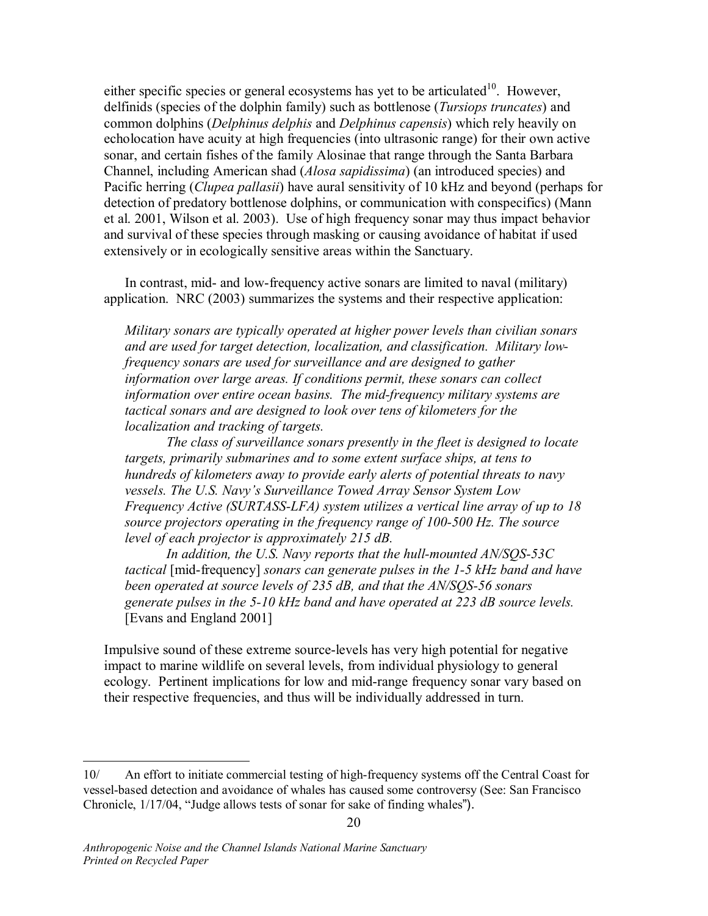either specific species or general ecosystems has yet to be articulated[10]. However, delfinids (species of the dolphin family) such as bottlenose (*Tursiops truncates*) and common dolphins (*Delphinus delphis* and *Delphinus capensis*) which rely heavily on echolocation have acuity at high frequencies (into ultrasonic range) for their own active sonar, and certain fishes of the family Alosinae that range through the Santa Barbara Channel, including American shad (*Alosa sapidissima*) (an introduced species) and Pacific herring (*Clupea pallasii*) have aural sensitivity of 10 kHz and beyond (perhaps for detection of predatory bottlenose dolphins, or communication with conspecifics) (Mann et al. 2001, Wilson et al. 2003). Use of high frequency sonar may thus impact behavior and survival of these species through masking or causing avoidance of habitat if used extensively or in ecologically sensitive areas within the Sanctuary.

In contrast, mid- and low-frequency active sonars are limited to naval (military) application. NRC (2003) summarizes the systems and their respective application:

> *Military sonars are typically operated at higher power levels than civilian sonars and are used for target detection, localization, and classification. Military low-frequency sonars are used for surveillance and are designed to gather information over large areas. If conditions permit, these sonars can collect information over entire ocean basins. The mid-frequency military systems are tactical sonars and are designed to look over tens of kilometers for the localization and tracking of targets.*
>
> *The class of surveillance sonars presently in the fleet is designed to locate targets, primarily submarines and to some extent surface ships, at tens to hundreds of kilometers away to provide early alerts of potential threats to navy vessels. The U.S. Navy's Surveillance Towed Array Sensor System Low Frequency Active (SURTASS-LFA) system utilizes a vertical line array of up to 18 source projectors operating in the frequency range of 100-500 Hz. The source level of each projector is approximately 215 dB.*
>
> *In addition, the U.S. Navy reports that the hull-mounted AN/SQS-53C tactical* [mid-frequency] *sonars can generate pulses in the 1-5 kHz band and have been operated at source levels of 235 dB, and that the AN/SQS-56 sonars generate pulses in the 5-10 kHz band and have operated at 223 dB source levels.* [Evans and England 2001]

Impulsive sound of these extreme source-levels has very high potential for negative impact to marine wildlife on several levels, from individual physiology to general ecology. Pertinent implications for low and mid-range frequency sonar vary based on their respective frequencies, and thus will be individually addressed in turn.

---

10/ An effort to initiate commercial testing of high-frequency systems off the Central Coast for vessel-based detection and avoidance of whales has caused some controversy (See: San Francisco Chronicle, 1/17/04, "Judge allows tests of sonar for sake of finding whales").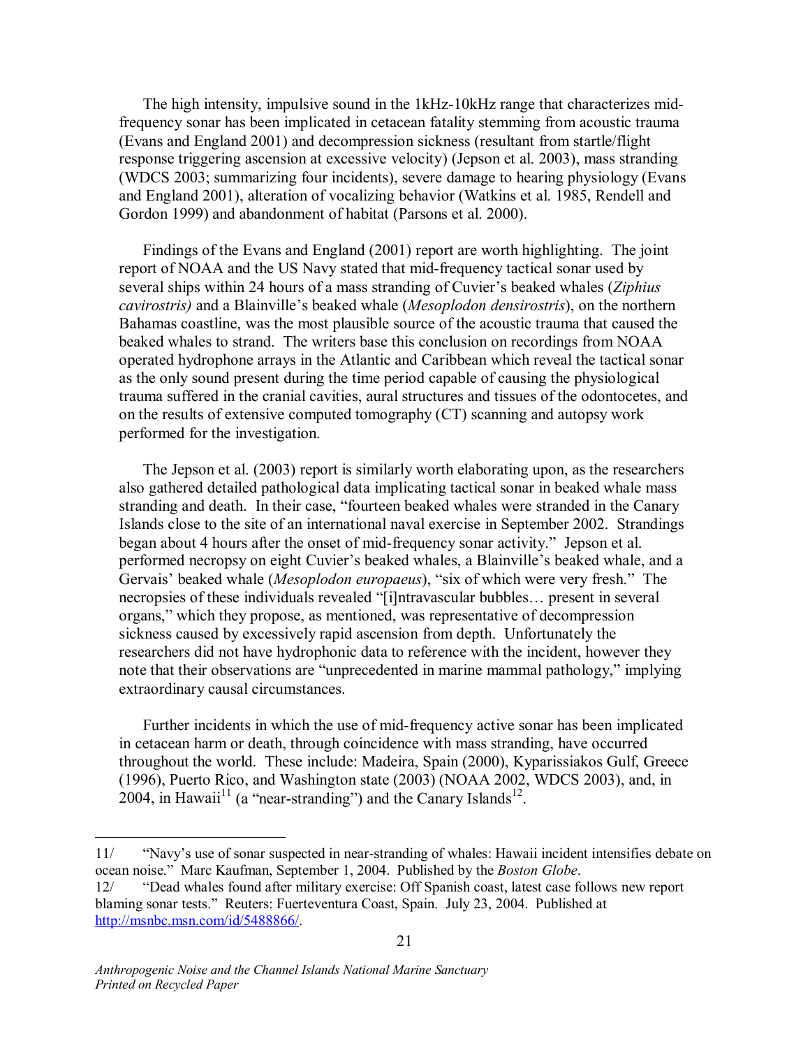The high intensity, impulsive sound in the 1kHz-10kHz range that characterizes mid-frequency sonar has been implicated in cetacean fatality stemming from acoustic trauma (Evans and England 2001) and decompression sickness (resultant from startle/flight response triggering ascension at excessive velocity) (Jepson et al. 2003), mass stranding (WDCS 2003; summarizing four incidents), severe damage to hearing physiology (Evans and England 2001), alteration of vocalizing behavior (Watkins et al. 1985, Rendell and Gordon 1999) and abandonment of habitat (Parsons et al. 2000).

Findings of the Evans and England (2001) report are worth highlighting. The joint report of NOAA and the US Navy stated that mid-frequency tactical sonar used by several ships within 24 hours of a mass stranding of Cuvier's beaked whales (*Ziphius cavirostris)* and a Blainville's beaked whale (*Mesoplodon densirostris*), on the northern Bahamas coastline, was the most plausible source of the acoustic trauma that caused the beaked whales to strand. The writers base this conclusion on recordings from NOAA operated hydrophone arrays in the Atlantic and Caribbean which reveal the tactical sonar as the only sound present during the time period capable of causing the physiological trauma suffered in the cranial cavities, aural structures and tissues of the odontocetes, and on the results of extensive computed tomography (CT) scanning and autopsy work performed for the investigation.

The Jepson et al. (2003) report is similarly worth elaborating upon, as the researchers also gathered detailed pathological data implicating tactical sonar in beaked whale mass stranding and death. In their case, "fourteen beaked whales were stranded in the Canary Islands close to the site of an international naval exercise in September 2002. Strandings began about 4 hours after the onset of mid-frequency sonar activity." Jepson et al. performed necropsy on eight Cuvier's beaked whales, a Blainville's beaked whale, and a Gervais' beaked whale (*Mesoplodon europaeus*), "six of which were very fresh." The necropsies of these individuals revealed "[i]ntravascular bubbles… present in several organs," which they propose, as mentioned, was representative of decompression sickness caused by excessively rapid ascension from depth. Unfortunately the researchers did not have hydrophonic data to reference with the incident, however they note that their observations are "unprecedented in marine mammal pathology," implying extraordinary causal circumstances.

Further incidents in which the use of mid-frequency active sonar has been implicated in cetacean harm or death, through coincidence with mass stranding, have occurred throughout the world. These include: Madeira, Spain (2000), Kyparissiakos Gulf, Greece (1996), Puerto Rico, and Washington state (2003) (NOAA 2002, WDCS 2003), and, in 2004, in Hawaii[11] (a "near-stranding") and the Canary Islands[12].

---

11/ "Navy's use of sonar suspected in near-stranding of whales: Hawaii incident intensifies debate on ocean noise." Marc Kaufman, September 1, 2004. Published by the *Boston Globe*.

12/ "Dead whales found after military exercise: Off Spanish coast, latest case follows new report blaming sonar tests." Reuters: Fuerteventura Coast, Spain. July 23, 2004. Published at http://msnbc.msn.com/id/5488866/.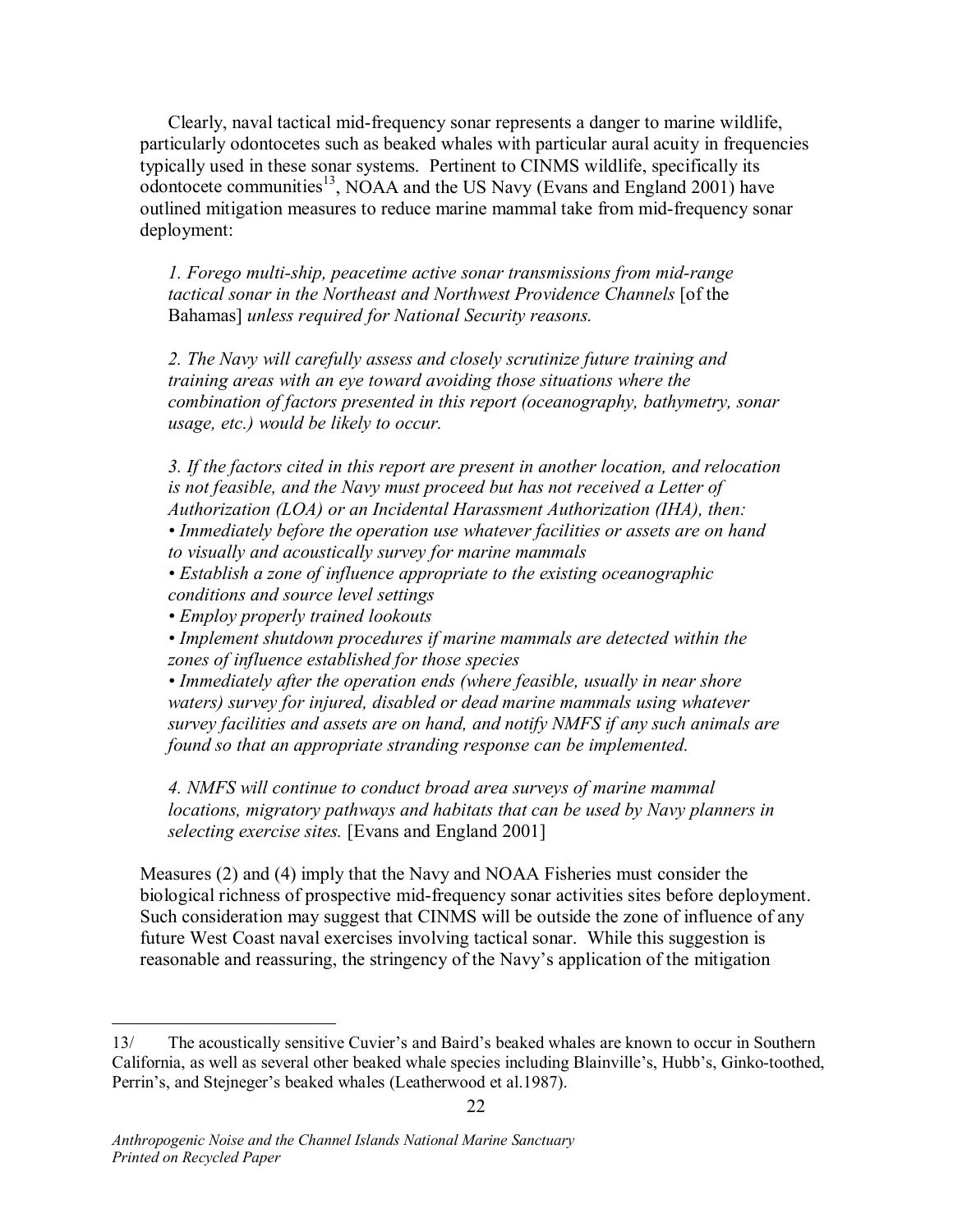Clearly, naval tactical mid-frequency sonar represents a danger to marine wildlife, particularly odontocetes such as beaked whales with particular aural acuity in frequencies typically used in these sonar systems. Pertinent to CINMS wildlife, specifically its odontocete communities[13], NOAA and the US Navy (Evans and England 2001) have outlined mitigation measures to reduce marine mammal take from mid-frequency sonar deployment:

> *1. Forego multi-ship, peacetime active sonar transmissions from mid-range tactical sonar in the Northeast and Northwest Providence Channels* [of the Bahamas] *unless required for National Security reasons.*
>
> *2. The Navy will carefully assess and closely scrutinize future training and training areas with an eye toward avoiding those situations where the combination of factors presented in this report (oceanography, bathymetry, sonar usage, etc.) would be likely to occur.*
>
> *3. If the factors cited in this report are present in another location, and relocation is not feasible, and the Navy must proceed but has not received a Letter of Authorization (LOA) or an Incidental Harassment Authorization (IHA), then:*
> *• Immediately before the operation use whatever facilities or assets are on hand to visually and acoustically survey for marine mammals*
> *• Establish a zone of influence appropriate to the existing oceanographic conditions and source level settings*
> *• Employ properly trained lookouts*
> *• Implement shutdown procedures if marine mammals are detected within the zones of influence established for those species*
> *• Immediately after the operation ends (where feasible, usually in near shore waters) survey for injured, disabled or dead marine mammals using whatever survey facilities and assets are on hand, and notify NMFS if any such animals are found so that an appropriate stranding response can be implemented.*
>
> *4. NMFS will continue to conduct broad area surveys of marine mammal locations, migratory pathways and habitats that can be used by Navy planners in selecting exercise sites.* [Evans and England 2001]

Measures (2) and (4) imply that the Navy and NOAA Fisheries must consider the biological richness of prospective mid-frequency sonar activities sites before deployment. Such consideration may suggest that CINMS will be outside the zone of influence of any future West Coast naval exercises involving tactical sonar. While this suggestion is reasonable and reassuring, the stringency of the Navy's application of the mitigation

---

13/ The acoustically sensitive Cuvier's and Baird's beaked whales are known to occur in Southern California, as well as several other beaked whale species including Blainville's, Hubb's, Ginko-toothed, Perrin's, and Stejneger's beaked whales (Leatherwood et al.1987).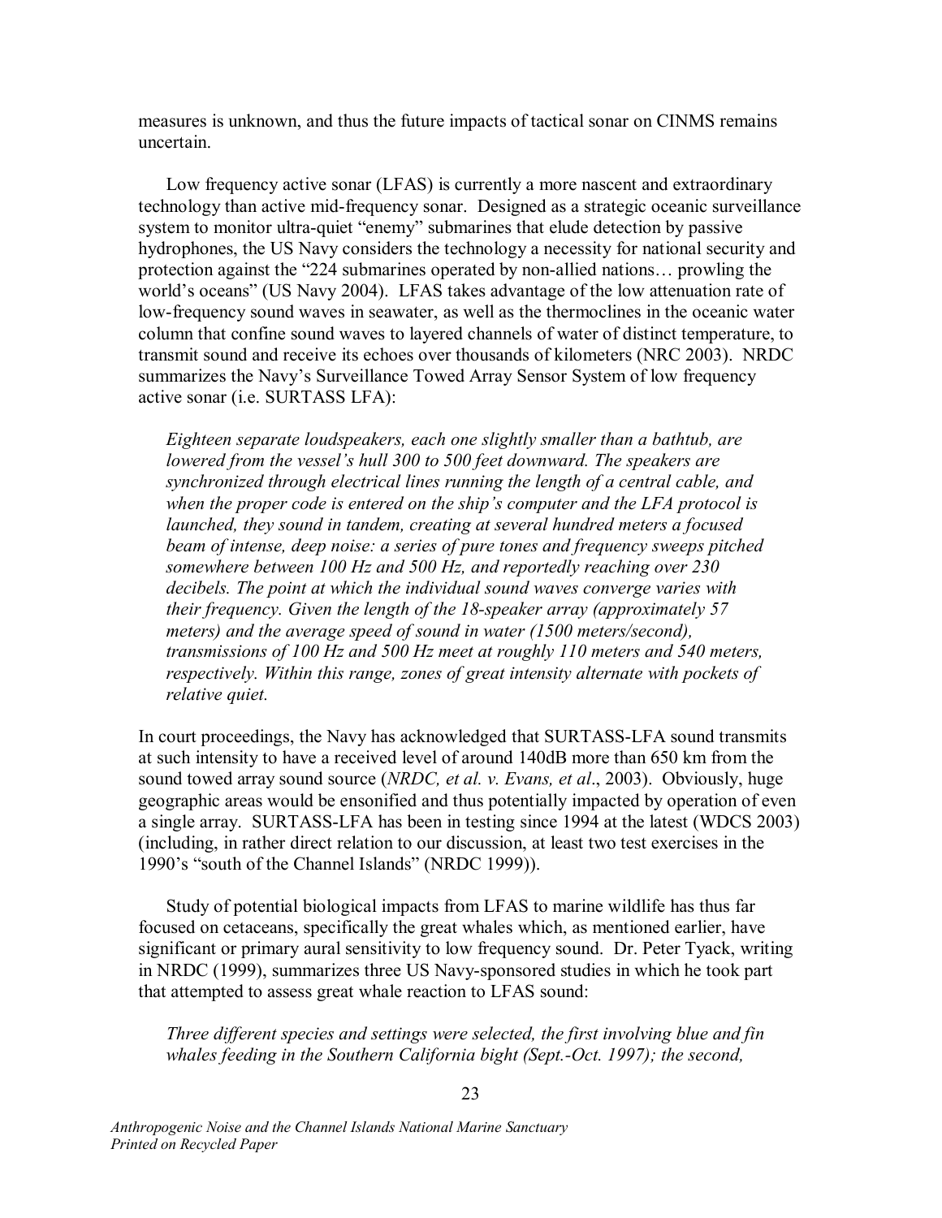measures is unknown, and thus the future impacts of tactical sonar on CINMS remains uncertain.

Low frequency active sonar (LFAS) is currently a more nascent and extraordinary technology than active mid-frequency sonar. Designed as a strategic oceanic surveillance system to monitor ultra-quiet "enemy" submarines that elude detection by passive hydrophones, the US Navy considers the technology a necessity for national security and protection against the "224 submarines operated by non-allied nations… prowling the world's oceans" (US Navy 2004). LFAS takes advantage of the low attenuation rate of low-frequency sound waves in seawater, as well as the thermoclines in the oceanic water column that confine sound waves to layered channels of water of distinct temperature, to transmit sound and receive its echoes over thousands of kilometers (NRC 2003). NRDC summarizes the Navy's Surveillance Towed Array Sensor System of low frequency active sonar (i.e. SURTASS LFA):

> *Eighteen separate loudspeakers, each one slightly smaller than a bathtub, are lowered from the vessel's hull 300 to 500 feet downward. The speakers are synchronized through electrical lines running the length of a central cable, and when the proper code is entered on the ship's computer and the LFA protocol is launched, they sound in tandem, creating at several hundred meters a focused beam of intense, deep noise: a series of pure tones and frequency sweeps pitched somewhere between 100 Hz and 500 Hz, and reportedly reaching over 230 decibels. The point at which the individual sound waves converge varies with their frequency. Given the length of the 18-speaker array (approximately 57 meters) and the average speed of sound in water (1500 meters/second), transmissions of 100 Hz and 500 Hz meet at roughly 110 meters and 540 meters, respectively. Within this range, zones of great intensity alternate with pockets of relative quiet.*

In court proceedings, the Navy has acknowledged that SURTASS-LFA sound transmits at such intensity to have a received level of around 140dB more than 650 km from the sound towed array sound source (*NRDC, et al. v. Evans, et al*., 2003). Obviously, huge geographic areas would be ensonified and thus potentially impacted by operation of even a single array. SURTASS-LFA has been in testing since 1994 at the latest (WDCS 2003) (including, in rather direct relation to our discussion, at least two test exercises in the 1990's "south of the Channel Islands" (NRDC 1999)).

Study of potential biological impacts from LFAS to marine wildlife has thus far focused on cetaceans, specifically the great whales which, as mentioned earlier, have significant or primary aural sensitivity to low frequency sound. Dr. Peter Tyack, writing in NRDC (1999), summarizes three US Navy-sponsored studies in which he took part that attempted to assess great whale reaction to LFAS sound:

> *Three different species and settings were selected, the first involving blue and fin whales feeding in the Southern California bight (Sept.-Oct. 1997); the second,*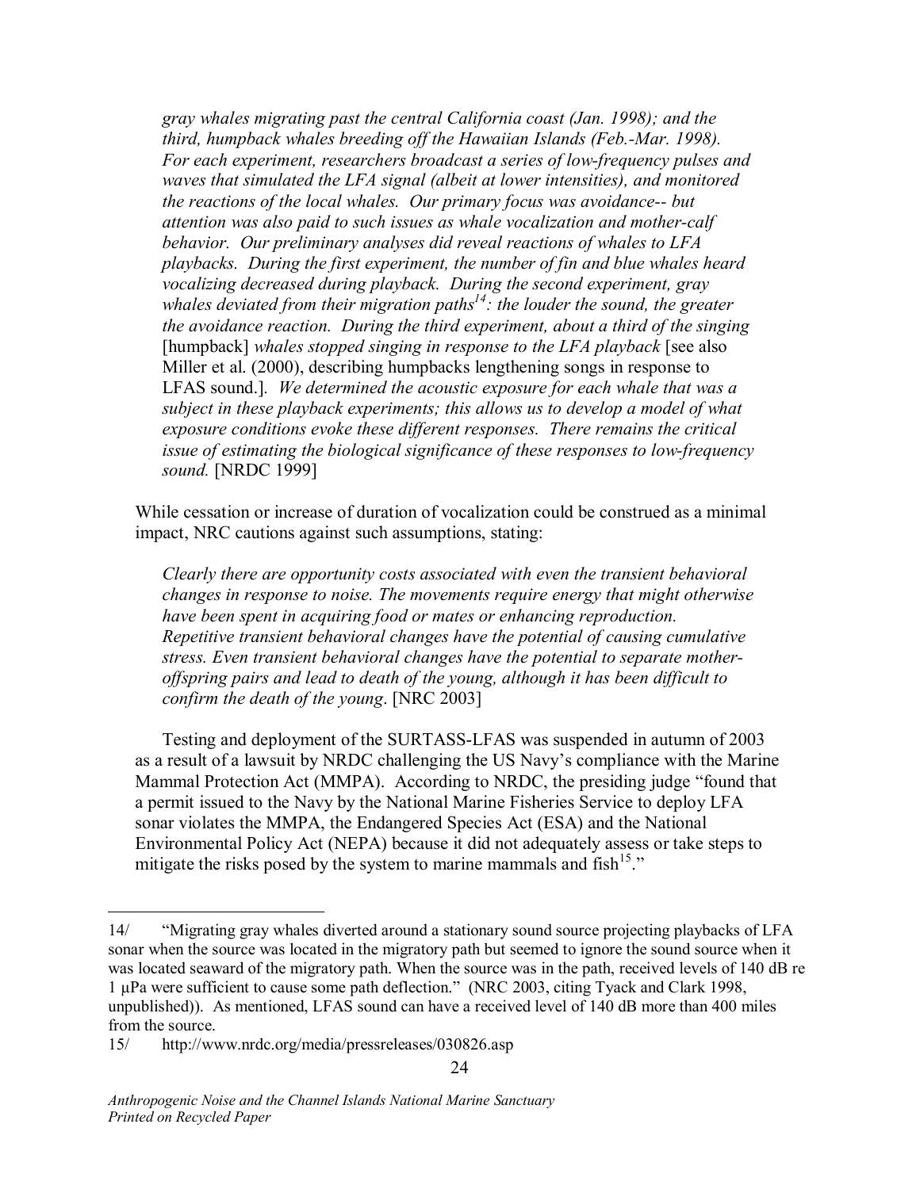> *gray whales migrating past the central California coast (Jan. 1998); and the third, humpback whales breeding off the Hawaiian Islands (Feb.-Mar. 1998). For each experiment, researchers broadcast a series of low-frequency pulses and waves that simulated the LFA signal (albeit at lower intensities), and monitored the reactions of the local whales. Our primary focus was avoidance-- but attention was also paid to such issues as whale vocalization and mother-calf behavior. Our preliminary analyses did reveal reactions of whales to LFA playbacks. During the first experiment, the number of fin and blue whales heard vocalizing decreased during playback. During the second experiment, gray whales deviated from their migration paths[14]: the louder the sound, the greater the avoidance reaction. During the third experiment, about a third of the singing* [humpback] *whales stopped singing in response to the LFA playback* [see also Miller et al. (2000), describing humpbacks lengthening songs in response to LFAS sound.]. *We determined the acoustic exposure for each whale that was a subject in these playback experiments; this allows us to develop a model of what exposure conditions evoke these different responses. There remains the critical issue of estimating the biological significance of these responses to low-frequency sound.* [NRDC 1999]

While cessation or increase of duration of vocalization could be construed as a minimal impact, NRC cautions against such assumptions, stating:

> *Clearly there are opportunity costs associated with even the transient behavioral changes in response to noise. The movements require energy that might otherwise have been spent in acquiring food or mates or enhancing reproduction. Repetitive transient behavioral changes have the potential of causing cumulative stress. Even transient behavioral changes have the potential to separate mother-offspring pairs and lead to death of the young, although it has been difficult to confirm the death of the young*. [NRC 2003]

Testing and deployment of the SURTASS-LFAS was suspended in autumn of 2003 as a result of a lawsuit by NRDC challenging the US Navy's compliance with the Marine Mammal Protection Act (MMPA). According to NRDC, the presiding judge "found that a permit issued to the Navy by the National Marine Fisheries Service to deploy LFA sonar violates the MMPA, the Endangered Species Act (ESA) and the National Environmental Policy Act (NEPA) because it did not adequately assess or take steps to mitigate the risks posed by the system to marine mammals and fish[15]."

---

14/ "Migrating gray whales diverted around a stationary sound source projecting playbacks of LFA sonar when the source was located in the migratory path but seemed to ignore the sound source when it was located seaward of the migratory path. When the source was in the path, received levels of 140 dB re 1 μPa were sufficient to cause some path deflection." (NRC 2003, citing Tyack and Clark 1998, unpublished)). As mentioned, LFAS sound can have a received level of 140 dB more than 400 miles from the source.

15/ http://www.nrdc.org/media/pressreleases/030826.asp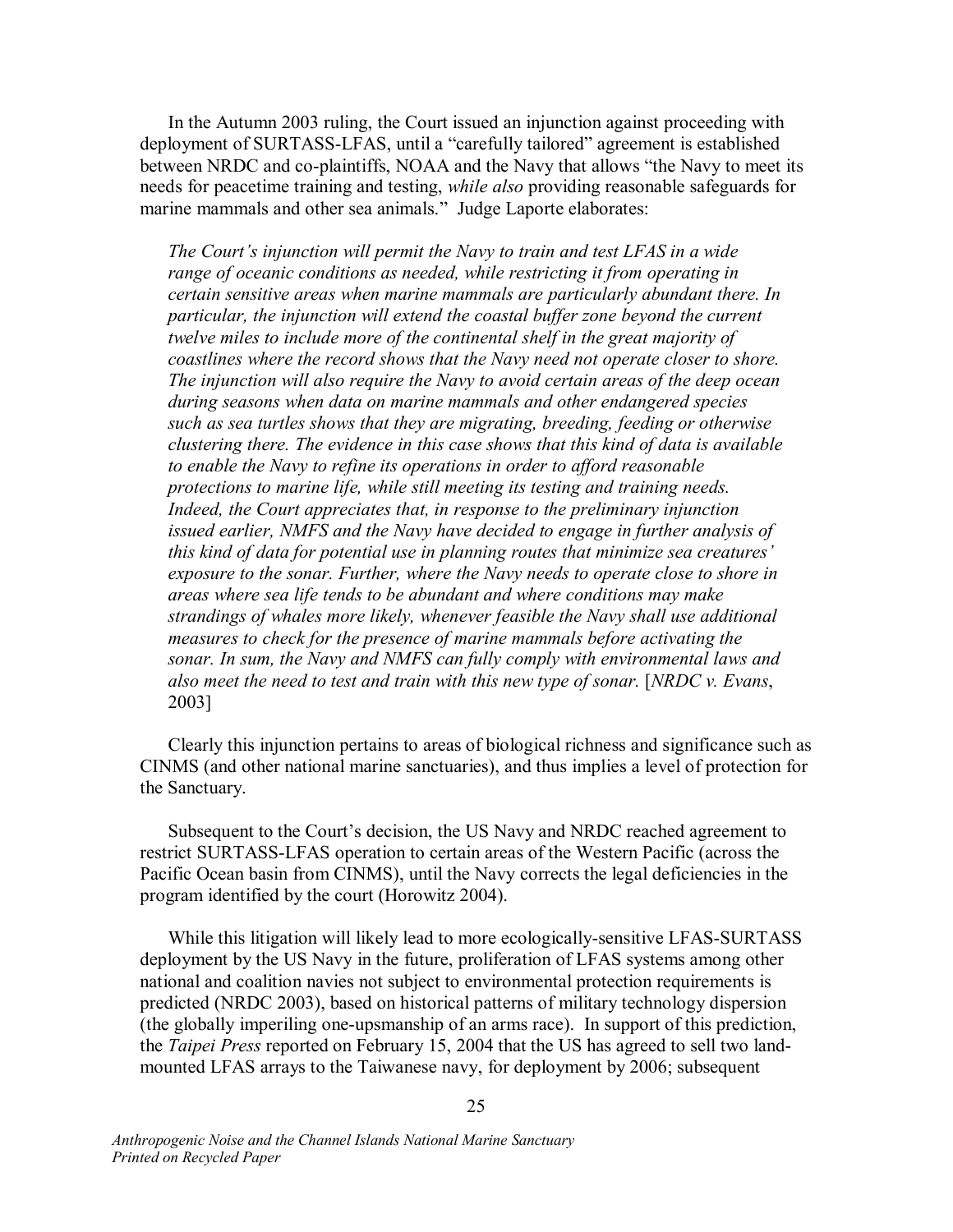In the Autumn 2003 ruling, the Court issued an injunction against proceeding with deployment of SURTASS-LFAS, until a "carefully tailored" agreement is established between NRDC and co-plaintiffs, NOAA and the Navy that allows "the Navy to meet its needs for peacetime training and testing, *while also* providing reasonable safeguards for marine mammals and other sea animals." Judge Laporte elaborates:

> *The Court's injunction will permit the Navy to train and test LFAS in a wide range of oceanic conditions as needed, while restricting it from operating in certain sensitive areas when marine mammals are particularly abundant there. In particular, the injunction will extend the coastal buffer zone beyond the current twelve miles to include more of the continental shelf in the great majority of coastlines where the record shows that the Navy need not operate closer to shore. The injunction will also require the Navy to avoid certain areas of the deep ocean during seasons when data on marine mammals and other endangered species such as sea turtles shows that they are migrating, breeding, feeding or otherwise clustering there. The evidence in this case shows that this kind of data is available to enable the Navy to refine its operations in order to afford reasonable protections to marine life, while still meeting its testing and training needs. Indeed, the Court appreciates that, in response to the preliminary injunction issued earlier, NMFS and the Navy have decided to engage in further analysis of this kind of data for potential use in planning routes that minimize sea creatures' exposure to the sonar. Further, where the Navy needs to operate close to shore in areas where sea life tends to be abundant and where conditions may make strandings of whales more likely, whenever feasible the Navy shall use additional measures to check for the presence of marine mammals before activating the sonar. In sum, the Navy and NMFS can fully comply with environmental laws and also meet the need to test and train with this new type of sonar.* [*NRDC v. Evans*, 2003]

Clearly this injunction pertains to areas of biological richness and significance such as CINMS (and other national marine sanctuaries), and thus implies a level of protection for the Sanctuary.

Subsequent to the Court's decision, the US Navy and NRDC reached agreement to restrict SURTASS-LFAS operation to certain areas of the Western Pacific (across the Pacific Ocean basin from CINMS), until the Navy corrects the legal deficiencies in the program identified by the court (Horowitz 2004).

While this litigation will likely lead to more ecologically-sensitive LFAS-SURTASS deployment by the US Navy in the future, proliferation of LFAS systems among other national and coalition navies not subject to environmental protection requirements is predicted (NRDC 2003), based on historical patterns of military technology dispersion (the globally imperiling one-upsmanship of an arms race). In support of this prediction, the *Taipei Press* reported on February 15, 2004 that the US has agreed to sell two land-mounted LFAS arrays to the Taiwanese navy, for deployment by 2006; subsequent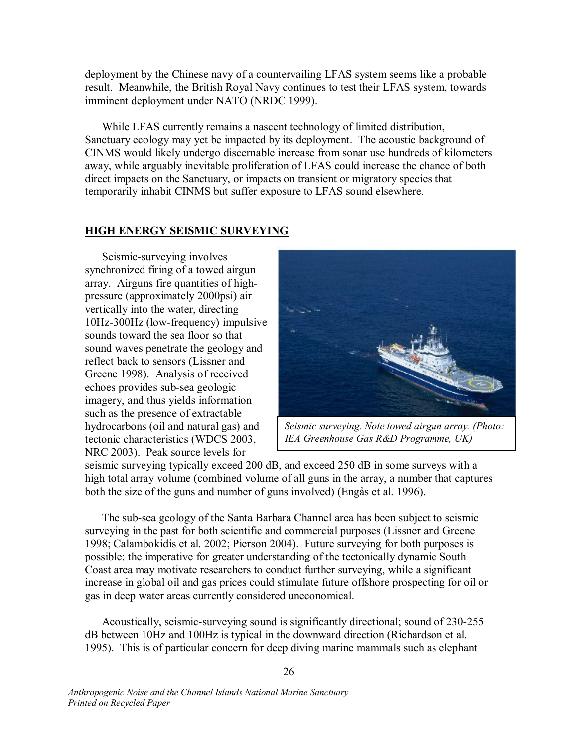deployment by the Chinese navy of a countervailing LFAS system seems like a probable result. Meanwhile, the British Royal Navy continues to test their LFAS system, towards imminent deployment under NATO (NRDC 1999).

While LFAS currently remains a nascent technology of limited distribution, Sanctuary ecology may yet be impacted by its deployment. The acoustic background of CINMS would likely undergo discernable increase from sonar use hundreds of kilometers away, while arguably inevitable proliferation of LFAS could increase the chance of both direct impacts on the Sanctuary, or impacts on transient or migratory species that temporarily inhabit CINMS but suffer exposure to LFAS sound elsewhere.

## HIGH ENERGY SEISMIC SURVEYING

Seismic-surveying involves synchronized firing of a towed airgun array. Airguns fire quantities of high-pressure (approximately 2000psi) air vertically into the water, directing 10Hz-300Hz (low-frequency) impulsive sounds toward the sea floor so that sound waves penetrate the geology and reflect back to sensors (Lissner and Greene 1998). Analysis of received echoes provides sub-sea geologic imagery, and thus yields information such as the presence of extractable hydrocarbons (oil and natural gas) and tectonic characteristics (WDCS 2003, NRC 2003). Peak source levels for seismic surveying typically exceed 200 dB, and exceed 250 dB in some surveys with a high total array volume (combined volume of all guns in the array, a number that captures both the size of the guns and number of guns involved) (Engås et al. 1996).

*Seismic surveying. Note towed airgun array. (Photo: IEA Greenhouse Gas R&D Programme, UK)*

The sub-sea geology of the Santa Barbara Channel area has been subject to seismic surveying in the past for both scientific and commercial purposes (Lissner and Greene 1998; Calambokidis et al. 2002; Pierson 2004). Future surveying for both purposes is possible: the imperative for greater understanding of the tectonically dynamic South Coast area may motivate researchers to conduct further surveying, while a significant increase in global oil and gas prices could stimulate future offshore prospecting for oil or gas in deep water areas currently considered uneconomical.

Acoustically, seismic-surveying sound is significantly directional; sound of 230-255 dB between 10Hz and 100Hz is typical in the downward direction (Richardson et al. 1995). This is of particular concern for deep diving marine mammals such as elephant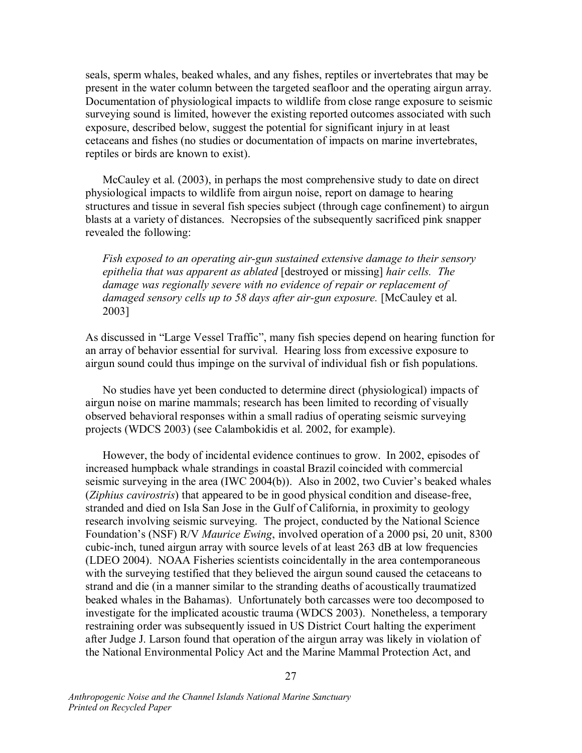seals, sperm whales, beaked whales, and any fishes, reptiles or invertebrates that may be present in the water column between the targeted seafloor and the operating airgun array. Documentation of physiological impacts to wildlife from close range exposure to seismic surveying sound is limited, however the existing reported outcomes associated with such exposure, described below, suggest the potential for significant injury in at least cetaceans and fishes (no studies or documentation of impacts on marine invertebrates, reptiles or birds are known to exist).

McCauley et al. (2003), in perhaps the most comprehensive study to date on direct physiological impacts to wildlife from airgun noise, report on damage to hearing structures and tissue in several fish species subject (through cage confinement) to airgun blasts at a variety of distances. Necropsies of the subsequently sacrificed pink snapper revealed the following:

> *Fish exposed to an operating air-gun sustained extensive damage to their sensory epithelia that was apparent as ablated* [destroyed or missing] *hair cells. The damage was regionally severe with no evidence of repair or replacement of damaged sensory cells up to 58 days after air-gun exposure.* [McCauley et al. 2003]

As discussed in "Large Vessel Traffic", many fish species depend on hearing function for an array of behavior essential for survival. Hearing loss from excessive exposure to airgun sound could thus impinge on the survival of individual fish or fish populations.

No studies have yet been conducted to determine direct (physiological) impacts of airgun noise on marine mammals; research has been limited to recording of visually observed behavioral responses within a small radius of operating seismic surveying projects (WDCS 2003) (see Calambokidis et al. 2002, for example).

However, the body of incidental evidence continues to grow. In 2002, episodes of increased humpback whale strandings in coastal Brazil coincided with commercial seismic surveying in the area (IWC 2004(b)). Also in 2002, two Cuvier's beaked whales (*Ziphius cavirostris*) that appeared to be in good physical condition and disease-free, stranded and died on Isla San Jose in the Gulf of California, in proximity to geology research involving seismic surveying. The project, conducted by the National Science Foundation's (NSF) R/V *Maurice Ewing*, involved operation of a 2000 psi, 20 unit, 8300 cubic-inch, tuned airgun array with source levels of at least 263 dB at low frequencies (LDEO 2004). NOAA Fisheries scientists coincidentally in the area contemporaneous with the surveying testified that they believed the airgun sound caused the cetaceans to strand and die (in a manner similar to the stranding deaths of acoustically traumatized beaked whales in the Bahamas). Unfortunately both carcasses were too decomposed to investigate for the implicated acoustic trauma (WDCS 2003). Nonetheless, a temporary restraining order was subsequently issued in US District Court halting the experiment after Judge J. Larson found that operation of the airgun array was likely in violation of the National Environmental Policy Act and the Marine Mammal Protection Act, and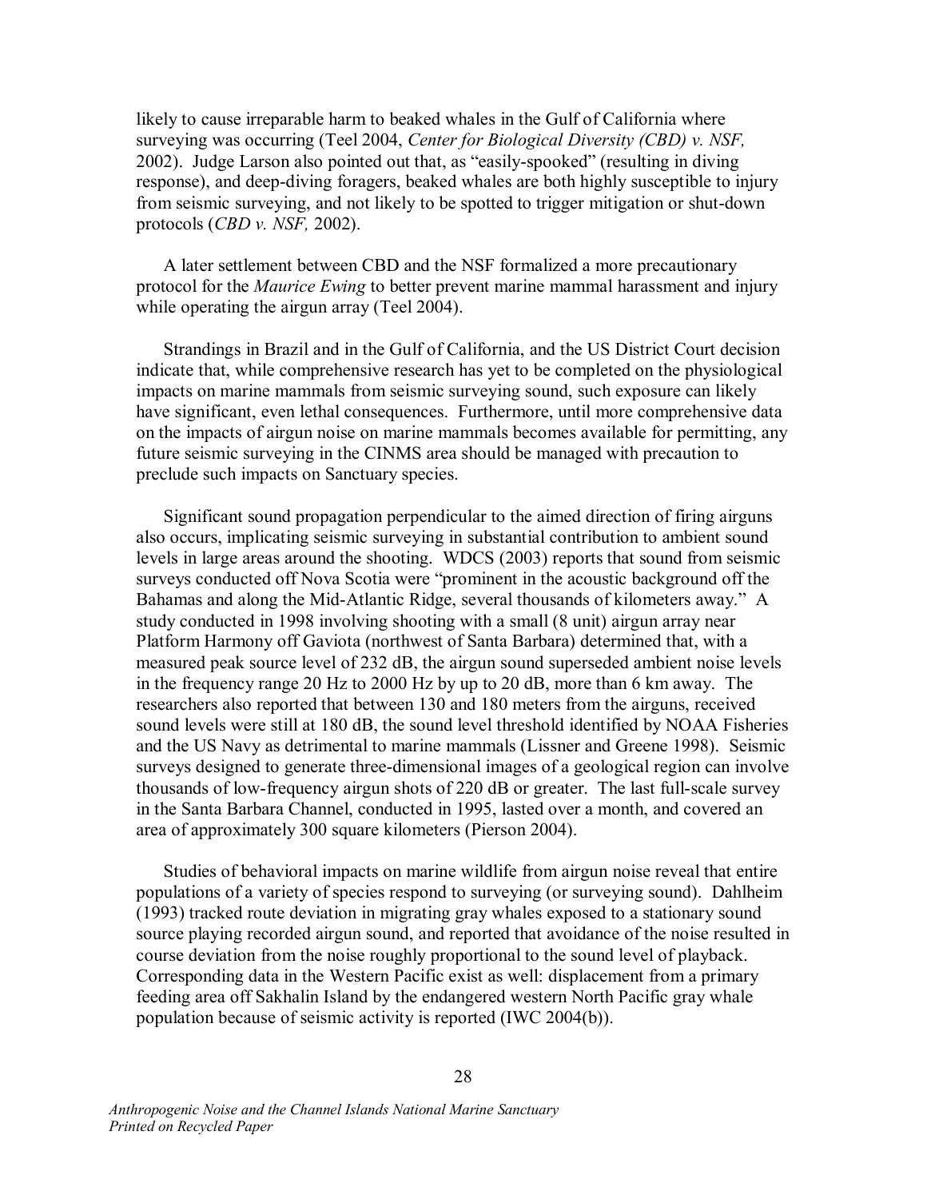likely to cause irreparable harm to beaked whales in the Gulf of California where surveying was occurring (Teel 2004, *Center for Biological Diversity (CBD) v. NSF,* 2002). Judge Larson also pointed out that, as "easily-spooked" (resulting in diving response), and deep-diving foragers, beaked whales are both highly susceptible to injury from seismic surveying, and not likely to be spotted to trigger mitigation or shut-down protocols (*CBD v. NSF,* 2002).

A later settlement between CBD and the NSF formalized a more precautionary protocol for the *Maurice Ewing* to better prevent marine mammal harassment and injury while operating the airgun array (Teel 2004).

Strandings in Brazil and in the Gulf of California, and the US District Court decision indicate that, while comprehensive research has yet to be completed on the physiological impacts on marine mammals from seismic surveying sound, such exposure can likely have significant, even lethal consequences. Furthermore, until more comprehensive data on the impacts of airgun noise on marine mammals becomes available for permitting, any future seismic surveying in the CINMS area should be managed with precaution to preclude such impacts on Sanctuary species.

Significant sound propagation perpendicular to the aimed direction of firing airguns also occurs, implicating seismic surveying in substantial contribution to ambient sound levels in large areas around the shooting. WDCS (2003) reports that sound from seismic surveys conducted off Nova Scotia were "prominent in the acoustic background off the Bahamas and along the Mid-Atlantic Ridge, several thousands of kilometers away." A study conducted in 1998 involving shooting with a small (8 unit) airgun array near Platform Harmony off Gaviota (northwest of Santa Barbara) determined that, with a measured peak source level of 232 dB, the airgun sound superseded ambient noise levels in the frequency range 20 Hz to 2000 Hz by up to 20 dB, more than 6 km away. The researchers also reported that between 130 and 180 meters from the airguns, received sound levels were still at 180 dB, the sound level threshold identified by NOAA Fisheries and the US Navy as detrimental to marine mammals (Lissner and Greene 1998). Seismic surveys designed to generate three-dimensional images of a geological region can involve thousands of low-frequency airgun shots of 220 dB or greater. The last full-scale survey in the Santa Barbara Channel, conducted in 1995, lasted over a month, and covered an area of approximately 300 square kilometers (Pierson 2004).

Studies of behavioral impacts on marine wildlife from airgun noise reveal that entire populations of a variety of species respond to surveying (or surveying sound). Dahlheim (1993) tracked route deviation in migrating gray whales exposed to a stationary sound source playing recorded airgun sound, and reported that avoidance of the noise resulted in course deviation from the noise roughly proportional to the sound level of playback. Corresponding data in the Western Pacific exist as well: displacement from a primary feeding area off Sakhalin Island by the endangered western North Pacific gray whale population because of seismic activity is reported (IWC 2004(b)).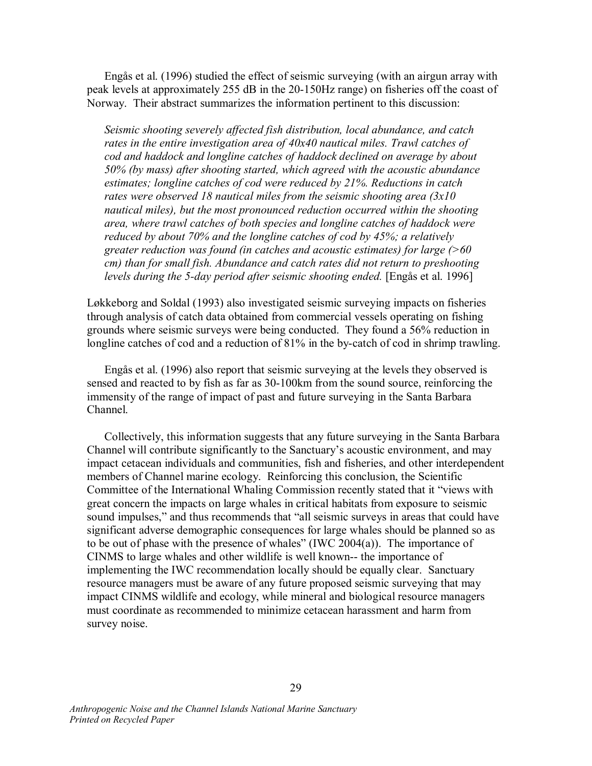Engås et al. (1996) studied the effect of seismic surveying (with an airgun array with peak levels at approximately 255 dB in the 20-150Hz range) on fisheries off the coast of Norway. Their abstract summarizes the information pertinent to this discussion:

> *Seismic shooting severely affected fish distribution, local abundance, and catch rates in the entire investigation area of 40x40 nautical miles. Trawl catches of cod and haddock and longline catches of haddock declined on average by about 50% (by mass) after shooting started, which agreed with the acoustic abundance estimates; longline catches of cod were reduced by 21%. Reductions in catch rates were observed 18 nautical miles from the seismic shooting area (3x10 nautical miles), but the most pronounced reduction occurred within the shooting area, where trawl catches of both species and longline catches of haddock were reduced by about 70% and the longline catches of cod by 45%; a relatively greater reduction was found (in catches and acoustic estimates) for large (>60 cm) than for small fish. Abundance and catch rates did not return to preshooting levels during the 5-day period after seismic shooting ended.* [Engås et al. 1996]

Løkkeborg and Soldal (1993) also investigated seismic surveying impacts on fisheries through analysis of catch data obtained from commercial vessels operating on fishing grounds where seismic surveys were being conducted. They found a 56% reduction in longline catches of cod and a reduction of 81% in the by-catch of cod in shrimp trawling.

Engås et al. (1996) also report that seismic surveying at the levels they observed is sensed and reacted to by fish as far as 30-100km from the sound source, reinforcing the immensity of the range of impact of past and future surveying in the Santa Barbara Channel.

Collectively, this information suggests that any future surveying in the Santa Barbara Channel will contribute significantly to the Sanctuary's acoustic environment, and may impact cetacean individuals and communities, fish and fisheries, and other interdependent members of Channel marine ecology. Reinforcing this conclusion, the Scientific Committee of the International Whaling Commission recently stated that it "views with great concern the impacts on large whales in critical habitats from exposure to seismic sound impulses," and thus recommends that "all seismic surveys in areas that could have significant adverse demographic consequences for large whales should be planned so as to be out of phase with the presence of whales" (IWC 2004(a)). The importance of CINMS to large whales and other wildlife is well known-- the importance of implementing the IWC recommendation locally should be equally clear. Sanctuary resource managers must be aware of any future proposed seismic surveying that may impact CINMS wildlife and ecology, while mineral and biological resource managers must coordinate as recommended to minimize cetacean harassment and harm from survey noise.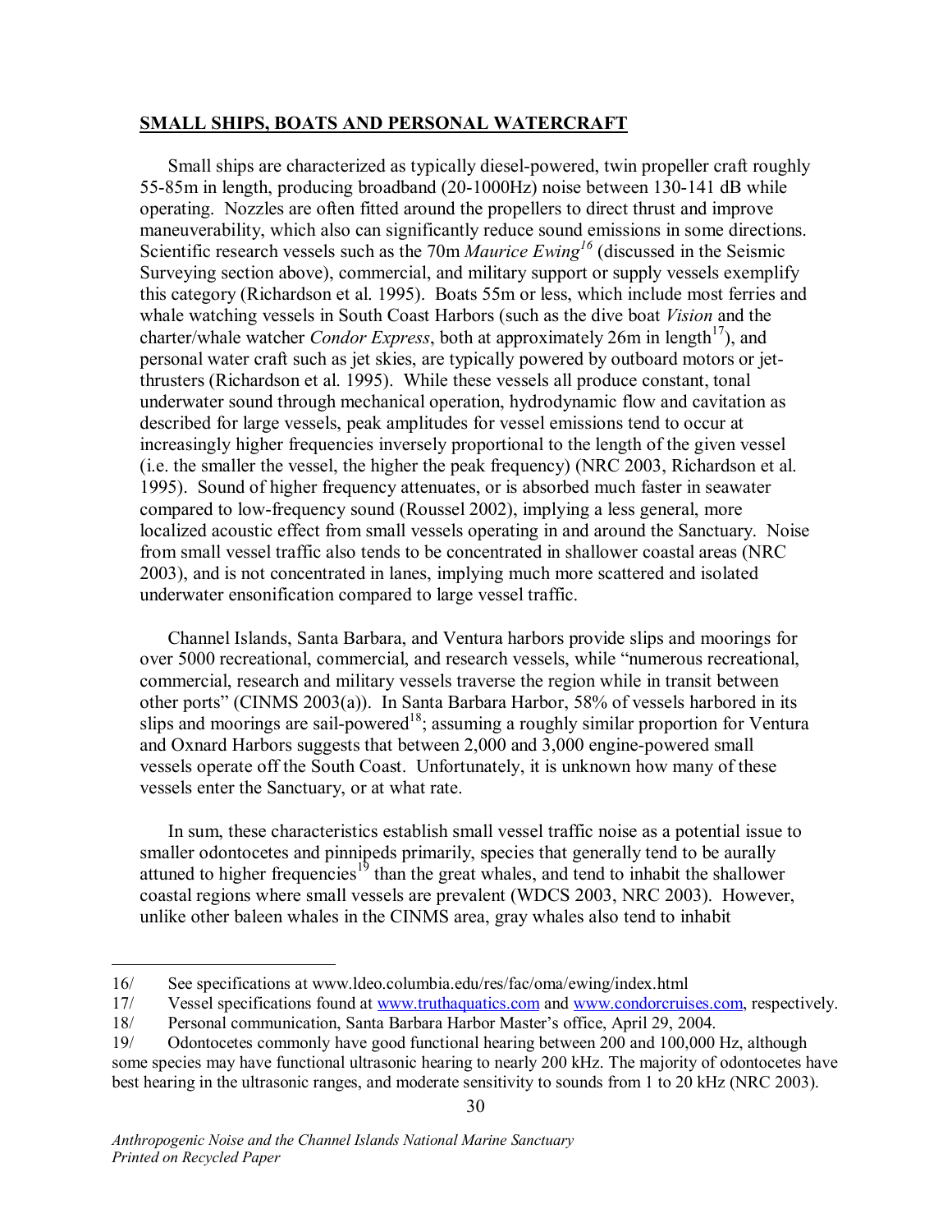## SMALL SHIPS, BOATS AND PERSONAL WATERCRAFT

Small ships are characterized as typically diesel-powered, twin propeller craft roughly 55-85m in length, producing broadband (20-1000Hz) noise between 130-141 dB while operating. Nozzles are often fitted around the propellers to direct thrust and improve maneuverability, which also can significantly reduce sound emissions in some directions. Scientific research vessels such as the 70m *Maurice Ewing*[16] (discussed in the Seismic Surveying section above), commercial, and military support or supply vessels exemplify this category (Richardson et al. 1995). Boats 55m or less, which include most ferries and whale watching vessels in South Coast Harbors (such as the dive boat *Vision* and the charter/whale watcher *Condor Express*, both at approximately 26m in length[17]), and personal water craft such as jet skies, are typically powered by outboard motors or jet-thrusters (Richardson et al. 1995). While these vessels all produce constant, tonal underwater sound through mechanical operation, hydrodynamic flow and cavitation as described for large vessels, peak amplitudes for vessel emissions tend to occur at increasingly higher frequencies inversely proportional to the length of the given vessel (i.e. the smaller the vessel, the higher the peak frequency) (NRC 2003, Richardson et al. 1995). Sound of higher frequency attenuates, or is absorbed much faster in seawater compared to low-frequency sound (Roussel 2002), implying a less general, more localized acoustic effect from small vessels operating in and around the Sanctuary. Noise from small vessel traffic also tends to be concentrated in shallower coastal areas (NRC 2003), and is not concentrated in lanes, implying much more scattered and isolated underwater ensonification compared to large vessel traffic.

Channel Islands, Santa Barbara, and Ventura harbors provide slips and moorings for over 5000 recreational, commercial, and research vessels, while "numerous recreational, commercial, research and military vessels traverse the region while in transit between other ports" (CINMS 2003(a)). In Santa Barbara Harbor, 58% of vessels harbored in its slips and moorings are sail-powered[18]; assuming a roughly similar proportion for Ventura and Oxnard Harbors suggests that between 2,000 and 3,000 engine-powered small vessels operate off the South Coast. Unfortunately, it is unknown how many of these vessels enter the Sanctuary, or at what rate.

In sum, these characteristics establish small vessel traffic noise as a potential issue to smaller odontocetes and pinnipeds primarily, species that generally tend to be aurally attuned to higher frequencies[19] than the great whales, and tend to inhabit the shallower coastal regions where small vessels are prevalent (WDCS 2003, NRC 2003). However, unlike other baleen whales in the CINMS area, gray whales also tend to inhabit

---

16/ See specifications at www.ldeo.columbia.edu/res/fac/oma/ewing/index.html

17/ Vessel specifications found at www.truthaquatics.com and www.condorcruises.com, respectively.

18/ Personal communication, Santa Barbara Harbor Master's office, April 29, 2004.

19/ Odontocetes commonly have good functional hearing between 200 and 100,000 Hz, although some species may have functional ultrasonic hearing to nearly 200 kHz. The majority of odontocetes have best hearing in the ultrasonic ranges, and moderate sensitivity to sounds from 1 to 20 kHz (NRC 2003).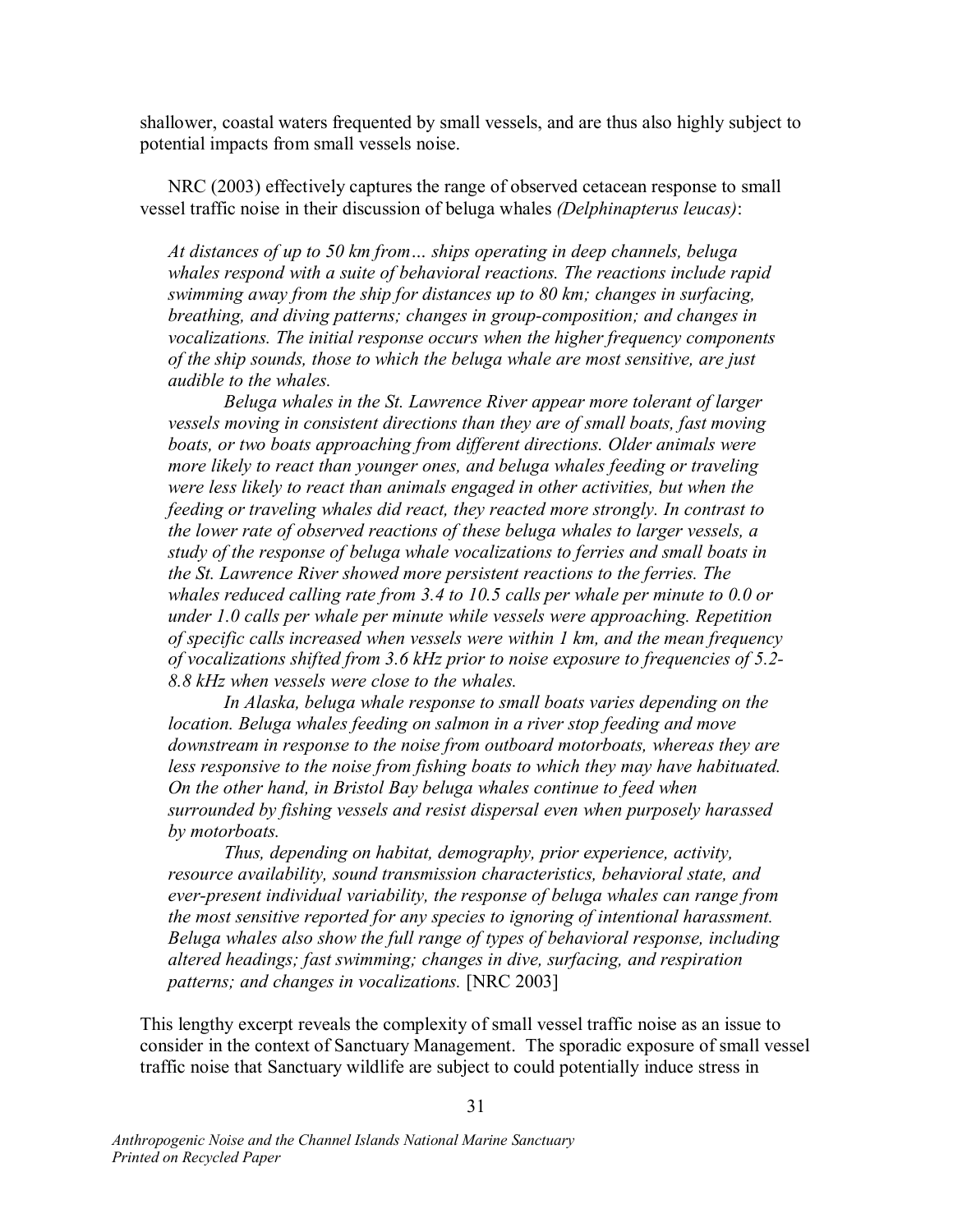shallower, coastal waters frequented by small vessels, and are thus also highly subject to potential impacts from small vessels noise.

NRC (2003) effectively captures the range of observed cetacean response to small vessel traffic noise in their discussion of beluga whales *(Delphinapterus leucas)*:

> *At distances of up to 50 km from… ships operating in deep channels, beluga whales respond with a suite of behavioral reactions. The reactions include rapid swimming away from the ship for distances up to 80 km; changes in surfacing, breathing, and diving patterns; changes in group-composition; and changes in vocalizations. The initial response occurs when the higher frequency components of the ship sounds, those to which the beluga whale are most sensitive, are just audible to the whales.*
>
> *Beluga whales in the St. Lawrence River appear more tolerant of larger vessels moving in consistent directions than they are of small boats, fast moving boats, or two boats approaching from different directions. Older animals were more likely to react than younger ones, and beluga whales feeding or traveling were less likely to react than animals engaged in other activities, but when the feeding or traveling whales did react, they reacted more strongly. In contrast to the lower rate of observed reactions of these beluga whales to larger vessels, a study of the response of beluga whale vocalizations to ferries and small boats in the St. Lawrence River showed more persistent reactions to the ferries. The whales reduced calling rate from 3.4 to 10.5 calls per whale per minute to 0.0 or under 1.0 calls per whale per minute while vessels were approaching. Repetition of specific calls increased when vessels were within 1 km, and the mean frequency of vocalizations shifted from 3.6 kHz prior to noise exposure to frequencies of 5.2-8.8 kHz when vessels were close to the whales.*
>
> *In Alaska, beluga whale response to small boats varies depending on the location. Beluga whales feeding on salmon in a river stop feeding and move downstream in response to the noise from outboard motorboats, whereas they are less responsive to the noise from fishing boats to which they may have habituated. On the other hand, in Bristol Bay beluga whales continue to feed when surrounded by fishing vessels and resist dispersal even when purposely harassed by motorboats.*
>
> *Thus, depending on habitat, demography, prior experience, activity, resource availability, sound transmission characteristics, behavioral state, and ever-present individual variability, the response of beluga whales can range from the most sensitive reported for any species to ignoring of intentional harassment. Beluga whales also show the full range of types of behavioral response, including altered headings; fast swimming; changes in dive, surfacing, and respiration patterns; and changes in vocalizations.* [NRC 2003]

This lengthy excerpt reveals the complexity of small vessel traffic noise as an issue to consider in the context of Sanctuary Management. The sporadic exposure of small vessel traffic noise that Sanctuary wildlife are subject to could potentially induce stress in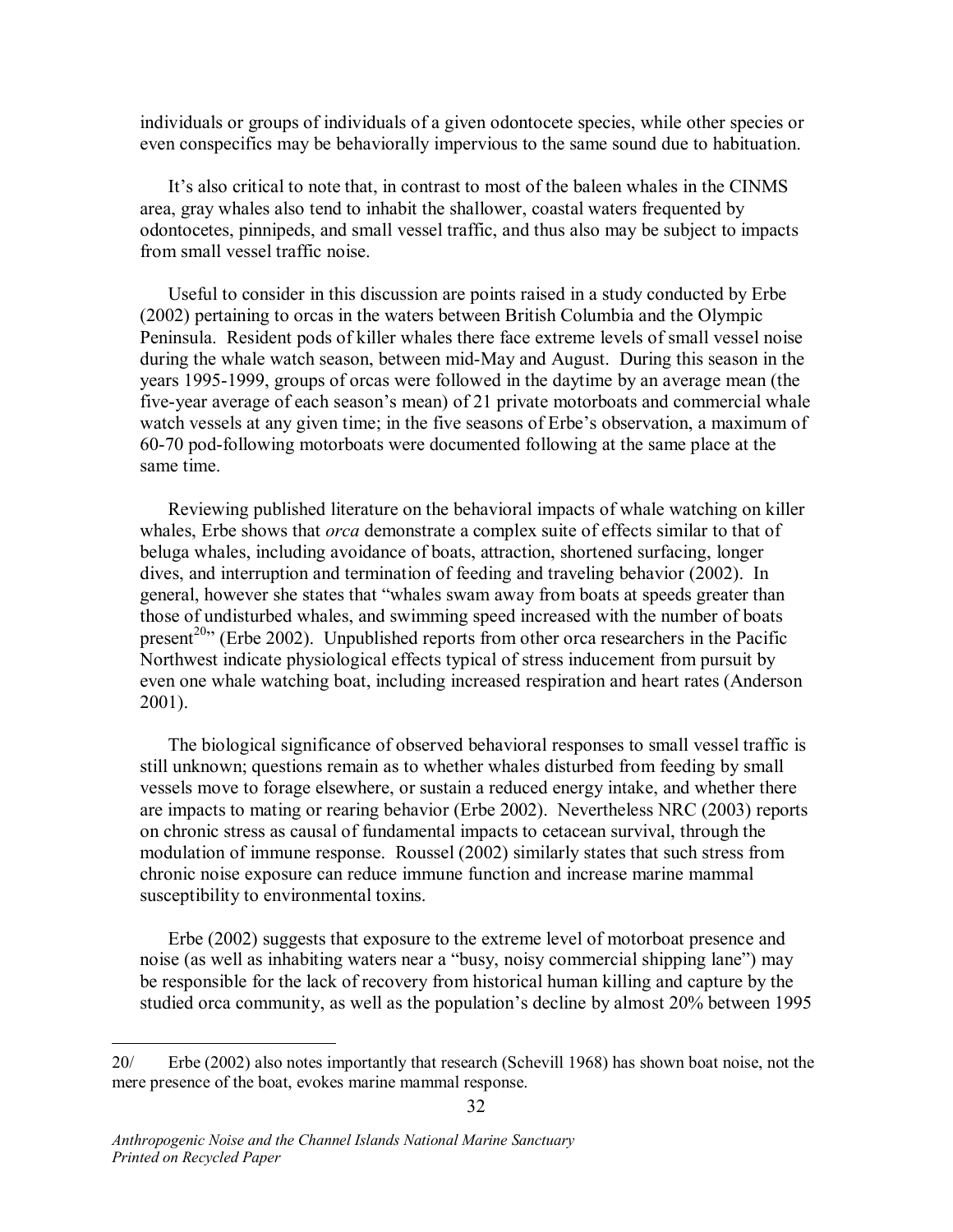individuals or groups of individuals of a given odontocete species, while other species or even conspecifics may be behaviorally impervious to the same sound due to habituation.

It's also critical to note that, in contrast to most of the baleen whales in the CINMS area, gray whales also tend to inhabit the shallower, coastal waters frequented by odontocetes, pinnipeds, and small vessel traffic, and thus also may be subject to impacts from small vessel traffic noise.

Useful to consider in this discussion are points raised in a study conducted by Erbe (2002) pertaining to orcas in the waters between British Columbia and the Olympic Peninsula. Resident pods of killer whales there face extreme levels of small vessel noise during the whale watch season, between mid-May and August. During this season in the years 1995-1999, groups of orcas were followed in the daytime by an average mean (the five-year average of each season's mean) of 21 private motorboats and commercial whale watch vessels at any given time; in the five seasons of Erbe's observation, a maximum of 60-70 pod-following motorboats were documented following at the same place at the same time.

Reviewing published literature on the behavioral impacts of whale watching on killer whales, Erbe shows that *orca* demonstrate a complex suite of effects similar to that of beluga whales, including avoidance of boats, attraction, shortened surfacing, longer dives, and interruption and termination of feeding and traveling behavior (2002). In general, however she states that "whales swam away from boats at speeds greater than those of undisturbed whales, and swimming speed increased with the number of boats present[20]" (Erbe 2002). Unpublished reports from other orca researchers in the Pacific Northwest indicate physiological effects typical of stress inducement from pursuit by even one whale watching boat, including increased respiration and heart rates (Anderson 2001).

The biological significance of observed behavioral responses to small vessel traffic is still unknown; questions remain as to whether whales disturbed from feeding by small vessels move to forage elsewhere, or sustain a reduced energy intake, and whether there are impacts to mating or rearing behavior (Erbe 2002). Nevertheless NRC (2003) reports on chronic stress as causal of fundamental impacts to cetacean survival, through the modulation of immune response. Roussel (2002) similarly states that such stress from chronic noise exposure can reduce immune function and increase marine mammal susceptibility to environmental toxins.

Erbe (2002) suggests that exposure to the extreme level of motorboat presence and noise (as well as inhabiting waters near a "busy, noisy commercial shipping lane") may be responsible for the lack of recovery from historical human killing and capture by the studied orca community, as well as the population's decline by almost 20% between 1995

---

20/ Erbe (2002) also notes importantly that research (Schevill 1968) has shown boat noise, not the mere presence of the boat, evokes marine mammal response.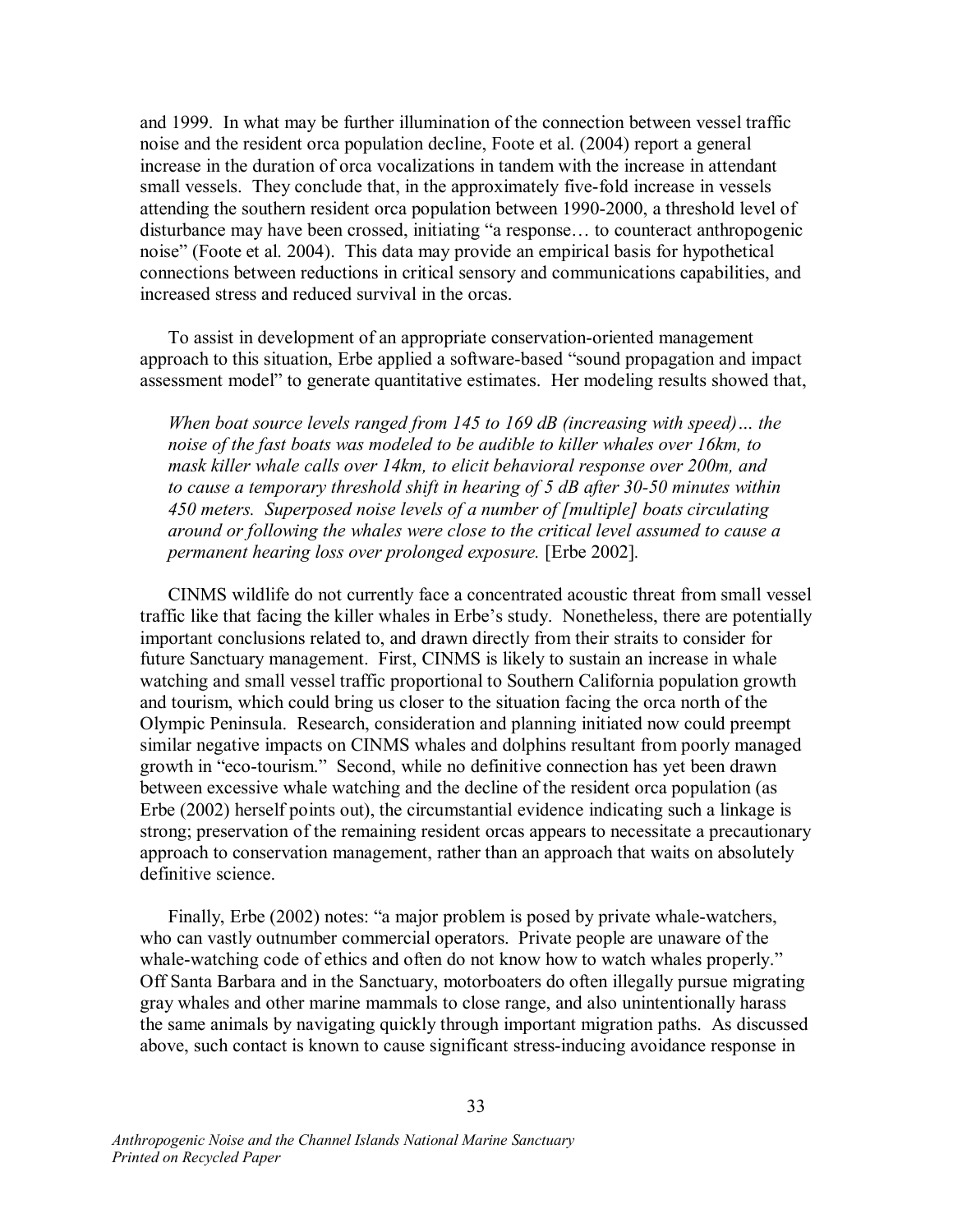and 1999. In what may be further illumination of the connection between vessel traffic noise and the resident orca population decline, Foote et al. (2004) report a general increase in the duration of orca vocalizations in tandem with the increase in attendant small vessels. They conclude that, in the approximately five-fold increase in vessels attending the southern resident orca population between 1990-2000, a threshold level of disturbance may have been crossed, initiating "a response… to counteract anthropogenic noise" (Foote et al. 2004). This data may provide an empirical basis for hypothetical connections between reductions in critical sensory and communications capabilities, and increased stress and reduced survival in the orcas.

To assist in development of an appropriate conservation-oriented management approach to this situation, Erbe applied a software-based "sound propagation and impact assessment model" to generate quantitative estimates. Her modeling results showed that,

> *When boat source levels ranged from 145 to 169 dB (increasing with speed)… the noise of the fast boats was modeled to be audible to killer whales over 16km, to mask killer whale calls over 14km, to elicit behavioral response over 200m, and to cause a temporary threshold shift in hearing of 5 dB after 30-50 minutes within 450 meters. Superposed noise levels of a number of [multiple] boats circulating around or following the whales were close to the critical level assumed to cause a permanent hearing loss over prolonged exposure.* [Erbe 2002].

CINMS wildlife do not currently face a concentrated acoustic threat from small vessel traffic like that facing the killer whales in Erbe's study. Nonetheless, there are potentially important conclusions related to, and drawn directly from their straits to consider for future Sanctuary management. First, CINMS is likely to sustain an increase in whale watching and small vessel traffic proportional to Southern California population growth and tourism, which could bring us closer to the situation facing the orca north of the Olympic Peninsula. Research, consideration and planning initiated now could preempt similar negative impacts on CINMS whales and dolphins resultant from poorly managed growth in "eco-tourism." Second, while no definitive connection has yet been drawn between excessive whale watching and the decline of the resident orca population (as Erbe (2002) herself points out), the circumstantial evidence indicating such a linkage is strong; preservation of the remaining resident orcas appears to necessitate a precautionary approach to conservation management, rather than an approach that waits on absolutely definitive science.

Finally, Erbe (2002) notes: "a major problem is posed by private whale-watchers, who can vastly outnumber commercial operators. Private people are unaware of the whale-watching code of ethics and often do not know how to watch whales properly." Off Santa Barbara and in the Sanctuary, motorboaters do often illegally pursue migrating gray whales and other marine mammals to close range, and also unintentionally harass the same animals by navigating quickly through important migration paths. As discussed above, such contact is known to cause significant stress-inducing avoidance response in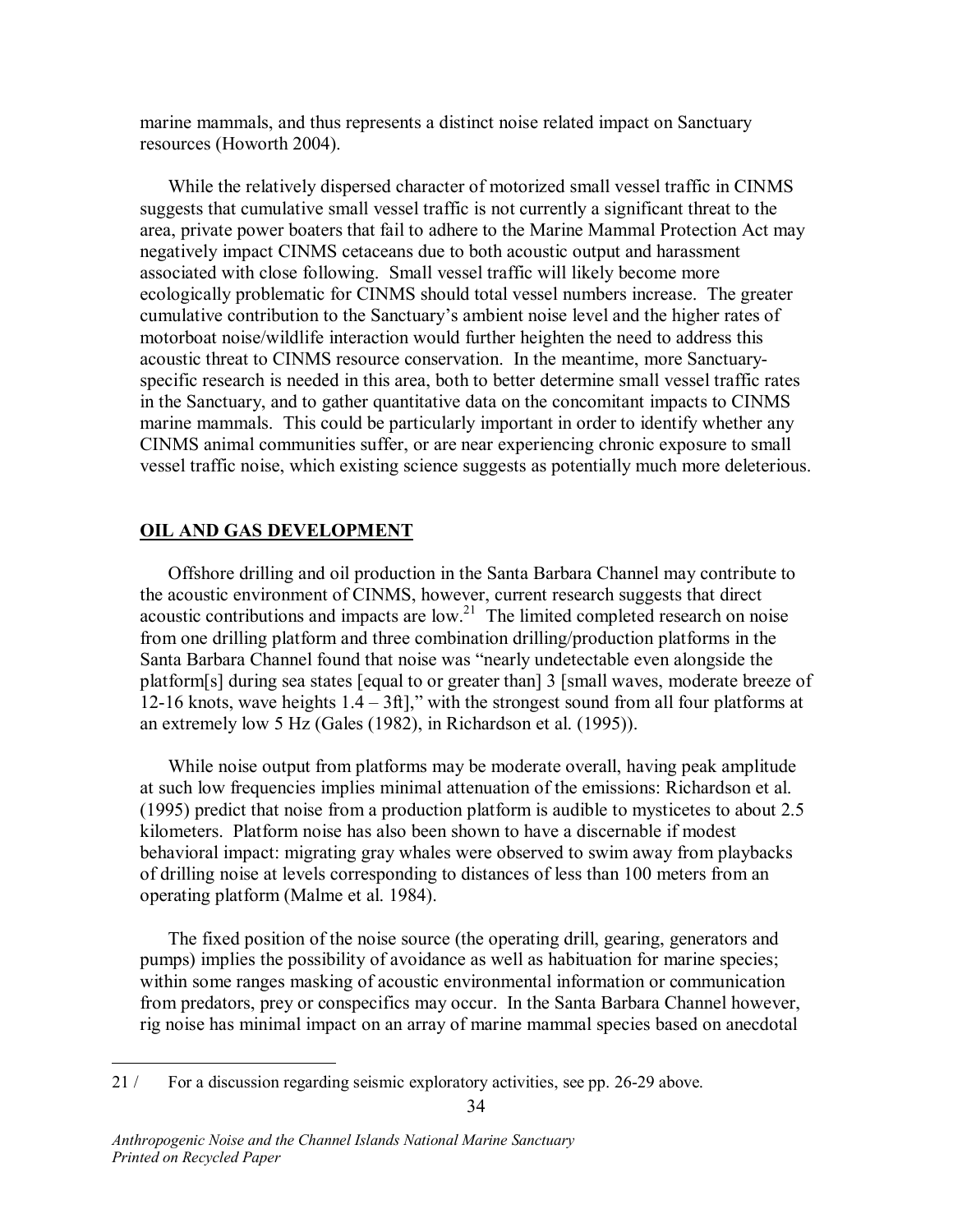marine mammals, and thus represents a distinct noise related impact on Sanctuary resources (Howorth 2004).

While the relatively dispersed character of motorized small vessel traffic in CINMS suggests that cumulative small vessel traffic is not currently a significant threat to the area, private power boaters that fail to adhere to the Marine Mammal Protection Act may negatively impact CINMS cetaceans due to both acoustic output and harassment associated with close following. Small vessel traffic will likely become more ecologically problematic for CINMS should total vessel numbers increase. The greater cumulative contribution to the Sanctuary's ambient noise level and the higher rates of motorboat noise/wildlife interaction would further heighten the need to address this acoustic threat to CINMS resource conservation. In the meantime, more Sanctuary-specific research is needed in this area, both to better determine small vessel traffic rates in the Sanctuary, and to gather quantitative data on the concomitant impacts to CINMS marine mammals. This could be particularly important in order to identify whether any CINMS animal communities suffer, or are near experiencing chronic exposure to small vessel traffic noise, which existing science suggests as potentially much more deleterious.

## OIL AND GAS DEVELOPMENT

Offshore drilling and oil production in the Santa Barbara Channel may contribute to the acoustic environment of CINMS, however, current research suggests that direct acoustic contributions and impacts are low.[21] The limited completed research on noise from one drilling platform and three combination drilling/production platforms in the Santa Barbara Channel found that noise was "nearly undetectable even alongside the platform[s] during sea states [equal to or greater than] 3 [small waves, moderate breeze of 12-16 knots, wave heights 1.4 – 3ft]," with the strongest sound from all four platforms at an extremely low 5 Hz (Gales (1982), in Richardson et al. (1995)).

While noise output from platforms may be moderate overall, having peak amplitude at such low frequencies implies minimal attenuation of the emissions: Richardson et al. (1995) predict that noise from a production platform is audible to mysticetes to about 2.5 kilometers. Platform noise has also been shown to have a discernable if modest behavioral impact: migrating gray whales were observed to swim away from playbacks of drilling noise at levels corresponding to distances of less than 100 meters from an operating platform (Malme et al. 1984).

The fixed position of the noise source (the operating drill, gearing, generators and pumps) implies the possibility of avoidance as well as habituation for marine species; within some ranges masking of acoustic environmental information or communication from predators, prey or conspecifics may occur. In the Santa Barbara Channel however, rig noise has minimal impact on an array of marine mammal species based on anecdotal

21 / For a discussion regarding seismic exploratory activities, see pp. 26-29 above.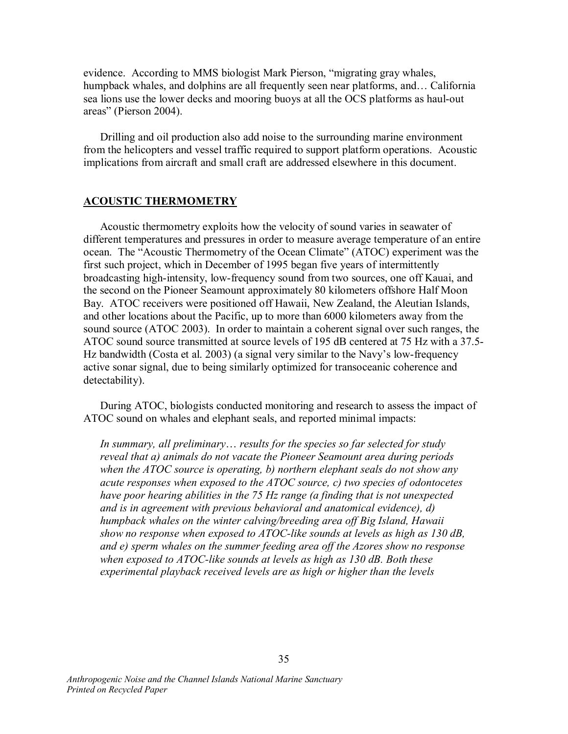evidence. According to MMS biologist Mark Pierson, "migrating gray whales, humpback whales, and dolphins are all frequently seen near platforms, and… California sea lions use the lower decks and mooring buoys at all the OCS platforms as haul-out areas" (Pierson 2004).

Drilling and oil production also add noise to the surrounding marine environment from the helicopters and vessel traffic required to support platform operations. Acoustic implications from aircraft and small craft are addressed elsewhere in this document.

## ACOUSTIC THERMOMETRY

Acoustic thermometry exploits how the velocity of sound varies in seawater of different temperatures and pressures in order to measure average temperature of an entire ocean. The "Acoustic Thermometry of the Ocean Climate" (ATOC) experiment was the first such project, which in December of 1995 began five years of intermittently broadcasting high-intensity, low-frequency sound from two sources, one off Kauai, and the second on the Pioneer Seamount approximately 80 kilometers offshore Half Moon Bay. ATOC receivers were positioned off Hawaii, New Zealand, the Aleutian Islands, and other locations about the Pacific, up to more than 6000 kilometers away from the sound source (ATOC 2003). In order to maintain a coherent signal over such ranges, the ATOC sound source transmitted at source levels of 195 dB centered at 75 Hz with a 37.5-Hz bandwidth (Costa et al. 2003) (a signal very similar to the Navy's low-frequency active sonar signal, due to being similarly optimized for transoceanic coherence and detectability).

During ATOC, biologists conducted monitoring and research to assess the impact of ATOC sound on whales and elephant seals, and reported minimal impacts:

> *In summary, all preliminary… results for the species so far selected for study reveal that a) animals do not vacate the Pioneer Seamount area during periods when the ATOC source is operating, b) northern elephant seals do not show any acute responses when exposed to the ATOC source, c) two species of odontocetes have poor hearing abilities in the 75 Hz range (a finding that is not unexpected and is in agreement with previous behavioral and anatomical evidence), d) humpback whales on the winter calving/breeding area off Big Island, Hawaii show no response when exposed to ATOC-like sounds at levels as high as 130 dB, and e) sperm whales on the summer feeding area off the Azores show no response when exposed to ATOC-like sounds at levels as high as 130 dB. Both these experimental playback received levels are as high or higher than the levels*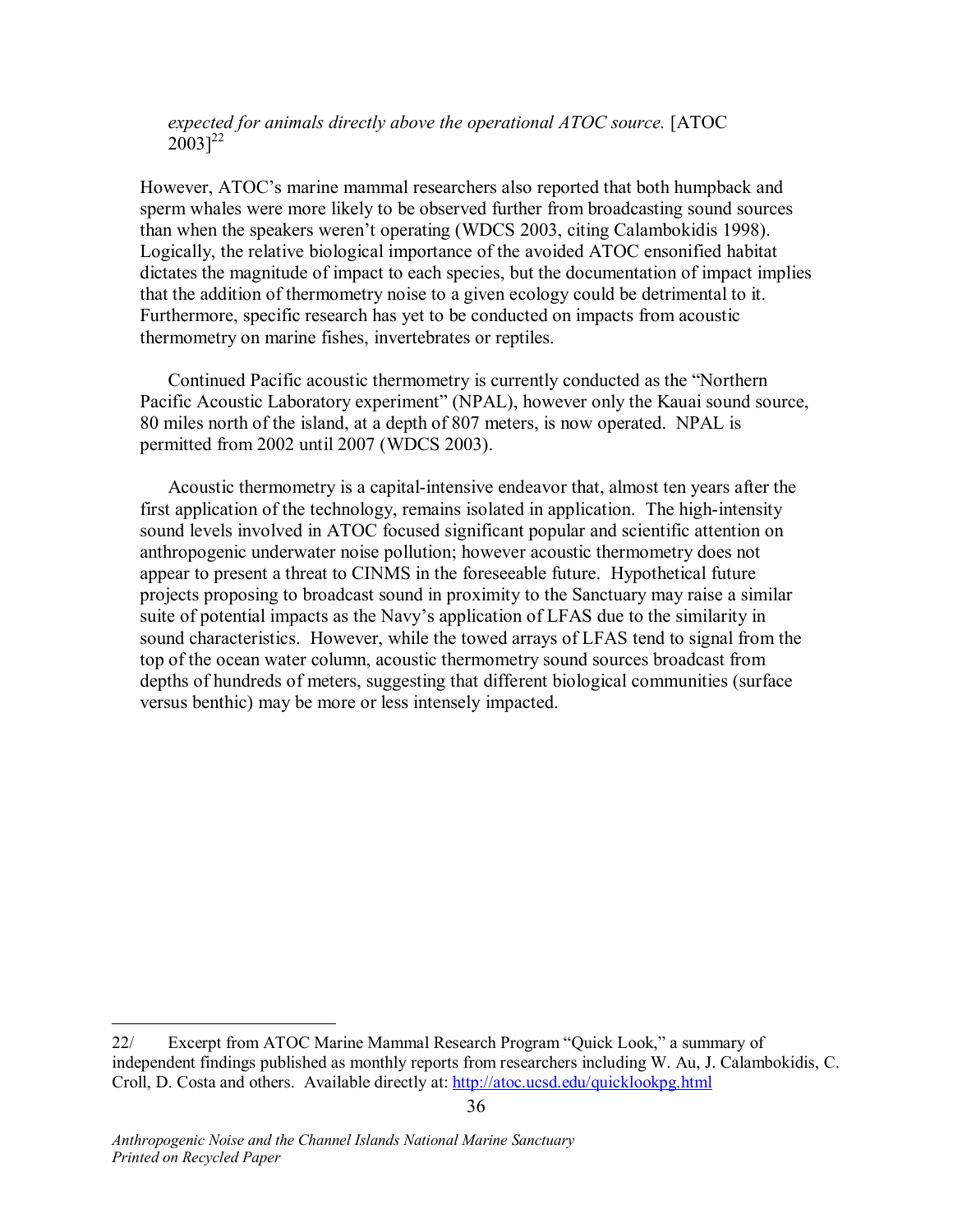> *expected for animals directly above the operational ATOC source.* [ATOC 2003][22]

However, ATOC's marine mammal researchers also reported that both humpback and sperm whales were more likely to be observed further from broadcasting sound sources than when the speakers weren't operating (WDCS 2003, citing Calambokidis 1998). Logically, the relative biological importance of the avoided ATOC ensonified habitat dictates the magnitude of impact to each species, but the documentation of impact implies that the addition of thermometry noise to a given ecology could be detrimental to it. Furthermore, specific research has yet to be conducted on impacts from acoustic thermometry on marine fishes, invertebrates or reptiles.

Continued Pacific acoustic thermometry is currently conducted as the "Northern Pacific Acoustic Laboratory experiment" (NPAL), however only the Kauai sound source, 80 miles north of the island, at a depth of 807 meters, is now operated. NPAL is permitted from 2002 until 2007 (WDCS 2003).

Acoustic thermometry is a capital-intensive endeavor that, almost ten years after the first application of the technology, remains isolated in application. The high-intensity sound levels involved in ATOC focused significant popular and scientific attention on anthropogenic underwater noise pollution; however acoustic thermometry does not appear to present a threat to CINMS in the foreseeable future. Hypothetical future projects proposing to broadcast sound in proximity to the Sanctuary may raise a similar suite of potential impacts as the Navy's application of LFAS due to the similarity in sound characteristics. However, while the towed arrays of LFAS tend to signal from the top of the ocean water column, acoustic thermometry sound sources broadcast from depths of hundreds of meters, suggesting that different biological communities (surface versus benthic) may be more or less intensely impacted.

---

22/ Excerpt from ATOC Marine Mammal Research Program "Quick Look," a summary of independent findings published as monthly reports from researchers including W. Au, J. Calambokidis, C. Croll, D. Costa and others. Available directly at: http://atoc.ucsd.edu/quicklookpg.html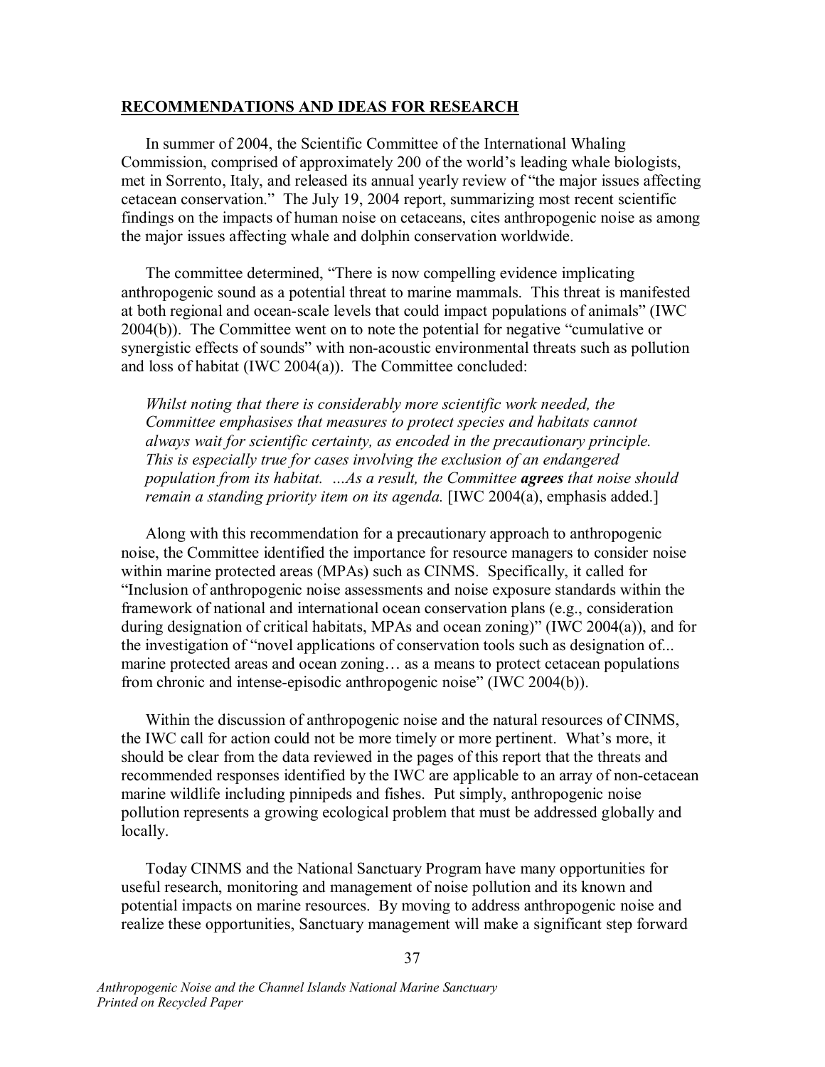## **RECOMMENDATIONS AND IDEAS FOR RESEARCH**

In summer of 2004, the Scientific Committee of the International Whaling Commission, comprised of approximately 200 of the world's leading whale biologists, met in Sorrento, Italy, and released its annual yearly review of "the major issues affecting cetacean conservation." The July 19, 2004 report, summarizing most recent scientific findings on the impacts of human noise on cetaceans, cites anthropogenic noise as among the major issues affecting whale and dolphin conservation worldwide.

The committee determined, "There is now compelling evidence implicating anthropogenic sound as a potential threat to marine mammals. This threat is manifested at both regional and ocean-scale levels that could impact populations of animals" (IWC 2004(b)). The Committee went on to note the potential for negative "cumulative or synergistic effects of sounds" with non-acoustic environmental threats such as pollution and loss of habitat (IWC 2004(a)). The Committee concluded:

> *Whilst noting that there is considerably more scientific work needed, the Committee emphasises that measures to protect species and habitats cannot always wait for scientific certainty, as encoded in the precautionary principle. This is especially true for cases involving the exclusion of an endangered population from its habitat. …As a result, the Committee* ***agrees*** *that noise should remain a standing priority item on its agenda.* [IWC 2004(a), emphasis added.]

Along with this recommendation for a precautionary approach to anthropogenic noise, the Committee identified the importance for resource managers to consider noise within marine protected areas (MPAs) such as CINMS. Specifically, it called for "Inclusion of anthropogenic noise assessments and noise exposure standards within the framework of national and international ocean conservation plans (e.g., consideration during designation of critical habitats, MPAs and ocean zoning)" (IWC 2004(a)), and for the investigation of "novel applications of conservation tools such as designation of... marine protected areas and ocean zoning… as a means to protect cetacean populations from chronic and intense-episodic anthropogenic noise" (IWC 2004(b)).

Within the discussion of anthropogenic noise and the natural resources of CINMS, the IWC call for action could not be more timely or more pertinent. What's more, it should be clear from the data reviewed in the pages of this report that the threats and recommended responses identified by the IWC are applicable to an array of non-cetacean marine wildlife including pinnipeds and fishes. Put simply, anthropogenic noise pollution represents a growing ecological problem that must be addressed globally and locally.

Today CINMS and the National Sanctuary Program have many opportunities for useful research, monitoring and management of noise pollution and its known and potential impacts on marine resources. By moving to address anthropogenic noise and realize these opportunities, Sanctuary management will make a significant step forward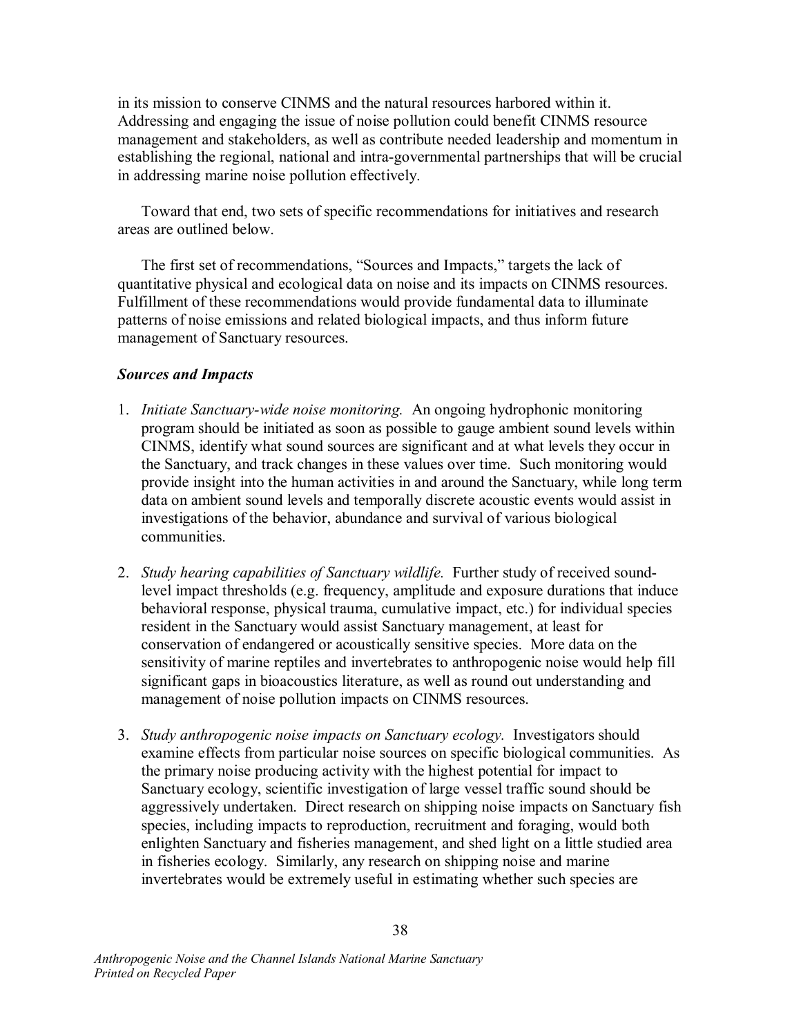in its mission to conserve CINMS and the natural resources harbored within it. Addressing and engaging the issue of noise pollution could benefit CINMS resource management and stakeholders, as well as contribute needed leadership and momentum in establishing the regional, national and intra-governmental partnerships that will be crucial in addressing marine noise pollution effectively.

Toward that end, two sets of specific recommendations for initiatives and research areas are outlined below.

The first set of recommendations, "Sources and Impacts," targets the lack of quantitative physical and ecological data on noise and its impacts on CINMS resources. Fulfillment of these recommendations would provide fundamental data to illuminate patterns of noise emissions and related biological impacts, and thus inform future management of Sanctuary resources.

***Sources and Impacts***

1. *Initiate Sanctuary-wide noise monitoring.* An ongoing hydrophonic monitoring program should be initiated as soon as possible to gauge ambient sound levels within CINMS, identify what sound sources are significant and at what levels they occur in the Sanctuary, and track changes in these values over time. Such monitoring would provide insight into the human activities in and around the Sanctuary, while long term data on ambient sound levels and temporally discrete acoustic events would assist in investigations of the behavior, abundance and survival of various biological communities.

2. *Study hearing capabilities of Sanctuary wildlife.* Further study of received sound-level impact thresholds (e.g. frequency, amplitude and exposure durations that induce behavioral response, physical trauma, cumulative impact, etc.) for individual species resident in the Sanctuary would assist Sanctuary management, at least for conservation of endangered or acoustically sensitive species. More data on the sensitivity of marine reptiles and invertebrates to anthropogenic noise would help fill significant gaps in bioacoustics literature, as well as round out understanding and management of noise pollution impacts on CINMS resources.

3. *Study anthropogenic noise impacts on Sanctuary ecology.* Investigators should examine effects from particular noise sources on specific biological communities. As the primary noise producing activity with the highest potential for impact to Sanctuary ecology, scientific investigation of large vessel traffic sound should be aggressively undertaken. Direct research on shipping noise impacts on Sanctuary fish species, including impacts to reproduction, recruitment and foraging, would both enlighten Sanctuary and fisheries management, and shed light on a little studied area in fisheries ecology. Similarly, any research on shipping noise and marine invertebrates would be extremely useful in estimating whether such species are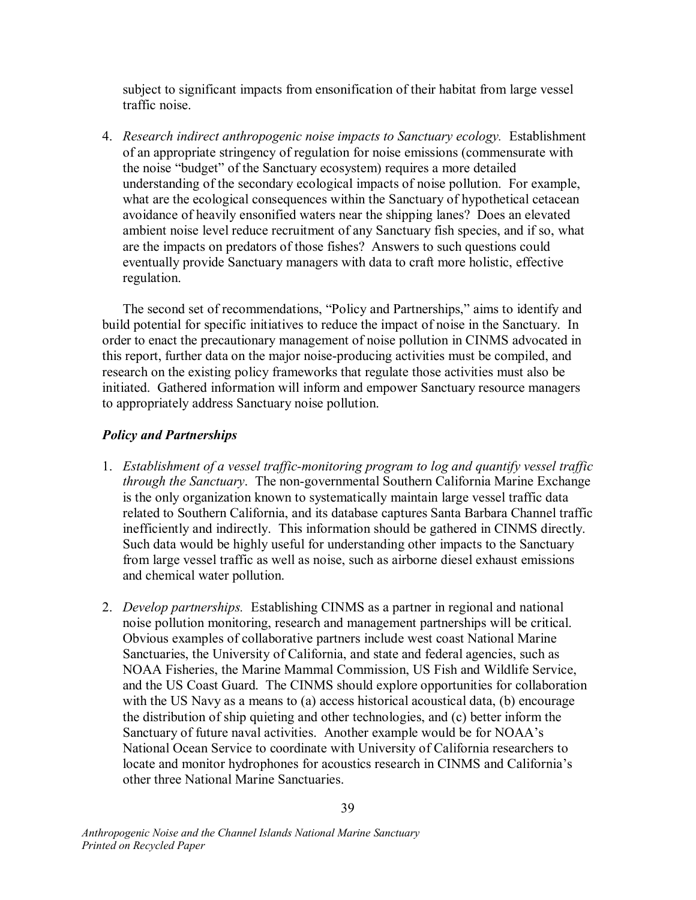subject to significant impacts from ensonification of their habitat from large vessel traffic noise.

4. *Research indirect anthropogenic noise impacts to Sanctuary ecology.* Establishment of an appropriate stringency of regulation for noise emissions (commensurate with the noise "budget" of the Sanctuary ecosystem) requires a more detailed understanding of the secondary ecological impacts of noise pollution. For example, what are the ecological consequences within the Sanctuary of hypothetical cetacean avoidance of heavily ensonified waters near the shipping lanes? Does an elevated ambient noise level reduce recruitment of any Sanctuary fish species, and if so, what are the impacts on predators of those fishes? Answers to such questions could eventually provide Sanctuary managers with data to craft more holistic, effective regulation.

The second set of recommendations, "Policy and Partnerships," aims to identify and build potential for specific initiatives to reduce the impact of noise in the Sanctuary. In order to enact the precautionary management of noise pollution in CINMS advocated in this report, further data on the major noise-producing activities must be compiled, and research on the existing policy frameworks that regulate those activities must also be initiated. Gathered information will inform and empower Sanctuary resource managers to appropriately address Sanctuary noise pollution.

### *Policy and Partnerships*

1. *Establishment of a vessel traffic-monitoring program to log and quantify vessel traffic through the Sanctuary*. The non-governmental Southern California Marine Exchange is the only organization known to systematically maintain large vessel traffic data related to Southern California, and its database captures Santa Barbara Channel traffic inefficiently and indirectly. This information should be gathered in CINMS directly. Such data would be highly useful for understanding other impacts to the Sanctuary from large vessel traffic as well as noise, such as airborne diesel exhaust emissions and chemical water pollution.

2. *Develop partnerships.* Establishing CINMS as a partner in regional and national noise pollution monitoring, research and management partnerships will be critical. Obvious examples of collaborative partners include west coast National Marine Sanctuaries, the University of California, and state and federal agencies, such as NOAA Fisheries, the Marine Mammal Commission, US Fish and Wildlife Service, and the US Coast Guard. The CINMS should explore opportunities for collaboration with the US Navy as a means to (a) access historical acoustical data, (b) encourage the distribution of ship quieting and other technologies, and (c) better inform the Sanctuary of future naval activities. Another example would be for NOAA's National Ocean Service to coordinate with University of California researchers to locate and monitor hydrophones for acoustics research in CINMS and California's other three National Marine Sanctuaries.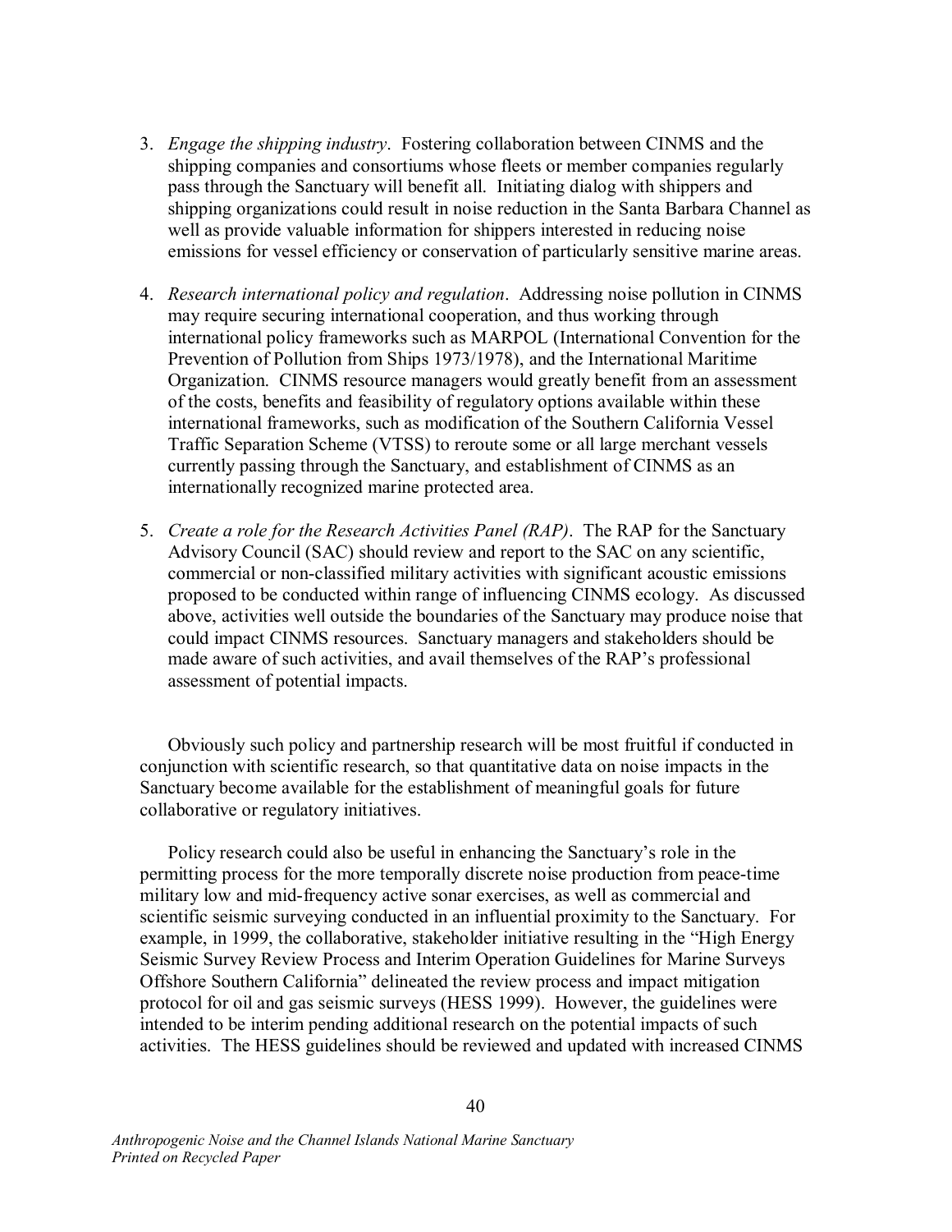3. *Engage the shipping industry*. Fostering collaboration between CINMS and the shipping companies and consortiums whose fleets or member companies regularly pass through the Sanctuary will benefit all. Initiating dialog with shippers and shipping organizations could result in noise reduction in the Santa Barbara Channel as well as provide valuable information for shippers interested in reducing noise emissions for vessel efficiency or conservation of particularly sensitive marine areas.

4. *Research international policy and regulation*. Addressing noise pollution in CINMS may require securing international cooperation, and thus working through international policy frameworks such as MARPOL (International Convention for the Prevention of Pollution from Ships 1973/1978), and the International Maritime Organization. CINMS resource managers would greatly benefit from an assessment of the costs, benefits and feasibility of regulatory options available within these international frameworks, such as modification of the Southern California Vessel Traffic Separation Scheme (VTSS) to reroute some or all large merchant vessels currently passing through the Sanctuary, and establishment of CINMS as an internationally recognized marine protected area.

5. *Create a role for the Research Activities Panel (RAP)*. The RAP for the Sanctuary Advisory Council (SAC) should review and report to the SAC on any scientific, commercial or non-classified military activities with significant acoustic emissions proposed to be conducted within range of influencing CINMS ecology. As discussed above, activities well outside the boundaries of the Sanctuary may produce noise that could impact CINMS resources. Sanctuary managers and stakeholders should be made aware of such activities, and avail themselves of the RAP's professional assessment of potential impacts.

Obviously such policy and partnership research will be most fruitful if conducted in conjunction with scientific research, so that quantitative data on noise impacts in the Sanctuary become available for the establishment of meaningful goals for future collaborative or regulatory initiatives.

Policy research could also be useful in enhancing the Sanctuary's role in the permitting process for the more temporally discrete noise production from peace-time military low and mid-frequency active sonar exercises, as well as commercial and scientific seismic surveying conducted in an influential proximity to the Sanctuary. For example, in 1999, the collaborative, stakeholder initiative resulting in the "High Energy Seismic Survey Review Process and Interim Operation Guidelines for Marine Surveys Offshore Southern California" delineated the review process and impact mitigation protocol for oil and gas seismic surveys (HESS 1999). However, the guidelines were intended to be interim pending additional research on the potential impacts of such activities. The HESS guidelines should be reviewed and updated with increased CINMS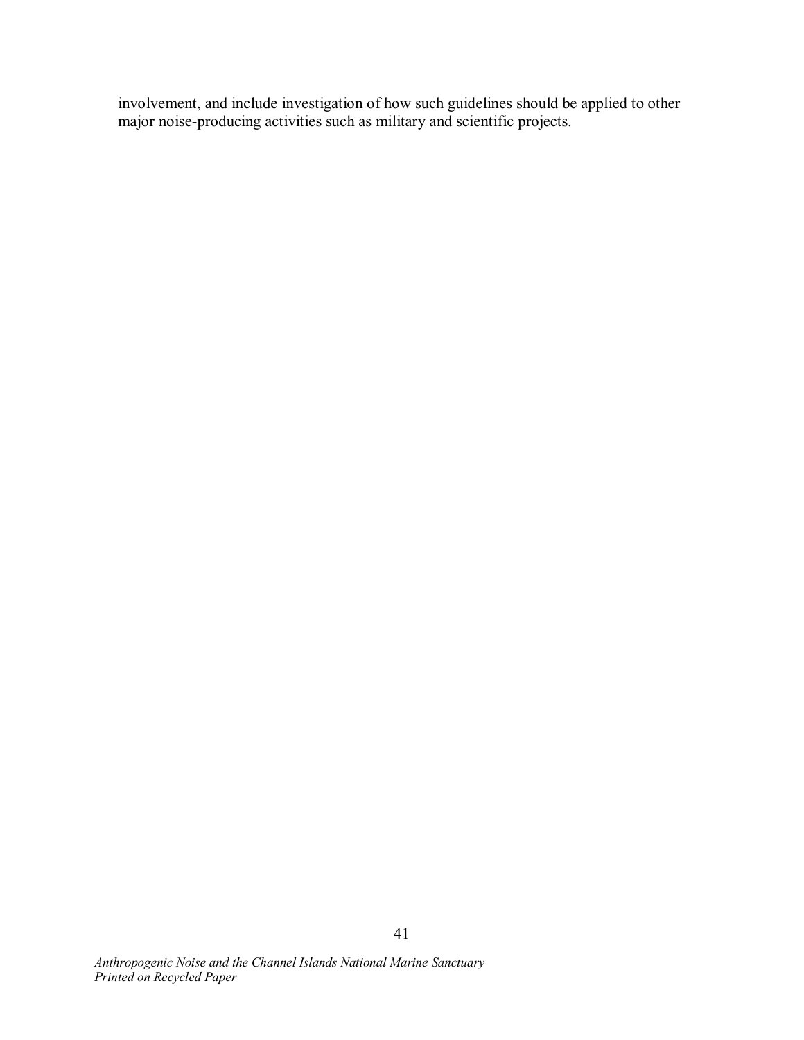involvement, and include investigation of how such guidelines should be applied to other major noise-producing activities such as military and scientific projects.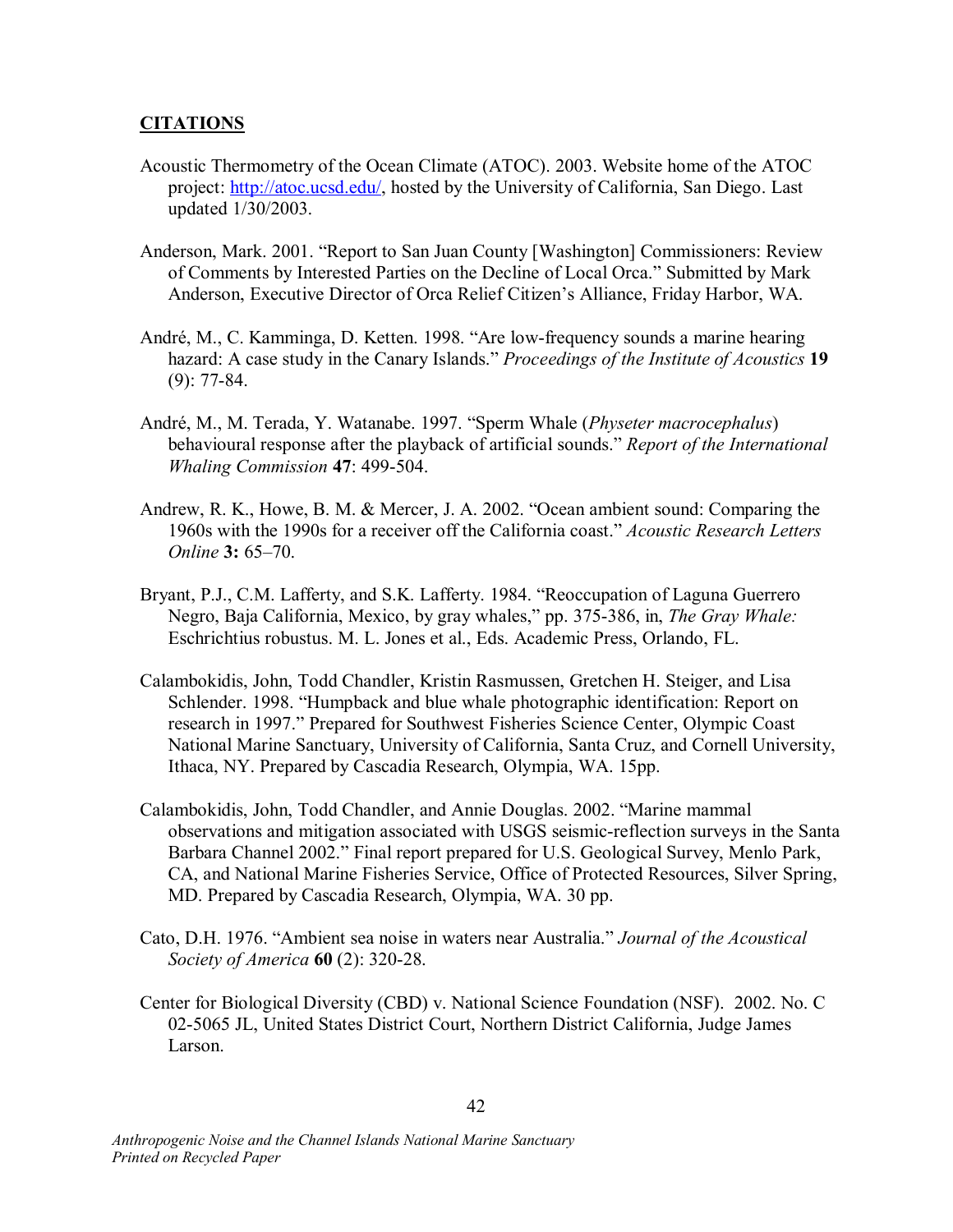## CITATIONS

Acoustic Thermometry of the Ocean Climate (ATOC). 2003. Website home of the ATOC project: http://atoc.ucsd.edu/, hosted by the University of California, San Diego. Last updated 1/30/2003.

Anderson, Mark. 2001. "Report to San Juan County [Washington] Commissioners: Review of Comments by Interested Parties on the Decline of Local Orca." Submitted by Mark Anderson, Executive Director of Orca Relief Citizen's Alliance, Friday Harbor, WA.

André, M., C. Kamminga, D. Ketten. 1998. "Are low-frequency sounds a marine hearing hazard: A case study in the Canary Islands." *Proceedings of the Institute of Acoustics* **19** (9): 77-84.

André, M., M. Terada, Y. Watanabe. 1997. "Sperm Whale (*Physeter macrocephalus*) behavioural response after the playback of artificial sounds." *Report of the International Whaling Commission* **47**: 499-504.

Andrew, R. K., Howe, B. M. & Mercer, J. A. 2002. "Ocean ambient sound: Comparing the 1960s with the 1990s for a receiver off the California coast." *Acoustic Research Letters Online* **3:** 65–70.

Bryant, P.J., C.M. Lafferty, and S.K. Lafferty. 1984. "Reoccupation of Laguna Guerrero Negro, Baja California, Mexico, by gray whales," pp. 375-386, in, *The Gray Whale:* Eschrichtius robustus. M. L. Jones et al., Eds. Academic Press, Orlando, FL.

Calambokidis, John, Todd Chandler, Kristin Rasmussen, Gretchen H. Steiger, and Lisa Schlender. 1998. "Humpback and blue whale photographic identification: Report on research in 1997." Prepared for Southwest Fisheries Science Center, Olympic Coast National Marine Sanctuary, University of California, Santa Cruz, and Cornell University, Ithaca, NY. Prepared by Cascadia Research, Olympia, WA. 15pp.

Calambokidis, John, Todd Chandler, and Annie Douglas. 2002. "Marine mammal observations and mitigation associated with USGS seismic-reflection surveys in the Santa Barbara Channel 2002." Final report prepared for U.S. Geological Survey, Menlo Park, CA, and National Marine Fisheries Service, Office of Protected Resources, Silver Spring, MD. Prepared by Cascadia Research, Olympia, WA. 30 pp.

Cato, D.H. 1976. "Ambient sea noise in waters near Australia." *Journal of the Acoustical Society of America* **60** (2): 320-28.

Center for Biological Diversity (CBD) v. National Science Foundation (NSF). 2002. No. C 02-5065 JL, United States District Court, Northern District California, Judge James Larson.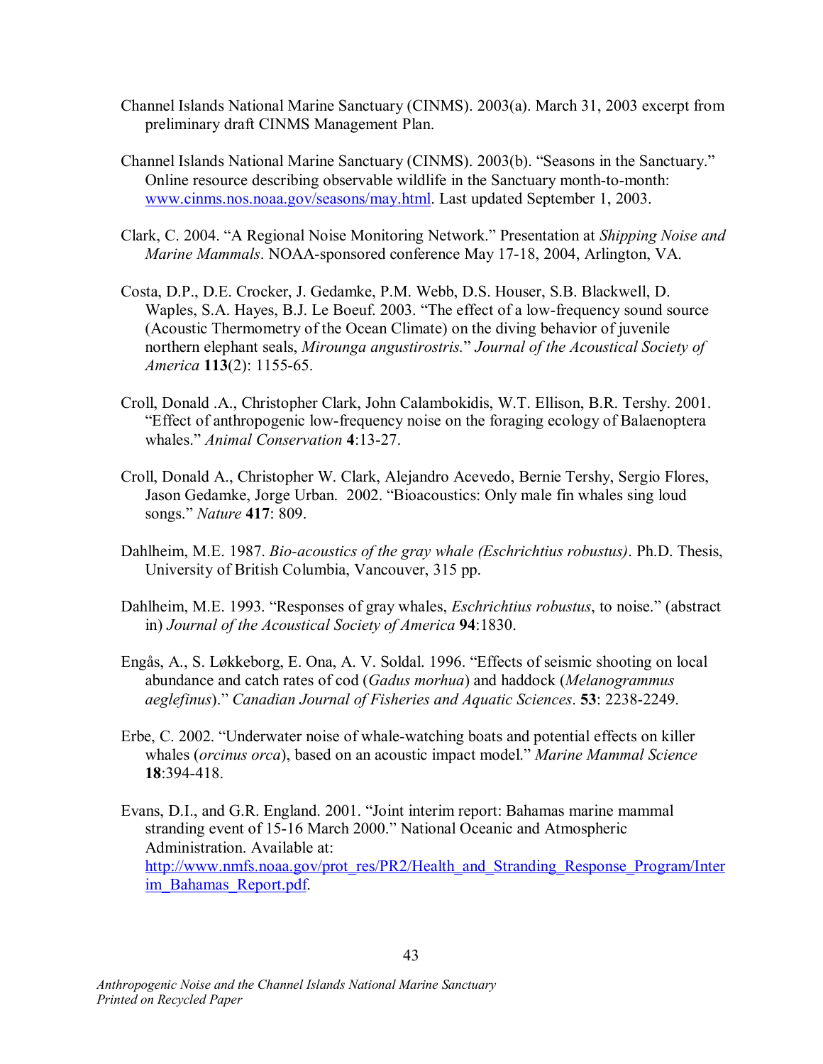Channel Islands National Marine Sanctuary (CINMS). 2003(a). March 31, 2003 excerpt from preliminary draft CINMS Management Plan.

Channel Islands National Marine Sanctuary (CINMS). 2003(b). "Seasons in the Sanctuary." Online resource describing observable wildlife in the Sanctuary month-to-month: www.cinms.nos.noaa.gov/seasons/may.html. Last updated September 1, 2003.

Clark, C. 2004. "A Regional Noise Monitoring Network." Presentation at *Shipping Noise and Marine Mammals*. NOAA-sponsored conference May 17-18, 2004, Arlington, VA.

Costa, D.P., D.E. Crocker, J. Gedamke, P.M. Webb, D.S. Houser, S.B. Blackwell, D. Waples, S.A. Hayes, B.J. Le Boeuf. 2003. "The effect of a low-frequency sound source (Acoustic Thermometry of the Ocean Climate) on the diving behavior of juvenile northern elephant seals, *Mirounga angustirostris.*" *Journal of the Acoustical Society of America* **113**(2): 1155-65.

Croll, Donald .A., Christopher Clark, John Calambokidis, W.T. Ellison, B.R. Tershy. 2001. "Effect of anthropogenic low-frequency noise on the foraging ecology of Balaenoptera whales." *Animal Conservation* **4**:13-27.

Croll, Donald A., Christopher W. Clark, Alejandro Acevedo, Bernie Tershy, Sergio Flores, Jason Gedamke, Jorge Urban. 2002. "Bioacoustics: Only male fin whales sing loud songs." *Nature* **417**: 809.

Dahlheim, M.E. 1987. *Bio-acoustics of the gray whale (Eschrichtius robustus)*. Ph.D. Thesis, University of British Columbia, Vancouver, 315 pp.

Dahlheim, M.E. 1993. "Responses of gray whales, *Eschrichtius robustus*, to noise." (abstract in) *Journal of the Acoustical Society of America* **94**:1830.

Engås, A., S. Løkkeborg, E. Ona, A. V. Soldal. 1996. "Effects of seismic shooting on local abundance and catch rates of cod (*Gadus morhua*) and haddock (*Melanogrammus aeglefinus*)." *Canadian Journal of Fisheries and Aquatic Sciences*. **53**: 2238-2249.

Erbe, C. 2002. "Underwater noise of whale-watching boats and potential effects on killer whales (*orcinus orca*), based on an acoustic impact model." *Marine Mammal Science* **18**:394-418.

Evans, D.I., and G.R. England. 2001. "Joint interim report: Bahamas marine mammal stranding event of 15-16 March 2000." National Oceanic and Atmospheric Administration. Available at: http://www.nmfs.noaa.gov/prot_res/PR2/Health_and_Stranding_Response_Program/Interim_Bahamas_Report.pdf.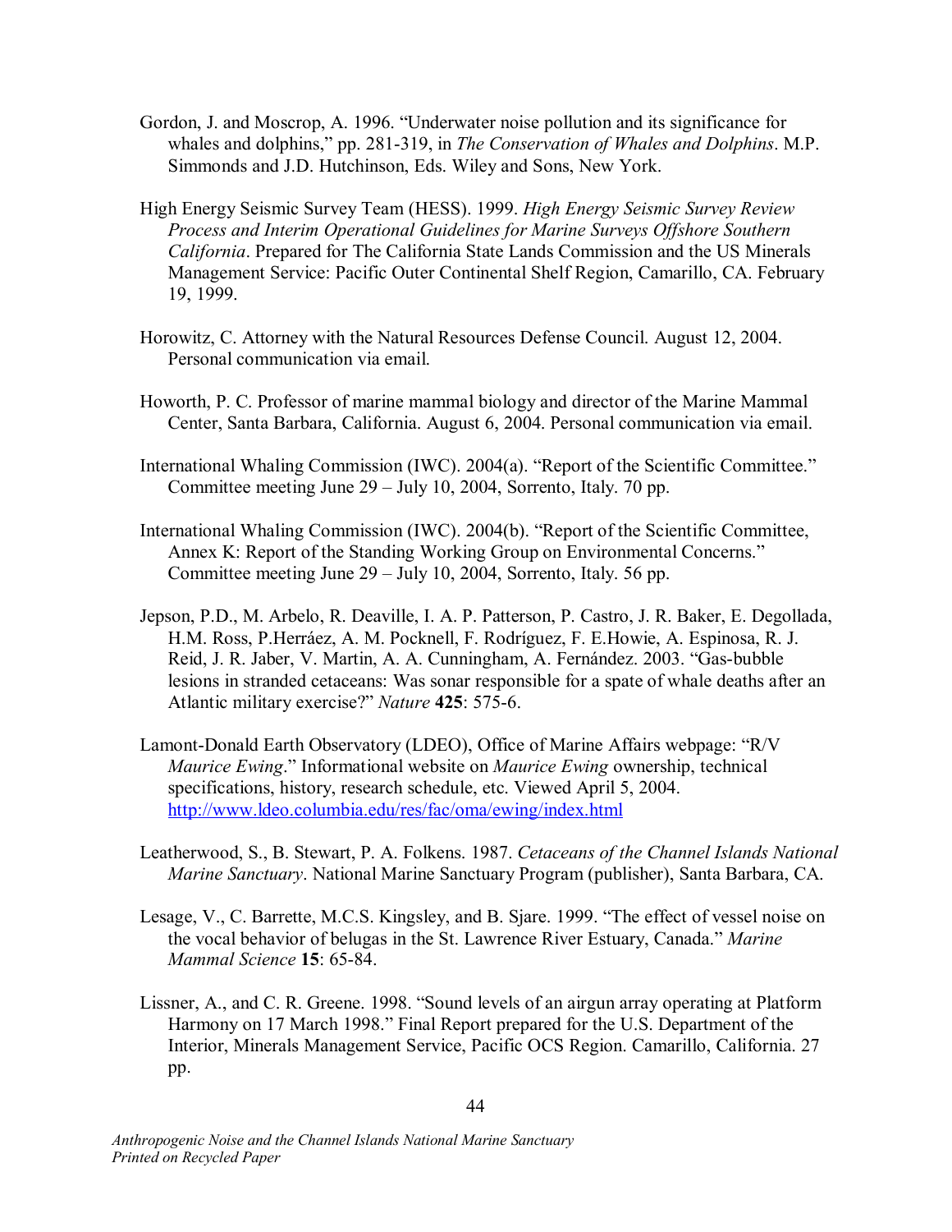Gordon, J. and Moscrop, A. 1996. "Underwater noise pollution and its significance for whales and dolphins," pp. 281-319, in *The Conservation of Whales and Dolphins*. M.P. Simmonds and J.D. Hutchinson, Eds. Wiley and Sons, New York.

High Energy Seismic Survey Team (HESS). 1999. *High Energy Seismic Survey Review Process and Interim Operational Guidelines for Marine Surveys Offshore Southern California*. Prepared for The California State Lands Commission and the US Minerals Management Service: Pacific Outer Continental Shelf Region, Camarillo, CA. February 19, 1999.

Horowitz, C. Attorney with the Natural Resources Defense Council. August 12, 2004. Personal communication via email.

Howorth, P. C. Professor of marine mammal biology and director of the Marine Mammal Center, Santa Barbara, California. August 6, 2004. Personal communication via email.

International Whaling Commission (IWC). 2004(a). "Report of the Scientific Committee." Committee meeting June 29 – July 10, 2004, Sorrento, Italy. 70 pp.

International Whaling Commission (IWC). 2004(b). "Report of the Scientific Committee, Annex K: Report of the Standing Working Group on Environmental Concerns." Committee meeting June 29 – July 10, 2004, Sorrento, Italy. 56 pp.

Jepson, P.D., M. Arbelo, R. Deaville, I. A. P. Patterson, P. Castro, J. R. Baker, E. Degollada, H.M. Ross, P.Herráez, A. M. Pocknell, F. Rodríguez, F. E.Howie, A. Espinosa, R. J. Reid, J. R. Jaber, V. Martin, A. A. Cunningham, A. Fernández. 2003. "Gas-bubble lesions in stranded cetaceans: Was sonar responsible for a spate of whale deaths after an Atlantic military exercise?" *Nature* **425**: 575-6.

Lamont-Donald Earth Observatory (LDEO), Office of Marine Affairs webpage: "R/V *Maurice Ewing*." Informational website on *Maurice Ewing* ownership, technical specifications, history, research schedule, etc. Viewed April 5, 2004. http://www.ldeo.columbia.edu/res/fac/oma/ewing/index.html

Leatherwood, S., B. Stewart, P. A. Folkens. 1987. *Cetaceans of the Channel Islands National Marine Sanctuary*. National Marine Sanctuary Program (publisher), Santa Barbara, CA.

Lesage, V., C. Barrette, M.C.S. Kingsley, and B. Sjare. 1999. "The effect of vessel noise on the vocal behavior of belugas in the St. Lawrence River Estuary, Canada." *Marine Mammal Science* **15**: 65-84.

Lissner, A., and C. R. Greene. 1998. "Sound levels of an airgun array operating at Platform Harmony on 17 March 1998." Final Report prepared for the U.S. Department of the Interior, Minerals Management Service, Pacific OCS Region. Camarillo, California. 27 pp.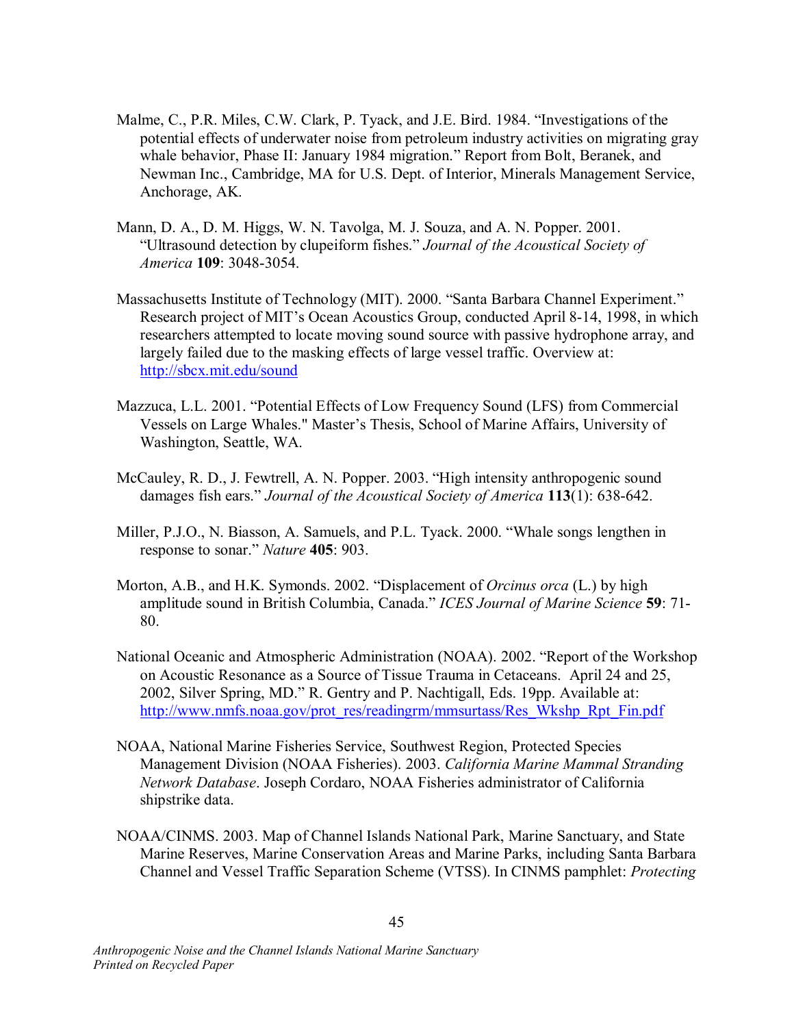Malme, C., P.R. Miles, C.W. Clark, P. Tyack, and J.E. Bird. 1984. "Investigations of the potential effects of underwater noise from petroleum industry activities on migrating gray whale behavior, Phase II: January 1984 migration." Report from Bolt, Beranek, and Newman Inc., Cambridge, MA for U.S. Dept. of Interior, Minerals Management Service, Anchorage, AK.

Mann, D. A., D. M. Higgs, W. N. Tavolga, M. J. Souza, and A. N. Popper. 2001. "Ultrasound detection by clupeiform fishes." *Journal of the Acoustical Society of America* **109**: 3048-3054.

Massachusetts Institute of Technology (MIT). 2000. "Santa Barbara Channel Experiment." Research project of MIT's Ocean Acoustics Group, conducted April 8-14, 1998, in which researchers attempted to locate moving sound source with passive hydrophone array, and largely failed due to the masking effects of large vessel traffic. Overview at: http://sbcx.mit.edu/sound

Mazzuca, L.L. 2001. "Potential Effects of Low Frequency Sound (LFS) from Commercial Vessels on Large Whales." Master's Thesis, School of Marine Affairs, University of Washington, Seattle, WA.

McCauley, R. D., J. Fewtrell, A. N. Popper. 2003. "High intensity anthropogenic sound damages fish ears." *Journal of the Acoustical Society of America* **113**(1): 638-642.

Miller, P.J.O., N. Biasson, A. Samuels, and P.L. Tyack. 2000. "Whale songs lengthen in response to sonar." *Nature* **405**: 903.

Morton, A.B., and H.K. Symonds. 2002. "Displacement of *Orcinus orca* (L.) by high amplitude sound in British Columbia, Canada." *ICES Journal of Marine Science* **59**: 71-80.

National Oceanic and Atmospheric Administration (NOAA). 2002. "Report of the Workshop on Acoustic Resonance as a Source of Tissue Trauma in Cetaceans. April 24 and 25, 2002, Silver Spring, MD." R. Gentry and P. Nachtigall, Eds. 19pp. Available at: http://www.nmfs.noaa.gov/prot_res/readingrm/mmsurtass/Res_Wkshp_Rpt_Fin.pdf

NOAA, National Marine Fisheries Service, Southwest Region, Protected Species Management Division (NOAA Fisheries). 2003. *California Marine Mammal Stranding Network Database*. Joseph Cordaro, NOAA Fisheries administrator of California shipstrike data.

NOAA/CINMS. 2003. Map of Channel Islands National Park, Marine Sanctuary, and State Marine Reserves, Marine Conservation Areas and Marine Parks, including Santa Barbara Channel and Vessel Traffic Separation Scheme (VTSS). In CINMS pamphlet: *Protecting*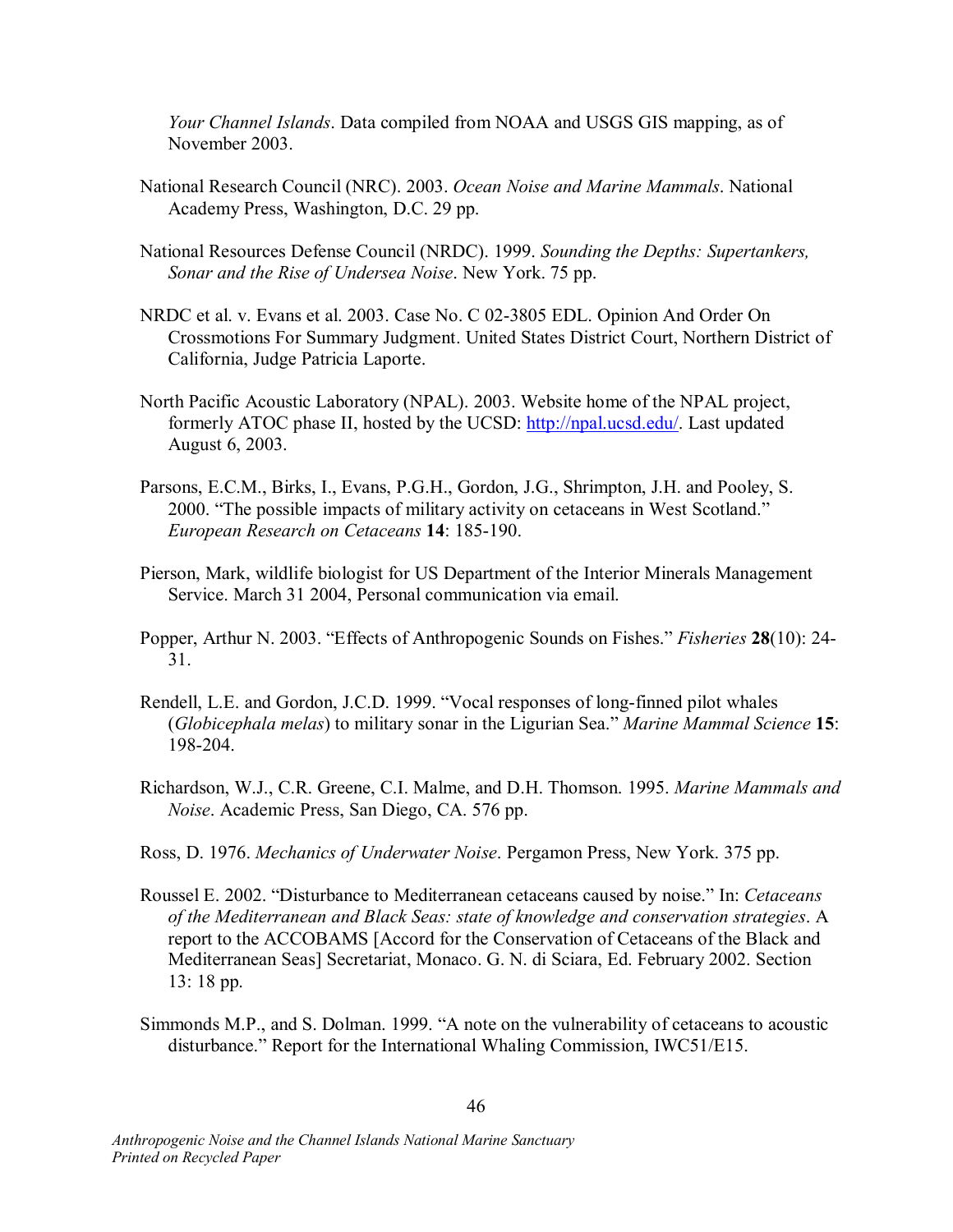*Your Channel Islands*. Data compiled from NOAA and USGS GIS mapping, as of November 2003.

National Research Council (NRC). 2003. *Ocean Noise and Marine Mammals*. National Academy Press, Washington, D.C. 29 pp.

National Resources Defense Council (NRDC). 1999. *Sounding the Depths: Supertankers, Sonar and the Rise of Undersea Noise*. New York. 75 pp.

NRDC et al. v. Evans et al. 2003. Case No. C 02-3805 EDL. Opinion And Order On Crossmotions For Summary Judgment. United States District Court, Northern District of California, Judge Patricia Laporte.

North Pacific Acoustic Laboratory (NPAL). 2003. Website home of the NPAL project, formerly ATOC phase II, hosted by the UCSD: http://npal.ucsd.edu/. Last updated August 6, 2003.

Parsons, E.C.M., Birks, I., Evans, P.G.H., Gordon, J.G., Shrimpton, J.H. and Pooley, S. 2000. "The possible impacts of military activity on cetaceans in West Scotland." *European Research on Cetaceans* **14**: 185-190.

Pierson, Mark, wildlife biologist for US Department of the Interior Minerals Management Service. March 31 2004, Personal communication via email.

Popper, Arthur N. 2003. "Effects of Anthropogenic Sounds on Fishes." *Fisheries* **28**(10): 24-31.

Rendell, L.E. and Gordon, J.C.D. 1999. "Vocal responses of long-finned pilot whales (*Globicephala melas*) to military sonar in the Ligurian Sea." *Marine Mammal Science* **15**: 198-204.

Richardson, W.J., C.R. Greene, C.I. Malme, and D.H. Thomson. 1995. *Marine Mammals and Noise*. Academic Press, San Diego, CA. 576 pp.

Ross, D. 1976. *Mechanics of Underwater Noise*. Pergamon Press, New York. 375 pp.

Roussel E. 2002. "Disturbance to Mediterranean cetaceans caused by noise." In: *Cetaceans of the Mediterranean and Black Seas: state of knowledge and conservation strategies*. A report to the ACCOBAMS [Accord for the Conservation of Cetaceans of the Black and Mediterranean Seas] Secretariat, Monaco. G. N. di Sciara, Ed. February 2002. Section 13: 18 pp.

Simmonds M.P., and S. Dolman. 1999. "A note on the vulnerability of cetaceans to acoustic disturbance." Report for the International Whaling Commission, IWC51/E15.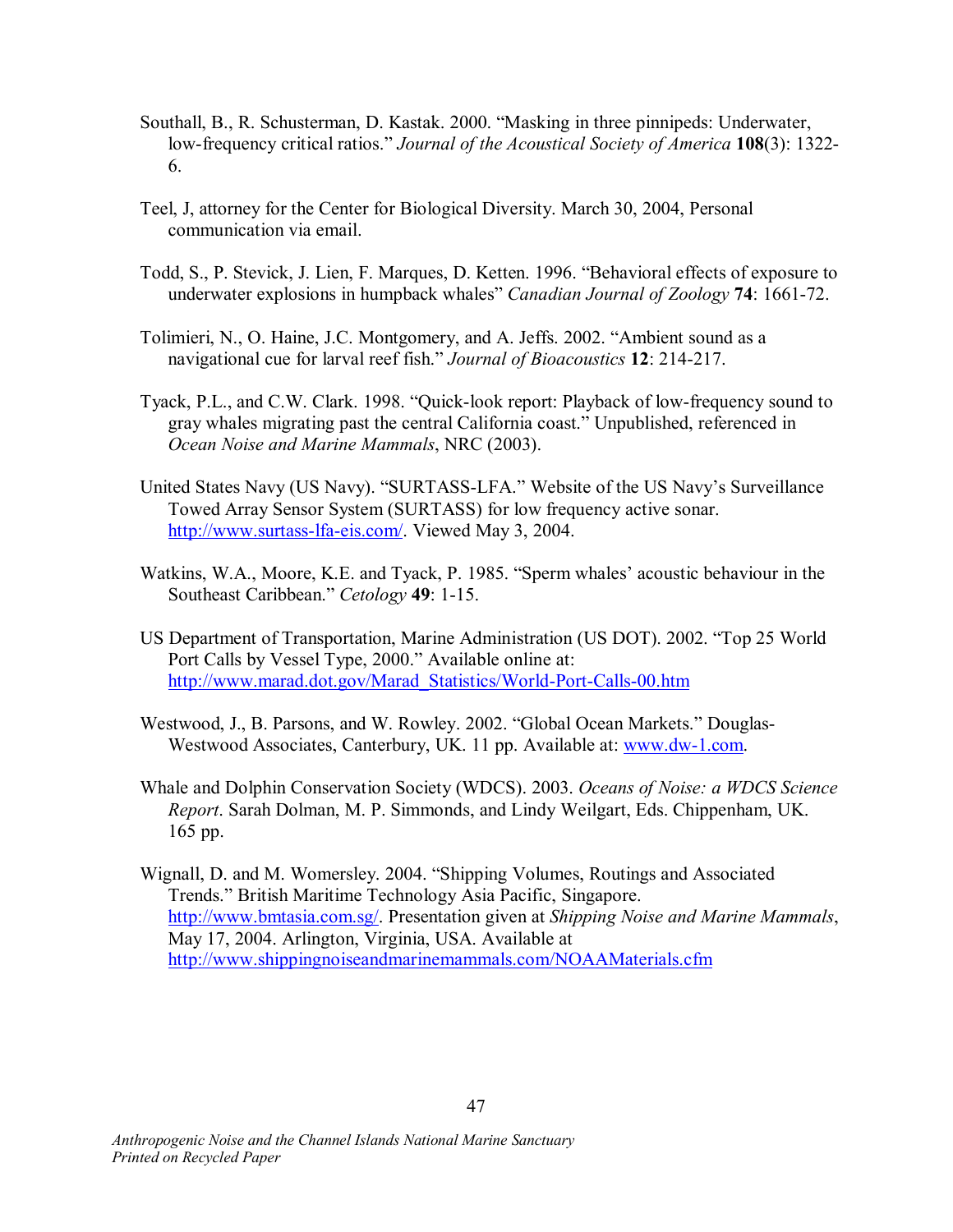Southall, B., R. Schusterman, D. Kastak. 2000. "Masking in three pinnipeds: Underwater, low-frequency critical ratios." *Journal of the Acoustical Society of America* **108**(3): 1322-6.

Teel, J, attorney for the Center for Biological Diversity. March 30, 2004, Personal communication via email.

Todd, S., P. Stevick, J. Lien, F. Marques, D. Ketten. 1996. "Behavioral effects of exposure to underwater explosions in humpback whales" *Canadian Journal of Zoology* **74**: 1661-72.

Tolimieri, N., O. Haine, J.C. Montgomery, and A. Jeffs. 2002. "Ambient sound as a navigational cue for larval reef fish." *Journal of Bioacoustics* **12**: 214-217.

Tyack, P.L., and C.W. Clark. 1998. "Quick-look report: Playback of low-frequency sound to gray whales migrating past the central California coast." Unpublished, referenced in *Ocean Noise and Marine Mammals*, NRC (2003).

United States Navy (US Navy). "SURTASS-LFA." Website of the US Navy's Surveillance Towed Array Sensor System (SURTASS) for low frequency active sonar. http://www.surtass-lfa-eis.com/. Viewed May 3, 2004.

Watkins, W.A., Moore, K.E. and Tyack, P. 1985. "Sperm whales' acoustic behaviour in the Southeast Caribbean." *Cetology* **49**: 1-15.

US Department of Transportation, Marine Administration (US DOT). 2002. "Top 25 World Port Calls by Vessel Type, 2000." Available online at: http://www.marad.dot.gov/Marad_Statistics/World-Port-Calls-00.htm

Westwood, J., B. Parsons, and W. Rowley. 2002. "Global Ocean Markets." Douglas-Westwood Associates, Canterbury, UK. 11 pp. Available at: www.dw-1.com.

Whale and Dolphin Conservation Society (WDCS). 2003. *Oceans of Noise: a WDCS Science Report*. Sarah Dolman, M. P. Simmonds, and Lindy Weilgart, Eds. Chippenham, UK. 165 pp.

Wignall, D. and M. Womersley. 2004. "Shipping Volumes, Routings and Associated Trends." British Maritime Technology Asia Pacific, Singapore. http://www.bmtasia.com.sg/. Presentation given at *Shipping Noise and Marine Mammals*, May 17, 2004. Arlington, Virginia, USA. Available at http://www.shippingnoiseandmarinemammals.com/NOAAMaterials.cfm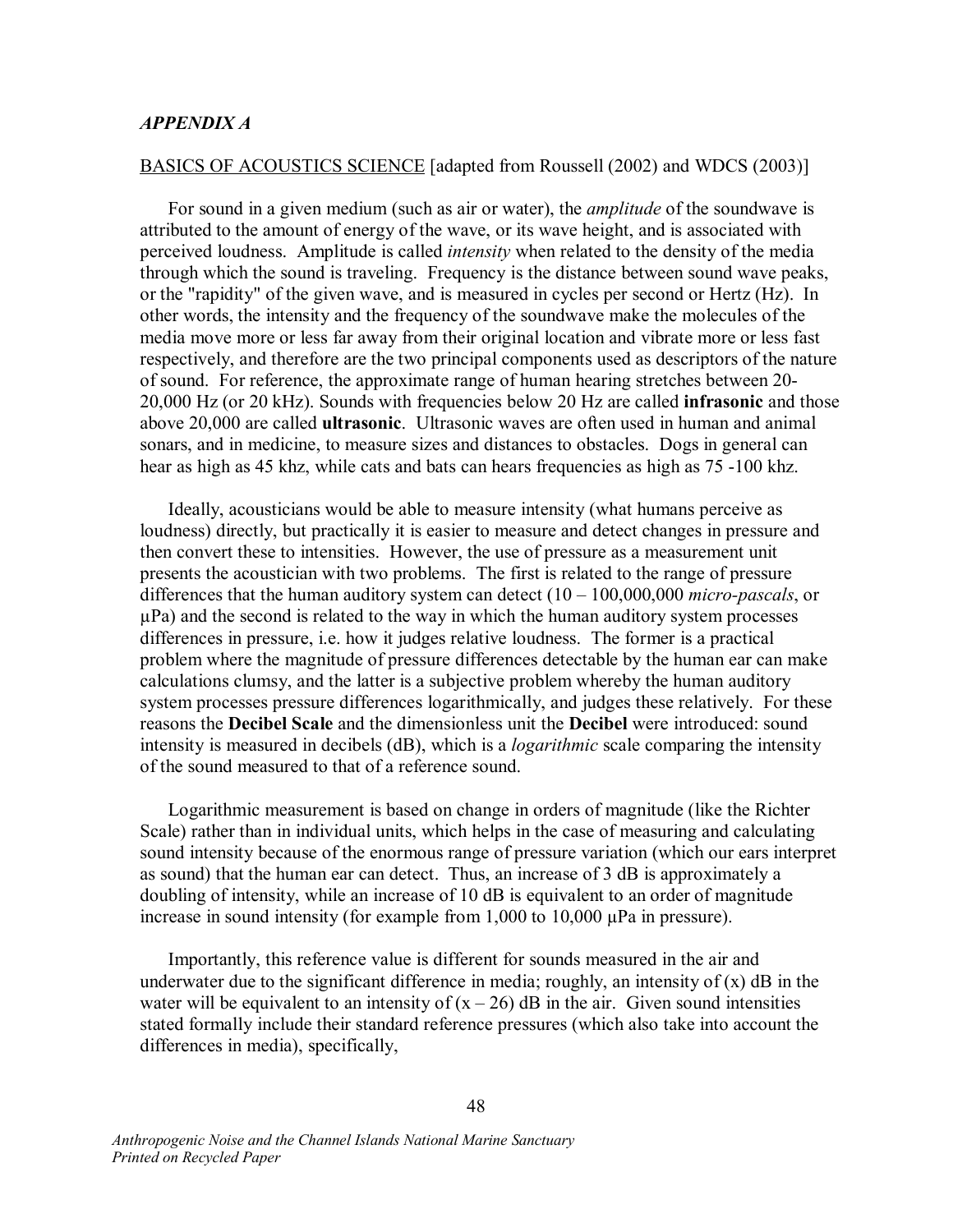*APPENDIX A*

BASICS OF ACOUSTICS SCIENCE [adapted from Roussell (2002) and WDCS (2003)]

For sound in a given medium (such as air or water), the *amplitude* of the soundwave is attributed to the amount of energy of the wave, or its wave height, and is associated with perceived loudness. Amplitude is called *intensity* when related to the density of the media through which the sound is traveling. Frequency is the distance between sound wave peaks, or the "rapidity" of the given wave, and is measured in cycles per second or Hertz (Hz). In other words, the intensity and the frequency of the soundwave make the molecules of the media move more or less far away from their original location and vibrate more or less fast respectively, and therefore are the two principal components used as descriptors of the nature of sound. For reference, the approximate range of human hearing stretches between 20-20,000 Hz (or 20 kHz). Sounds with frequencies below 20 Hz are called **infrasonic** and those above 20,000 are called **ultrasonic**. Ultrasonic waves are often used in human and animal sonars, and in medicine, to measure sizes and distances to obstacles. Dogs in general can hear as high as 45 khz, while cats and bats can hears frequencies as high as 75 -100 khz.

Ideally, acousticians would be able to measure intensity (what humans perceive as loudness) directly, but practically it is easier to measure and detect changes in pressure and then convert these to intensities. However, the use of pressure as a measurement unit presents the acoustician with two problems. The first is related to the range of pressure differences that the human auditory system can detect (10 – 100,000,000 *micro-pascals*, or µPa) and the second is related to the way in which the human auditory system processes differences in pressure, i.e. how it judges relative loudness. The former is a practical problem where the magnitude of pressure differences detectable by the human ear can make calculations clumsy, and the latter is a subjective problem whereby the human auditory system processes pressure differences logarithmically, and judges these relatively. For these reasons the **Decibel Scale** and the dimensionless unit the **Decibel** were introduced: sound intensity is measured in decibels (dB), which is a *logarithmic* scale comparing the intensity of the sound measured to that of a reference sound.

Logarithmic measurement is based on change in orders of magnitude (like the Richter Scale) rather than in individual units, which helps in the case of measuring and calculating sound intensity because of the enormous range of pressure variation (which our ears interpret as sound) that the human ear can detect. Thus, an increase of 3 dB is approximately a doubling of intensity, while an increase of 10 dB is equivalent to an order of magnitude increase in sound intensity (for example from 1,000 to 10,000 µPa in pressure).

Importantly, this reference value is different for sounds measured in the air and underwater due to the significant difference in media; roughly, an intensity of (x) dB in the water will be equivalent to an intensity of $(x - 26)$ dB in the air. Given sound intensities stated formally include their standard reference pressures (which also take into account the differences in media), specifically,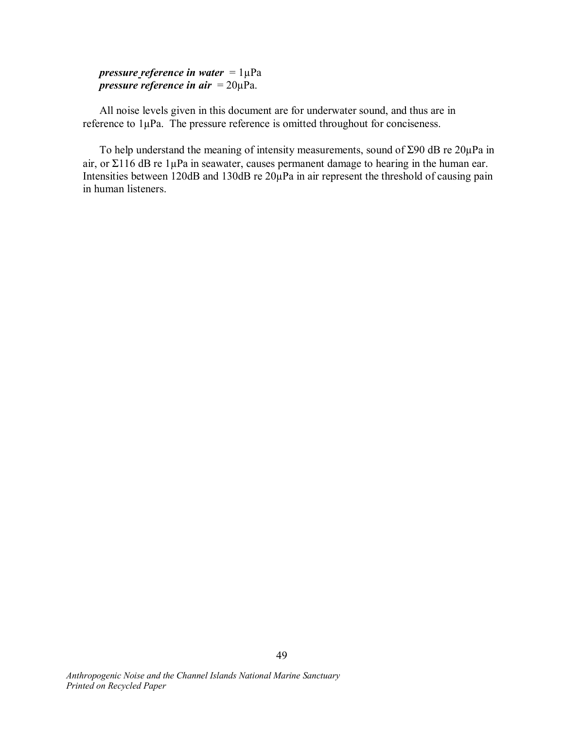***pressure reference in water*** = 1µPa
***pressure reference in air*** = 20µPa.

All noise levels given in this document are for underwater sound, and thus are in reference to 1µPa. The pressure reference is omitted throughout for conciseness.

To help understand the meaning of intensity measurements, sound of Σ90 dB re 20µPa in air, or Σ116 dB re 1µPa in seawater, causes permanent damage to hearing in the human ear. Intensities between 120dB and 130dB re 20µPa in air represent the threshold of causing pain in human listeners.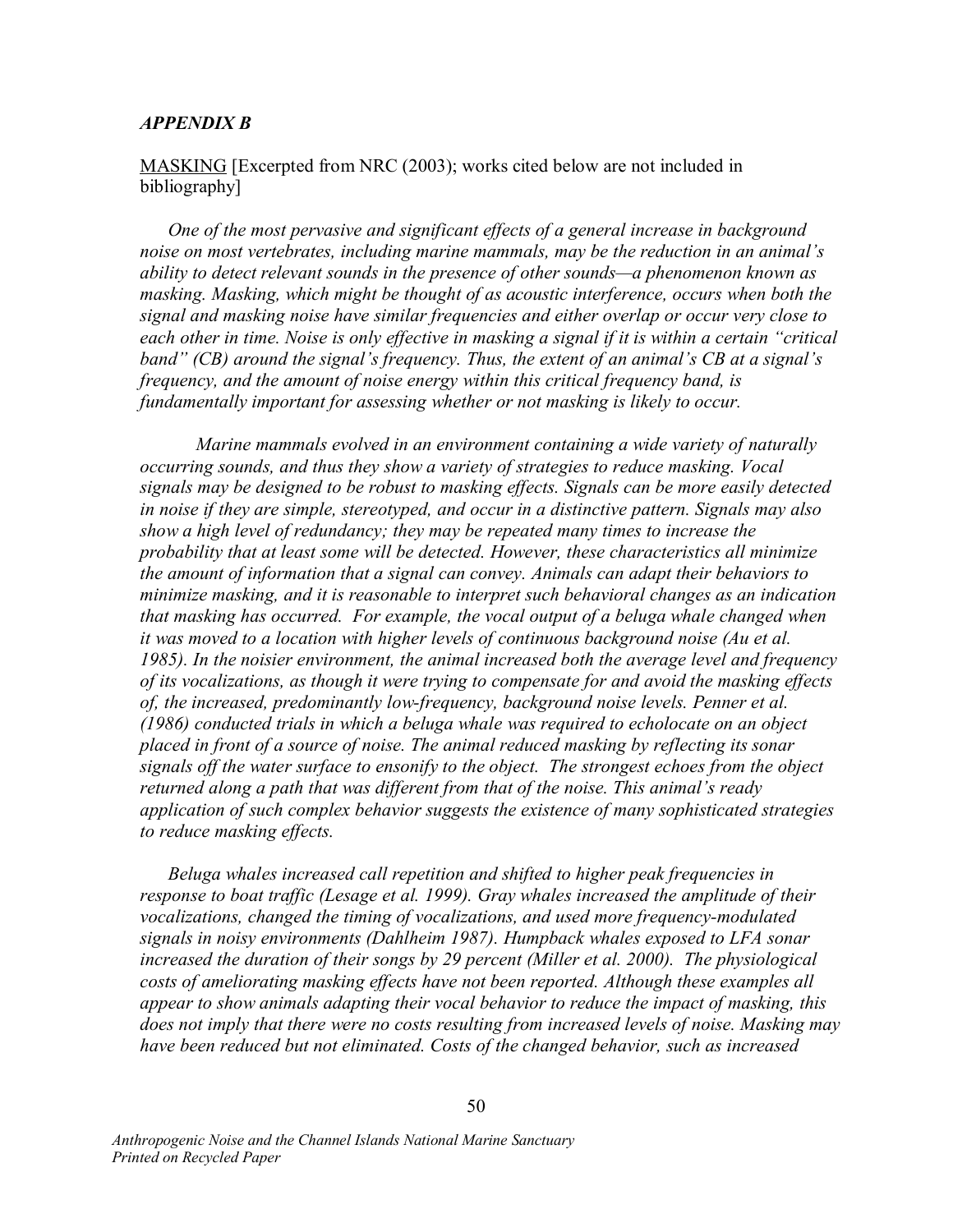## *APPENDIX B*

<u>MASKING</u> [Excerpted from NRC (2003); works cited below are not included in bibliography]

*One of the most pervasive and significant effects of a general increase in background noise on most vertebrates, including marine mammals, may be the reduction in an animal's ability to detect relevant sounds in the presence of other sounds—a phenomenon known as masking. Masking, which might be thought of as acoustic interference, occurs when both the signal and masking noise have similar frequencies and either overlap or occur very close to each other in time. Noise is only effective in masking a signal if it is within a certain "critical band" (CB) around the signal's frequency. Thus, the extent of an animal's CB at a signal's frequency, and the amount of noise energy within this critical frequency band, is fundamentally important for assessing whether or not masking is likely to occur.*

*Marine mammals evolved in an environment containing a wide variety of naturally occurring sounds, and thus they show a variety of strategies to reduce masking. Vocal signals may be designed to be robust to masking effects. Signals can be more easily detected in noise if they are simple, stereotyped, and occur in a distinctive pattern. Signals may also show a high level of redundancy; they may be repeated many times to increase the probability that at least some will be detected. However, these characteristics all minimize the amount of information that a signal can convey. Animals can adapt their behaviors to minimize masking, and it is reasonable to interpret such behavioral changes as an indication that masking has occurred. For example, the vocal output of a beluga whale changed when it was moved to a location with higher levels of continuous background noise (Au et al. 1985). In the noisier environment, the animal increased both the average level and frequency of its vocalizations, as though it were trying to compensate for and avoid the masking effects of, the increased, predominantly low-frequency, background noise levels. Penner et al. (1986) conducted trials in which a beluga whale was required to echolocate on an object placed in front of a source of noise. The animal reduced masking by reflecting its sonar signals off the water surface to ensonify to the object. The strongest echoes from the object returned along a path that was different from that of the noise. This animal's ready application of such complex behavior suggests the existence of many sophisticated strategies to reduce masking effects.*

*Beluga whales increased call repetition and shifted to higher peak frequencies in response to boat traffic (Lesage et al. 1999). Gray whales increased the amplitude of their vocalizations, changed the timing of vocalizations, and used more frequency-modulated signals in noisy environments (Dahlheim 1987). Humpback whales exposed to LFA sonar increased the duration of their songs by 29 percent (Miller et al. 2000). The physiological costs of ameliorating masking effects have not been reported. Although these examples all appear to show animals adapting their vocal behavior to reduce the impact of masking, this does not imply that there were no costs resulting from increased levels of noise. Masking may have been reduced but not eliminated. Costs of the changed behavior, such as increased*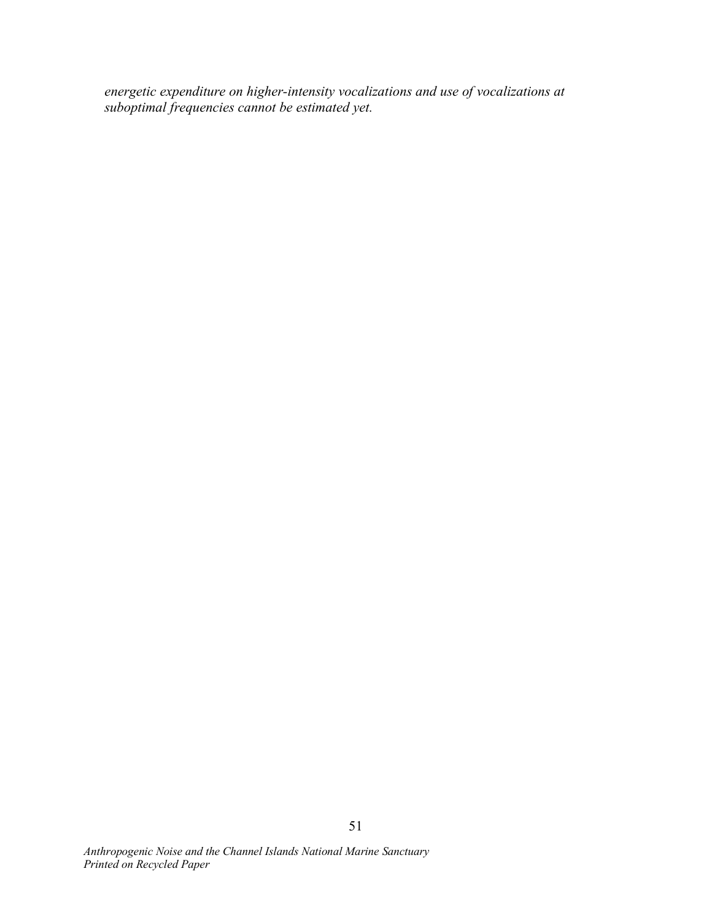*energetic expenditure on higher-intensity vocalizations and use of vocalizations at suboptimal frequencies cannot be estimated yet.*